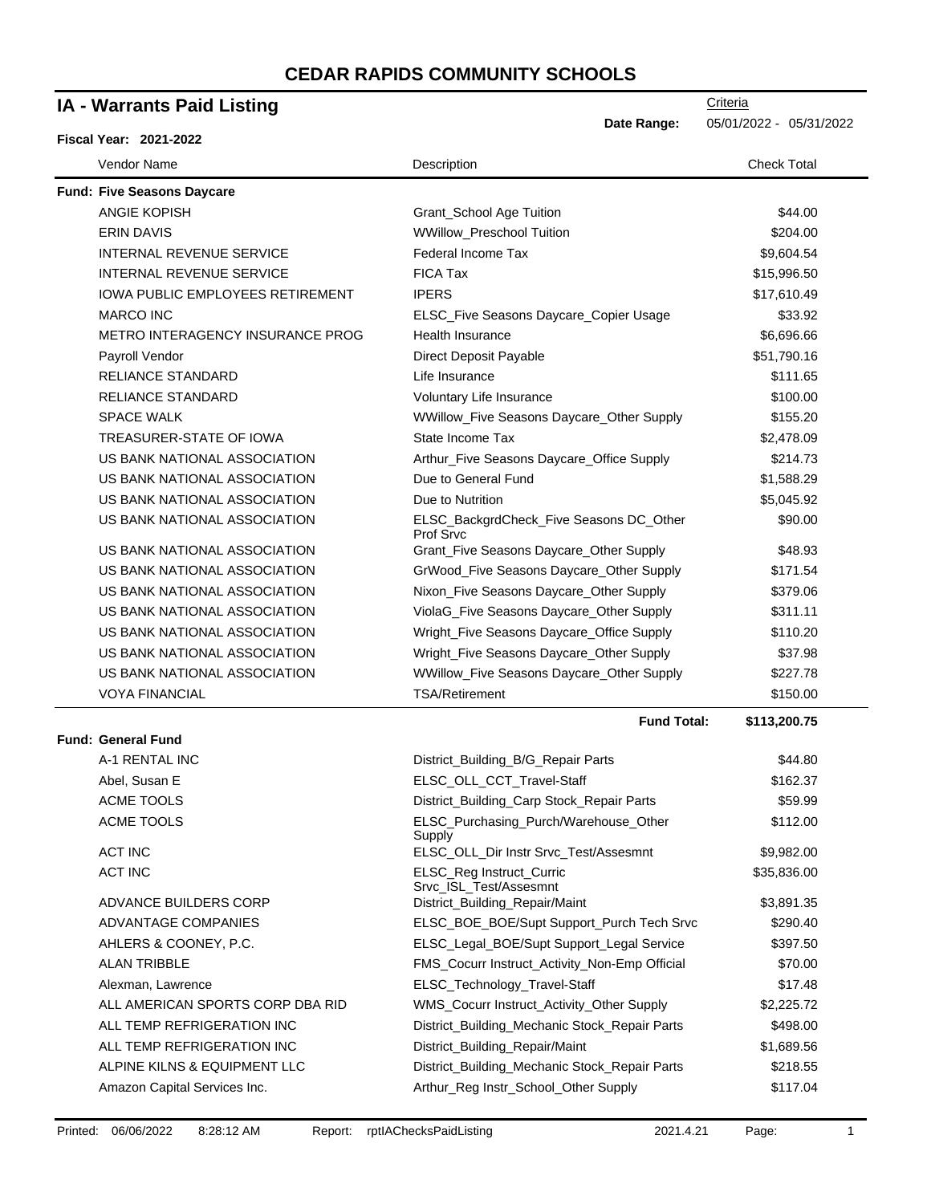# CEDAR RAPIDS COMMUNITY SCHOOLS

## IA - Warrants Paid Listing

**Fiscal Year: 2021-2022**

Criteria
**Date Range:** 05/01/2022 - 05/31/2022

| Vendor Name | Description | Check Total |
|---|---|---|
| **Fund: Five Seasons Daycare** | | |
| ANGIE KOPISH | Grant_School Age Tuition | $44.00 |
| ERIN DAVIS | WWillow_Preschool Tuition | $204.00 |
| INTERNAL REVENUE SERVICE | Federal Income Tax | $9,604.54 |
| INTERNAL REVENUE SERVICE | FICA Tax | $15,996.50 |
| IOWA PUBLIC EMPLOYEES RETIREMENT | IPERS | $17,610.49 |
| MARCO INC | ELSC_Five Seasons Daycare_Copier Usage | $33.92 |
| METRO INTERAGENCY INSURANCE PROG | Health Insurance | $6,696.66 |
| Payroll Vendor | Direct Deposit Payable | $51,790.16 |
| RELIANCE STANDARD | Life Insurance | $111.65 |
| RELIANCE STANDARD | Voluntary Life Insurance | $100.00 |
| SPACE WALK | WWillow_Five Seasons Daycare_Other Supply | $155.20 |
| TREASURER-STATE OF IOWA | State Income Tax | $2,478.09 |
| US BANK NATIONAL ASSOCIATION | Arthur_Five Seasons Daycare_Office Supply | $214.73 |
| US BANK NATIONAL ASSOCIATION | Due to General Fund | $1,588.29 |
| US BANK NATIONAL ASSOCIATION | Due to Nutrition | $5,045.92 |
| US BANK NATIONAL ASSOCIATION | ELSC_BackgrdCheck_Five Seasons DC_Other Prof Srvc | $90.00 |
| US BANK NATIONAL ASSOCIATION | Grant_Five Seasons Daycare_Other Supply | $48.93 |
| US BANK NATIONAL ASSOCIATION | GrWood_Five Seasons Daycare_Other Supply | $171.54 |
| US BANK NATIONAL ASSOCIATION | Nixon_Five Seasons Daycare_Other Supply | $379.06 |
| US BANK NATIONAL ASSOCIATION | ViolaG_Five Seasons Daycare_Other Supply | $311.11 |
| US BANK NATIONAL ASSOCIATION | Wright_Five Seasons Daycare_Office Supply | $110.20 |
| US BANK NATIONAL ASSOCIATION | Wright_Five Seasons Daycare_Other Supply | $37.98 |
| US BANK NATIONAL ASSOCIATION | WWillow_Five Seasons Daycare_Other Supply | $227.78 |
| VOYA FINANCIAL | TSA/Retirement | $150.00 |
| | **Fund Total:** | **$113,200.75** |
| **Fund: General Fund** | | |
| A-1 RENTAL INC | District_Building_B/G_Repair Parts | $44.80 |
| Abel, Susan E | ELSC_OLL_CCT_Travel-Staff | $162.37 |
| ACME TOOLS | District_Building_Carp Stock_Repair Parts | $59.99 |
| ACME TOOLS | ELSC_Purchasing_Purch/Warehouse_Other Supply | $112.00 |
| ACT INC | ELSC_OLL_Dir Instr Srvc_Test/Assesmnt | $9,982.00 |
| ACT INC | ELSC_Reg Instruct_Curric Srvc_ISL_Test/Assesmnt | $35,836.00 |
| ADVANCE BUILDERS CORP | District_Building_Repair/Maint | $3,891.35 |
| ADVANTAGE COMPANIES | ELSC_BOE_BOE/Supt Support_Purch Tech Srvc | $290.40 |
| AHLERS & COONEY, P.C. | ELSC_Legal_BOE/Supt Support_Legal Service | $397.50 |
| ALAN TRIBBLE | FMS_Cocurr Instruct_Activity_Non-Emp Official | $70.00 |
| Alexman, Lawrence | ELSC_Technology_Travel-Staff | $17.48 |
| ALL AMERICAN SPORTS CORP DBA RID | WMS_Cocurr Instruct_Activity_Other Supply | $2,225.72 |
| ALL TEMP REFRIGERATION INC | District_Building_Mechanic Stock_Repair Parts | $498.00 |
| ALL TEMP REFRIGERATION INC | District_Building_Repair/Maint | $1,689.56 |
| ALPINE KILNS & EQUIPMENT LLC | District_Building_Mechanic Stock_Repair Parts | $218.55 |
| Amazon Capital Services Inc. | Arthur_Reg Instr_School_Other Supply | $117.04 |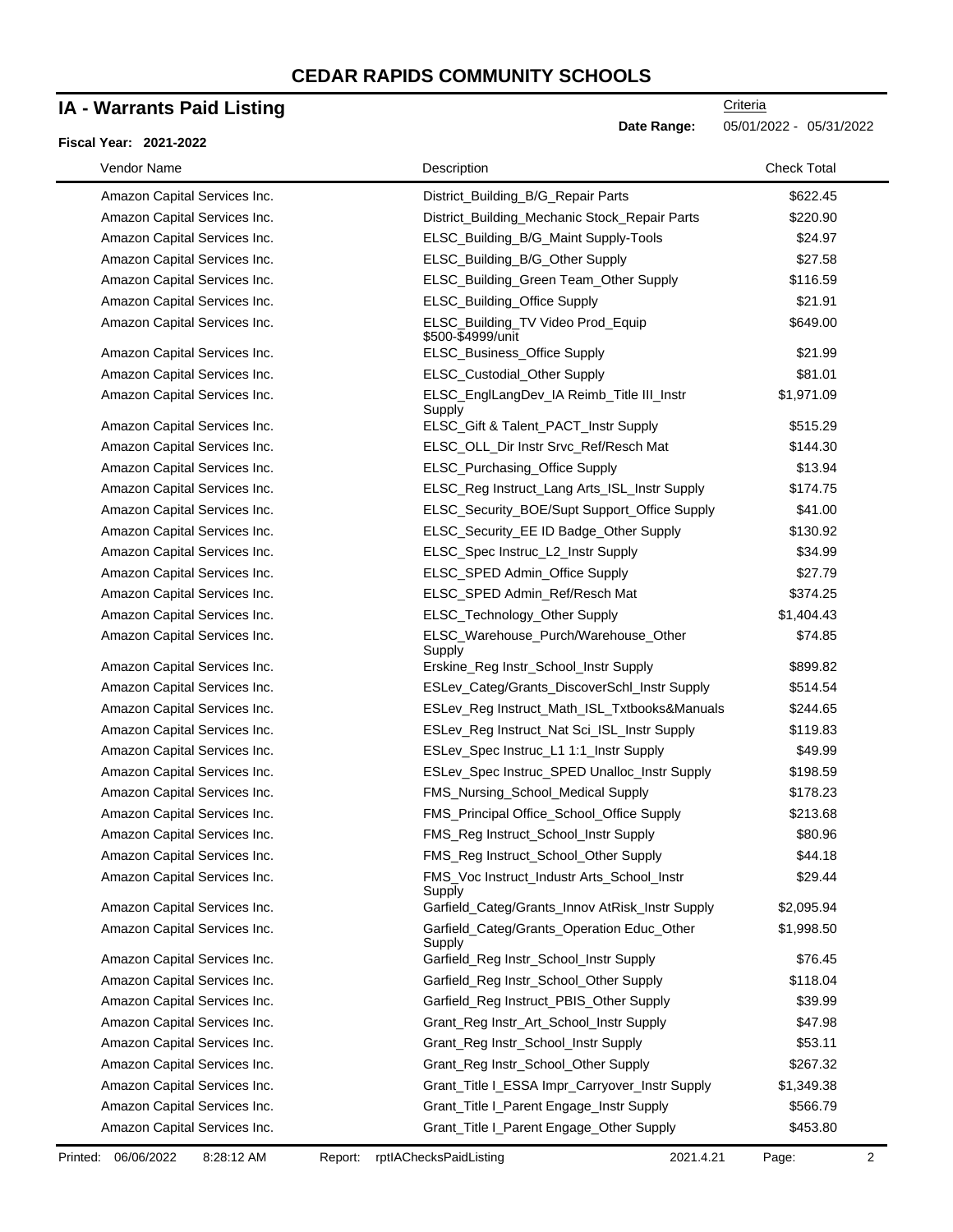# CEDAR RAPIDS COMMUNITY SCHOOLS

## IA - Warrants Paid Listing

**Fiscal Year: 2021-2022**

Criteria

**Date Range:** 05/01/2022 - 05/31/2022

| Vendor Name | Description | Check Total |
|---|---|---|
| Amazon Capital Services Inc. | District_Building_B/G_Repair Parts | $622.45 |
| Amazon Capital Services Inc. | District_Building_Mechanic Stock_Repair Parts | $220.90 |
| Amazon Capital Services Inc. | ELSC_Building_B/G_Maint Supply-Tools | $24.97 |
| Amazon Capital Services Inc. | ELSC_Building_B/G_Other Supply | $27.58 |
| Amazon Capital Services Inc. | ELSC_Building_Green Team_Other Supply | $116.59 |
| Amazon Capital Services Inc. | ELSC_Building_Office Supply | $21.91 |
| Amazon Capital Services Inc. | ELSC_Building_TV Video Prod_Equip $500-$4999/unit | $649.00 |
| Amazon Capital Services Inc. | ELSC_Business_Office Supply | $21.99 |
| Amazon Capital Services Inc. | ELSC_Custodial_Other Supply | $81.01 |
| Amazon Capital Services Inc. | ELSC_EnglLangDev_IA Reimb_Title III_Instr Supply | $1,971.09 |
| Amazon Capital Services Inc. | ELSC_Gift & Talent_PACT_Instr Supply | $515.29 |
| Amazon Capital Services Inc. | ELSC_OLL_Dir Instr Srvc_Ref/Resch Mat | $144.30 |
| Amazon Capital Services Inc. | ELSC_Purchasing_Office Supply | $13.94 |
| Amazon Capital Services Inc. | ELSC_Reg Instruct_Lang Arts_ISL_Instr Supply | $174.75 |
| Amazon Capital Services Inc. | ELSC_Security_BOE/Supt Support_Office Supply | $41.00 |
| Amazon Capital Services Inc. | ELSC_Security_EE ID Badge_Other Supply | $130.92 |
| Amazon Capital Services Inc. | ELSC_Spec Instruc_L2_Instr Supply | $34.99 |
| Amazon Capital Services Inc. | ELSC_SPED Admin_Office Supply | $27.79 |
| Amazon Capital Services Inc. | ELSC_SPED Admin_Ref/Resch Mat | $374.25 |
| Amazon Capital Services Inc. | ELSC_Technology_Other Supply | $1,404.43 |
| Amazon Capital Services Inc. | ELSC_Warehouse_Purch/Warehouse_Other Supply | $74.85 |
| Amazon Capital Services Inc. | Erskine_Reg Instr_School_Instr Supply | $899.82 |
| Amazon Capital Services Inc. | ESLev_Categ/Grants_DiscoverSchl_Instr Supply | $514.54 |
| Amazon Capital Services Inc. | ESLev_Reg Instruct_Math_ISL_Txtbooks&Manuals | $244.65 |
| Amazon Capital Services Inc. | ESLev_Reg Instruct_Nat Sci_ISL_Instr Supply | $119.83 |
| Amazon Capital Services Inc. | ESLev_Spec Instruc_L1 1:1_Instr Supply | $49.99 |
| Amazon Capital Services Inc. | ESLev_Spec Instruc_SPED Unalloc_Instr Supply | $198.59 |
| Amazon Capital Services Inc. | FMS_Nursing_School_Medical Supply | $178.23 |
| Amazon Capital Services Inc. | FMS_Principal Office_School_Office Supply | $213.68 |
| Amazon Capital Services Inc. | FMS_Reg Instruct_School_Instr Supply | $80.96 |
| Amazon Capital Services Inc. | FMS_Reg Instruct_School_Other Supply | $44.18 |
| Amazon Capital Services Inc. | FMS_Voc Instruct_Industr Arts_School_Instr Supply | $29.44 |
| Amazon Capital Services Inc. | Garfield_Categ/Grants_Innov AtRisk_Instr Supply | $2,095.94 |
| Amazon Capital Services Inc. | Garfield_Categ/Grants_Operation Educ_Other Supply | $1,998.50 |
| Amazon Capital Services Inc. | Garfield_Reg Instr_School_Instr Supply | $76.45 |
| Amazon Capital Services Inc. | Garfield_Reg Instr_School_Other Supply | $118.04 |
| Amazon Capital Services Inc. | Garfield_Reg Instruct_PBIS_Other Supply | $39.99 |
| Amazon Capital Services Inc. | Grant_Reg Instr_Art_School_Instr Supply | $47.98 |
| Amazon Capital Services Inc. | Grant_Reg Instr_School_Instr Supply | $53.11 |
| Amazon Capital Services Inc. | Grant_Reg Instr_School_Other Supply | $267.32 |
| Amazon Capital Services Inc. | Grant_Title I_ESSA Impr_Carryover_Instr Supply | $1,349.38 |
| Amazon Capital Services Inc. | Grant_Title I_Parent Engage_Instr Supply | $566.79 |
| Amazon Capital Services Inc. | Grant_Title I_Parent Engage_Other Supply | $453.80 |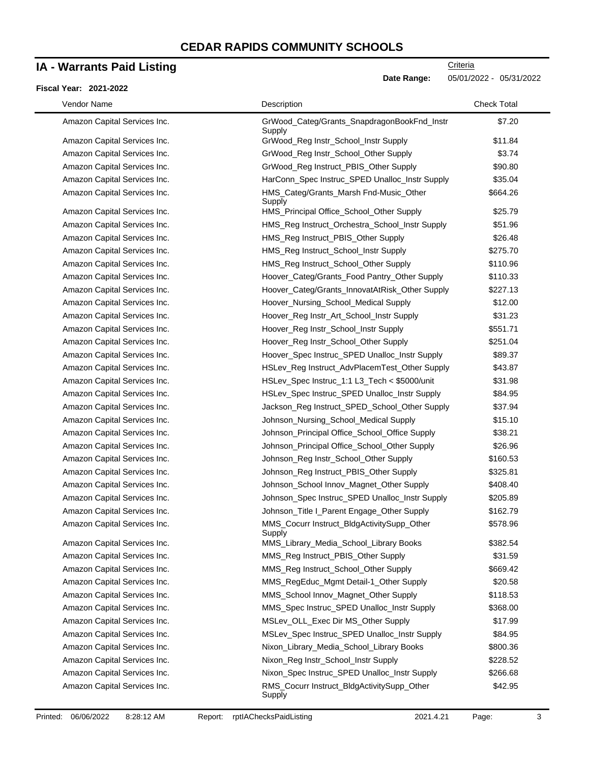# CEDAR RAPIDS COMMUNITY SCHOOLS

## IA - Warrants Paid Listing

Criteria

**Date Range:** 05/01/2022 - 05/31/2022

**Fiscal Year: 2021-2022**

| Vendor Name | Description | Check Total |
|---|---|---|
| Amazon Capital Services Inc. | GrWood_Categ/Grants_SnapdragonBookFnd_Instr Supply | $7.20 |
| Amazon Capital Services Inc. | GrWood_Reg Instr_School_Instr Supply | $11.84 |
| Amazon Capital Services Inc. | GrWood_Reg Instr_School_Other Supply | $3.74 |
| Amazon Capital Services Inc. | GrWood_Reg Instruct_PBIS_Other Supply | $90.80 |
| Amazon Capital Services Inc. | HarConn_Spec Instruc_SPED Unalloc_Instr Supply | $35.04 |
| Amazon Capital Services Inc. | HMS_Categ/Grants_Marsh Fnd-Music_Other Supply | $664.26 |
| Amazon Capital Services Inc. | HMS_Principal Office_School_Other Supply | $25.79 |
| Amazon Capital Services Inc. | HMS_Reg Instruct_Orchestra_School_Instr Supply | $51.96 |
| Amazon Capital Services Inc. | HMS_Reg Instruct_PBIS_Other Supply | $26.48 |
| Amazon Capital Services Inc. | HMS_Reg Instruct_School_Instr Supply | $275.70 |
| Amazon Capital Services Inc. | HMS_Reg Instruct_School_Other Supply | $110.96 |
| Amazon Capital Services Inc. | Hoover_Categ/Grants_Food Pantry_Other Supply | $110.33 |
| Amazon Capital Services Inc. | Hoover_Categ/Grants_InnovatAtRisk_Other Supply | $227.13 |
| Amazon Capital Services Inc. | Hoover_Nursing_School_Medical Supply | $12.00 |
| Amazon Capital Services Inc. | Hoover_Reg Instr_Art_School_Instr Supply | $31.23 |
| Amazon Capital Services Inc. | Hoover_Reg Instr_School_Instr Supply | $551.71 |
| Amazon Capital Services Inc. | Hoover_Reg Instr_School_Other Supply | $251.04 |
| Amazon Capital Services Inc. | Hoover_Spec Instruc_SPED Unalloc_Instr Supply | $89.37 |
| Amazon Capital Services Inc. | HSLev_Reg Instruct_AdvPlacemTest_Other Supply | $43.87 |
| Amazon Capital Services Inc. | HSLev_Spec Instruc_1:1 L3_Tech < $5000/unit | $31.98 |
| Amazon Capital Services Inc. | HSLev_Spec Instruc_SPED Unalloc_Instr Supply | $84.95 |
| Amazon Capital Services Inc. | Jackson_Reg Instruct_SPED_School_Other Supply | $37.94 |
| Amazon Capital Services Inc. | Johnson_Nursing_School_Medical Supply | $15.10 |
| Amazon Capital Services Inc. | Johnson_Principal Office_School_Office Supply | $38.21 |
| Amazon Capital Services Inc. | Johnson_Principal Office_School_Other Supply | $26.96 |
| Amazon Capital Services Inc. | Johnson_Reg Instr_School_Other Supply | $160.53 |
| Amazon Capital Services Inc. | Johnson_Reg Instruct_PBIS_Other Supply | $325.81 |
| Amazon Capital Services Inc. | Johnson_School Innov_Magnet_Other Supply | $408.40 |
| Amazon Capital Services Inc. | Johnson_Spec Instruc_SPED Unalloc_Instr Supply | $205.89 |
| Amazon Capital Services Inc. | Johnson_Title I_Parent Engage_Other Supply | $162.79 |
| Amazon Capital Services Inc. | MMS_Cocurr Instruct_BldgActivitySupp_Other Supply | $578.96 |
| Amazon Capital Services Inc. | MMS_Library_Media_School_Library Books | $382.54 |
| Amazon Capital Services Inc. | MMS_Reg Instruct_PBIS_Other Supply | $31.59 |
| Amazon Capital Services Inc. | MMS_Reg Instruct_School_Other Supply | $669.42 |
| Amazon Capital Services Inc. | MMS_RegEduc_Mgmt Detail-1_Other Supply | $20.58 |
| Amazon Capital Services Inc. | MMS_School Innov_Magnet_Other Supply | $118.53 |
| Amazon Capital Services Inc. | MMS_Spec Instruc_SPED Unalloc_Instr Supply | $368.00 |
| Amazon Capital Services Inc. | MSLev_OLL_Exec Dir MS_Other Supply | $17.99 |
| Amazon Capital Services Inc. | MSLev_Spec Instruc_SPED Unalloc_Instr Supply | $84.95 |
| Amazon Capital Services Inc. | Nixon_Library_Media_School_Library Books | $800.36 |
| Amazon Capital Services Inc. | Nixon_Reg Instr_School_Instr Supply | $228.52 |
| Amazon Capital Services Inc. | Nixon_Spec Instruc_SPED Unalloc_Instr Supply | $266.68 |
| Amazon Capital Services Inc. | RMS_Cocurr Instruct_BldgActivitySupp_Other Supply | $42.95 |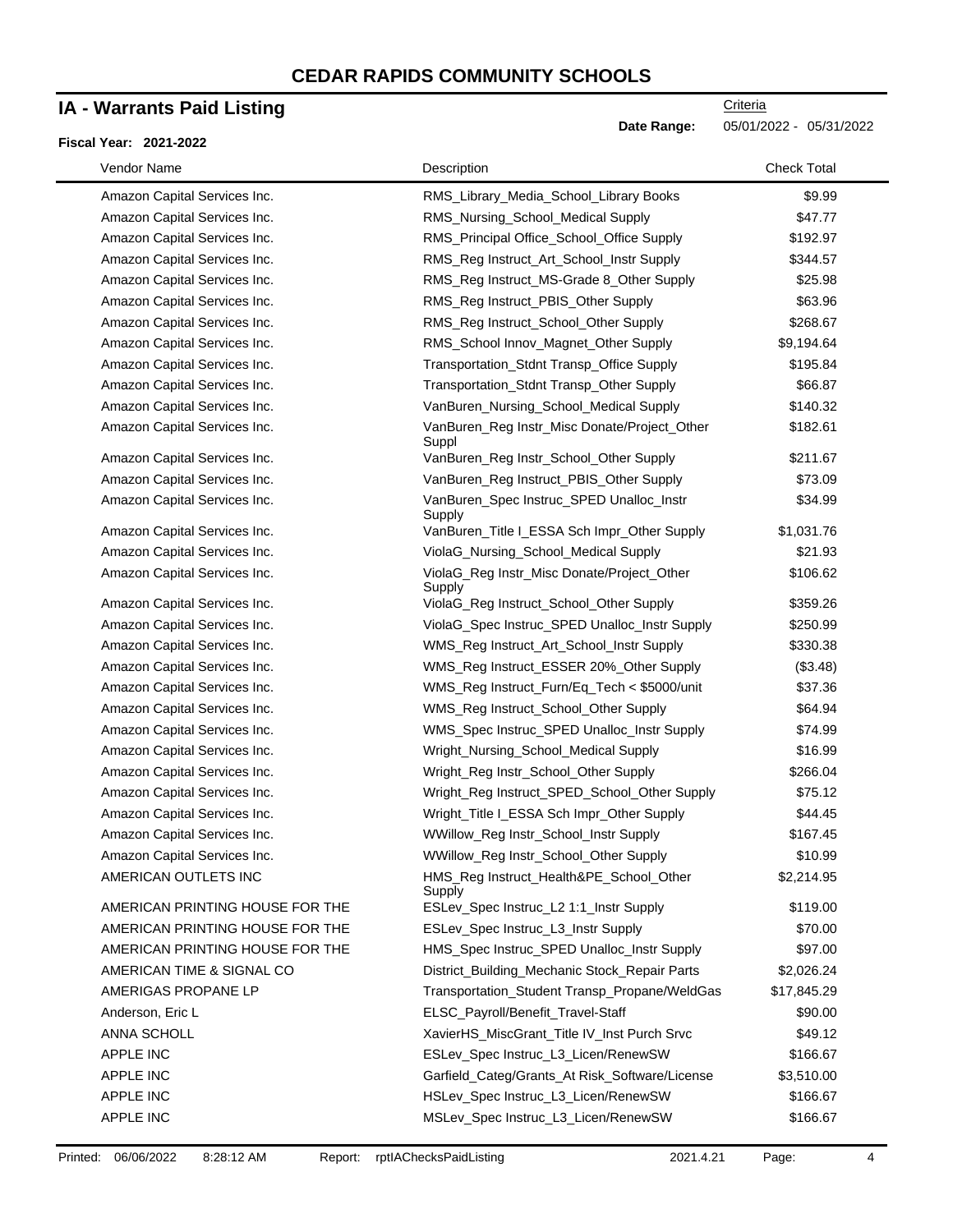# CEDAR RAPIDS COMMUNITY SCHOOLS

## IA - Warrants Paid Listing

**Fiscal Year: 2021-2022**

Criteria

**Date Range:** 05/01/2022 - 05/31/2022

| Vendor Name | Description | Check Total |
|---|---|---|
| Amazon Capital Services Inc. | RMS_Library_Media_School_Library Books | $9.99 |
| Amazon Capital Services Inc. | RMS_Nursing_School_Medical Supply | $47.77 |
| Amazon Capital Services Inc. | RMS_Principal Office_School_Office Supply | $192.97 |
| Amazon Capital Services Inc. | RMS_Reg Instruct_Art_School_Instr Supply | $344.57 |
| Amazon Capital Services Inc. | RMS_Reg Instruct_MS-Grade 8_Other Supply | $25.98 |
| Amazon Capital Services Inc. | RMS_Reg Instruct_PBIS_Other Supply | $63.96 |
| Amazon Capital Services Inc. | RMS_Reg Instruct_School_Other Supply | $268.67 |
| Amazon Capital Services Inc. | RMS_School Innov_Magnet_Other Supply | $9,194.64 |
| Amazon Capital Services Inc. | Transportation_Stdnt Transp_Office Supply | $195.84 |
| Amazon Capital Services Inc. | Transportation_Stdnt Transp_Other Supply | $66.87 |
| Amazon Capital Services Inc. | VanBuren_Nursing_School_Medical Supply | $140.32 |
| Amazon Capital Services Inc. | VanBuren_Reg Instr_Misc Donate/Project_Other Suppl | $182.61 |
| Amazon Capital Services Inc. | VanBuren_Reg Instr_School_Other Supply | $211.67 |
| Amazon Capital Services Inc. | VanBuren_Reg Instruct_PBIS_Other Supply | $73.09 |
| Amazon Capital Services Inc. | VanBuren_Spec Instruc_SPED Unalloc_Instr Supply | $34.99 |
| Amazon Capital Services Inc. | VanBuren_Title I_ESSA Sch Impr_Other Supply | $1,031.76 |
| Amazon Capital Services Inc. | ViolaG_Nursing_School_Medical Supply | $21.93 |
| Amazon Capital Services Inc. | ViolaG_Reg Instr_Misc Donate/Project_Other Supply | $106.62 |
| Amazon Capital Services Inc. | ViolaG_Reg Instruct_School_Other Supply | $359.26 |
| Amazon Capital Services Inc. | ViolaG_Spec Instruc_SPED Unalloc_Instr Supply | $250.99 |
| Amazon Capital Services Inc. | WMS_Reg Instruct_Art_School_Instr Supply | $330.38 |
| Amazon Capital Services Inc. | WMS_Reg Instruct_ESSER 20%_Other Supply | ($3.48) |
| Amazon Capital Services Inc. | WMS_Reg Instruct_Furn/Eq_Tech < $5000/unit | $37.36 |
| Amazon Capital Services Inc. | WMS_Reg Instruct_School_Other Supply | $64.94 |
| Amazon Capital Services Inc. | WMS_Spec Instruc_SPED Unalloc_Instr Supply | $74.99 |
| Amazon Capital Services Inc. | Wright_Nursing_School_Medical Supply | $16.99 |
| Amazon Capital Services Inc. | Wright_Reg Instr_School_Other Supply | $266.04 |
| Amazon Capital Services Inc. | Wright_Reg Instruct_SPED_School_Other Supply | $75.12 |
| Amazon Capital Services Inc. | Wright_Title I_ESSA Sch Impr_Other Supply | $44.45 |
| Amazon Capital Services Inc. | WWillow_Reg Instr_School_Instr Supply | $167.45 |
| Amazon Capital Services Inc. | WWillow_Reg Instr_School_Other Supply | $10.99 |
| AMERICAN OUTLETS INC | HMS_Reg Instruct_Health&PE_School_Other Supply | $2,214.95 |
| AMERICAN PRINTING HOUSE FOR THE | ESLev_Spec Instruc_L2 1:1_Instr Supply | $119.00 |
| AMERICAN PRINTING HOUSE FOR THE | ESLev_Spec Instruc_L3_Instr Supply | $70.00 |
| AMERICAN PRINTING HOUSE FOR THE | HMS_Spec Instruc_SPED Unalloc_Instr Supply | $97.00 |
| AMERICAN TIME & SIGNAL CO | District_Building_Mechanic Stock_Repair Parts | $2,026.24 |
| AMERIGAS PROPANE LP | Transportation_Student Transp_Propane/WeldGas | $17,845.29 |
| Anderson, Eric L | ELSC_Payroll/Benefit_Travel-Staff | $90.00 |
| ANNA SCHOLL | XavierHS_MiscGrant_Title IV_Inst Purch Srvc | $49.12 |
| APPLE INC | ESLev_Spec Instruc_L3_Licen/RenewSW | $166.67 |
| APPLE INC | Garfield_Categ/Grants_At Risk_Software/License | $3,510.00 |
| APPLE INC | HSLev_Spec Instruc_L3_Licen/RenewSW | $166.67 |
| APPLE INC | MSLev_Spec Instruc_L3_Licen/RenewSW | $166.67 |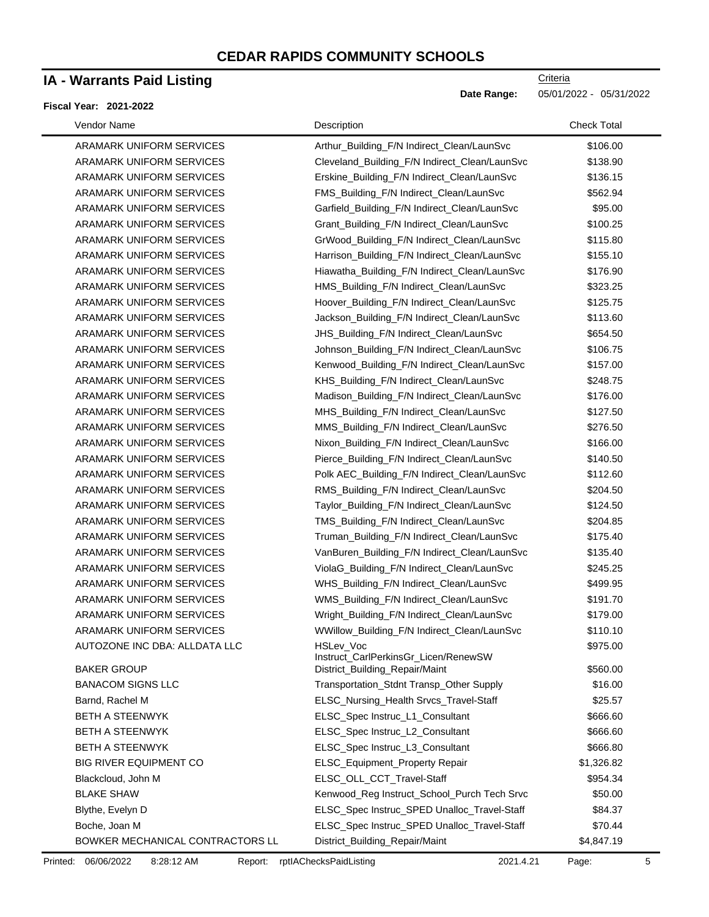# CEDAR RAPIDS COMMUNITY SCHOOLS

## IA - Warrants Paid Listing

**Fiscal Year: 2021-2022**

Criteria

**Date Range:** 05/01/2022 - 05/31/2022

| Vendor Name | Description | Check Total |
|---|---|---|
| ARAMARK UNIFORM SERVICES | Arthur_Building_F/N Indirect_Clean/LaunSvc | $106.00 |
| ARAMARK UNIFORM SERVICES | Cleveland_Building_F/N Indirect_Clean/LaunSvc | $138.90 |
| ARAMARK UNIFORM SERVICES | Erskine_Building_F/N Indirect_Clean/LaunSvc | $136.15 |
| ARAMARK UNIFORM SERVICES | FMS_Building_F/N Indirect_Clean/LaunSvc | $562.94 |
| ARAMARK UNIFORM SERVICES | Garfield_Building_F/N Indirect_Clean/LaunSvc | $95.00 |
| ARAMARK UNIFORM SERVICES | Grant_Building_F/N Indirect_Clean/LaunSvc | $100.25 |
| ARAMARK UNIFORM SERVICES | GrWood_Building_F/N Indirect_Clean/LaunSvc | $115.80 |
| ARAMARK UNIFORM SERVICES | Harrison_Building_F/N Indirect_Clean/LaunSvc | $155.10 |
| ARAMARK UNIFORM SERVICES | Hiawatha_Building_F/N Indirect_Clean/LaunSvc | $176.90 |
| ARAMARK UNIFORM SERVICES | HMS_Building_F/N Indirect_Clean/LaunSvc | $323.25 |
| ARAMARK UNIFORM SERVICES | Hoover_Building_F/N Indirect_Clean/LaunSvc | $125.75 |
| ARAMARK UNIFORM SERVICES | Jackson_Building_F/N Indirect_Clean/LaunSvc | $113.60 |
| ARAMARK UNIFORM SERVICES | JHS_Building_F/N Indirect_Clean/LaunSvc | $654.50 |
| ARAMARK UNIFORM SERVICES | Johnson_Building_F/N Indirect_Clean/LaunSvc | $106.75 |
| ARAMARK UNIFORM SERVICES | Kenwood_Building_F/N Indirect_Clean/LaunSvc | $157.00 |
| ARAMARK UNIFORM SERVICES | KHS_Building_F/N Indirect_Clean/LaunSvc | $248.75 |
| ARAMARK UNIFORM SERVICES | Madison_Building_F/N Indirect_Clean/LaunSvc | $176.00 |
| ARAMARK UNIFORM SERVICES | MHS_Building_F/N Indirect_Clean/LaunSvc | $127.50 |
| ARAMARK UNIFORM SERVICES | MMS_Building_F/N Indirect_Clean/LaunSvc | $276.50 |
| ARAMARK UNIFORM SERVICES | Nixon_Building_F/N Indirect_Clean/LaunSvc | $166.00 |
| ARAMARK UNIFORM SERVICES | Pierce_Building_F/N Indirect_Clean/LaunSvc | $140.50 |
| ARAMARK UNIFORM SERVICES | Polk AEC_Building_F/N Indirect_Clean/LaunSvc | $112.60 |
| ARAMARK UNIFORM SERVICES | RMS_Building_F/N Indirect_Clean/LaunSvc | $204.50 |
| ARAMARK UNIFORM SERVICES | Taylor_Building_F/N Indirect_Clean/LaunSvc | $124.50 |
| ARAMARK UNIFORM SERVICES | TMS_Building_F/N Indirect_Clean/LaunSvc | $204.85 |
| ARAMARK UNIFORM SERVICES | Truman_Building_F/N Indirect_Clean/LaunSvc | $175.40 |
| ARAMARK UNIFORM SERVICES | VanBuren_Building_F/N Indirect_Clean/LaunSvc | $135.40 |
| ARAMARK UNIFORM SERVICES | ViolaG_Building_F/N Indirect_Clean/LaunSvc | $245.25 |
| ARAMARK UNIFORM SERVICES | WHS_Building_F/N Indirect_Clean/LaunSvc | $499.95 |
| ARAMARK UNIFORM SERVICES | WMS_Building_F/N Indirect_Clean/LaunSvc | $191.70 |
| ARAMARK UNIFORM SERVICES | Wright_Building_F/N Indirect_Clean/LaunSvc | $179.00 |
| ARAMARK UNIFORM SERVICES | WWillow_Building_F/N Indirect_Clean/LaunSvc | $110.10 |
| AUTOZONE INC DBA: ALLDATA LLC | HSLev_Voc Instruct_CarlPerkinsGr_Licen/RenewSW | $975.00 |
| BAKER GROUP | District_Building_Repair/Maint | $560.00 |
| BANACOM SIGNS LLC | Transportation_Stdnt Transp_Other Supply | $16.00 |
| Barnd, Rachel M | ELSC_Nursing_Health Srvcs_Travel-Staff | $25.57 |
| BETH A STEENWYK | ELSC_Spec Instruc_L1_Consultant | $666.60 |
| BETH A STEENWYK | ELSC_Spec Instruc_L2_Consultant | $666.60 |
| BETH A STEENWYK | ELSC_Spec Instruc_L3_Consultant | $666.80 |
| BIG RIVER EQUIPMENT CO | ELSC_Equipment_Property Repair | $1,326.82 |
| Blackcloud, John M | ELSC_OLL_CCT_Travel-Staff | $954.34 |
| BLAKE SHAW | Kenwood_Reg Instruct_School_Purch Tech Srvc | $50.00 |
| Blythe, Evelyn D | ELSC_Spec Instruc_SPED Unalloc_Travel-Staff | $84.37 |
| Boche, Joan M | ELSC_Spec Instruc_SPED Unalloc_Travel-Staff | $70.44 |
| BOWKER MECHANICAL CONTRACTORS LL | District_Building_Repair/Maint | $4,847.19 |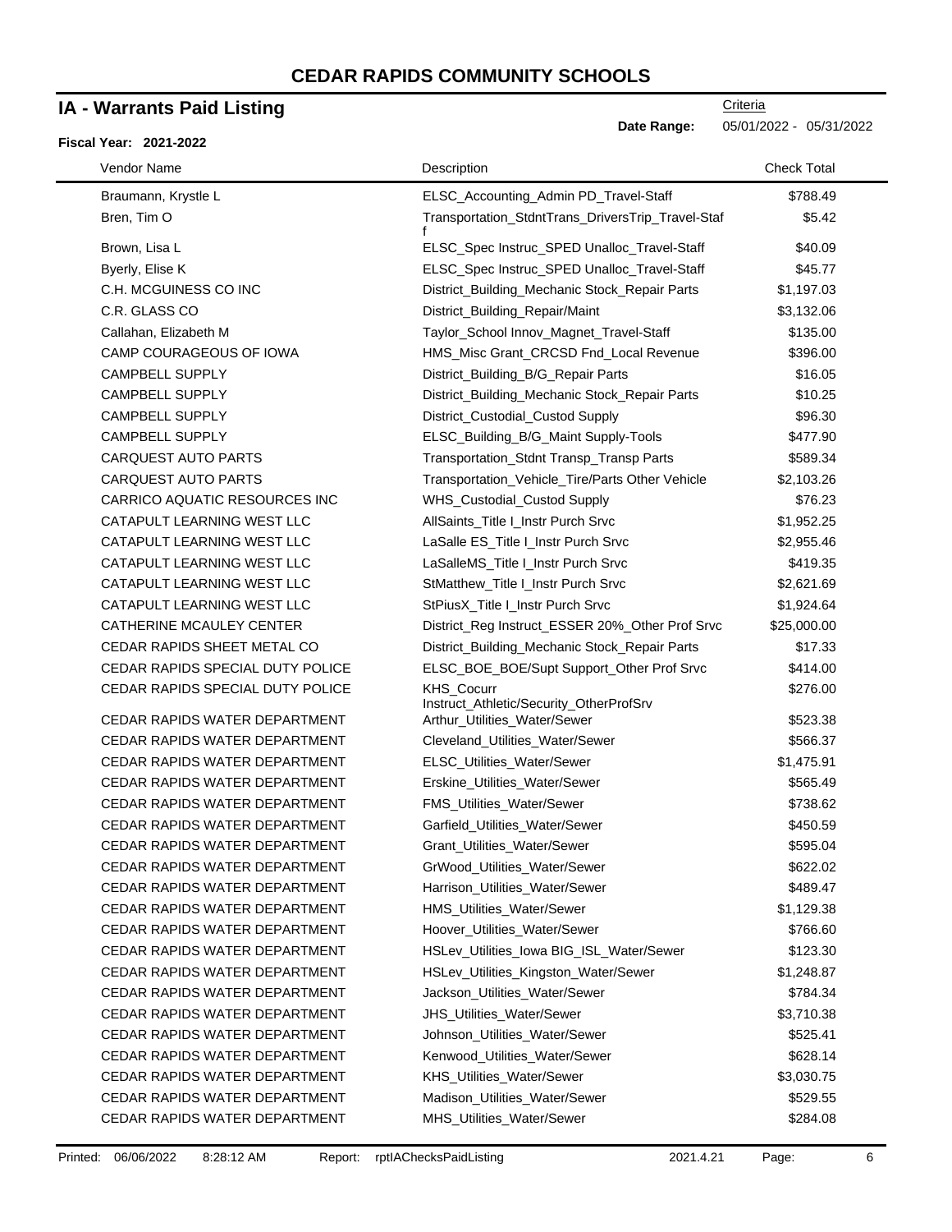# CEDAR RAPIDS COMMUNITY SCHOOLS

## IA - Warrants Paid Listing

Criteria

**Date Range:** 05/01/2022 - 05/31/2022

**Fiscal Year: 2021-2022**

| Vendor Name | Description | Check Total |
|---|---|---|
| Braumann, Krystle L | ELSC_Accounting_Admin PD_Travel-Staff | $788.49 |
| Bren, Tim O | Transportation_StdntTrans_DriversTrip_Travel-Staff | $5.42 |
| Brown, Lisa L | ELSC_Spec Instruc_SPED Unalloc_Travel-Staff | $40.09 |
| Byerly, Elise K | ELSC_Spec Instruc_SPED Unalloc_Travel-Staff | $45.77 |
| C.H. MCGUINESS CO INC | District_Building_Mechanic Stock_Repair Parts | $1,197.03 |
| C.R. GLASS CO | District_Building_Repair/Maint | $3,132.06 |
| Callahan, Elizabeth M | Taylor_School Innov_Magnet_Travel-Staff | $135.00 |
| CAMP COURAGEOUS OF IOWA | HMS_Misc Grant_CRCSD Fnd_Local Revenue | $396.00 |
| CAMPBELL SUPPLY | District_Building_B/G_Repair Parts | $16.05 |
| CAMPBELL SUPPLY | District_Building_Mechanic Stock_Repair Parts | $10.25 |
| CAMPBELL SUPPLY | District_Custodial_Custod Supply | $96.30 |
| CAMPBELL SUPPLY | ELSC_Building_B/G_Maint Supply-Tools | $477.90 |
| CARQUEST AUTO PARTS | Transportation_Stdnt Transp_Transp Parts | $589.34 |
| CARQUEST AUTO PARTS | Transportation_Vehicle_Tire/Parts Other Vehicle | $2,103.26 |
| CARRICO AQUATIC RESOURCES INC | WHS_Custodial_Custod Supply | $76.23 |
| CATAPULT LEARNING WEST LLC | AllSaints_Title I_Instr Purch Srvc | $1,952.25 |
| CATAPULT LEARNING WEST LLC | LaSalle ES_Title I_Instr Purch Srvc | $2,955.46 |
| CATAPULT LEARNING WEST LLC | LaSalleMS_Title I_Instr Purch Srvc | $419.35 |
| CATAPULT LEARNING WEST LLC | StMatthew_Title I_Instr Purch Srvc | $2,621.69 |
| CATAPULT LEARNING WEST LLC | StPiusX_Title I_Instr Purch Srvc | $1,924.64 |
| CATHERINE MCAULEY CENTER | District_Reg Instruct_ESSER 20%_Other Prof Srvc | $25,000.00 |
| CEDAR RAPIDS SHEET METAL CO | District_Building_Mechanic Stock_Repair Parts | $17.33 |
| CEDAR RAPIDS SPECIAL DUTY POLICE | ELSC_BOE_BOE/Supt Support_Other Prof Srvc | $414.00 |
| CEDAR RAPIDS SPECIAL DUTY POLICE | KHS_Cocurr Instruct_Athletic/Security_OtherProfSrv | $276.00 |
| CEDAR RAPIDS WATER DEPARTMENT | Arthur_Utilities_Water/Sewer | $523.38 |
| CEDAR RAPIDS WATER DEPARTMENT | Cleveland_Utilities_Water/Sewer | $566.37 |
| CEDAR RAPIDS WATER DEPARTMENT | ELSC_Utilities_Water/Sewer | $1,475.91 |
| CEDAR RAPIDS WATER DEPARTMENT | Erskine_Utilities_Water/Sewer | $565.49 |
| CEDAR RAPIDS WATER DEPARTMENT | FMS_Utilities_Water/Sewer | $738.62 |
| CEDAR RAPIDS WATER DEPARTMENT | Garfield_Utilities_Water/Sewer | $450.59 |
| CEDAR RAPIDS WATER DEPARTMENT | Grant_Utilities_Water/Sewer | $595.04 |
| CEDAR RAPIDS WATER DEPARTMENT | GrWood_Utilities_Water/Sewer | $622.02 |
| CEDAR RAPIDS WATER DEPARTMENT | Harrison_Utilities_Water/Sewer | $489.47 |
| CEDAR RAPIDS WATER DEPARTMENT | HMS_Utilities_Water/Sewer | $1,129.38 |
| CEDAR RAPIDS WATER DEPARTMENT | Hoover_Utilities_Water/Sewer | $766.60 |
| CEDAR RAPIDS WATER DEPARTMENT | HSLev_Utilities_Iowa BIG_ISL_Water/Sewer | $123.30 |
| CEDAR RAPIDS WATER DEPARTMENT | HSLev_Utilities_Kingston_Water/Sewer | $1,248.87 |
| CEDAR RAPIDS WATER DEPARTMENT | Jackson_Utilities_Water/Sewer | $784.34 |
| CEDAR RAPIDS WATER DEPARTMENT | JHS_Utilities_Water/Sewer | $3,710.38 |
| CEDAR RAPIDS WATER DEPARTMENT | Johnson_Utilities_Water/Sewer | $525.41 |
| CEDAR RAPIDS WATER DEPARTMENT | Kenwood_Utilities_Water/Sewer | $628.14 |
| CEDAR RAPIDS WATER DEPARTMENT | KHS_Utilities_Water/Sewer | $3,030.75 |
| CEDAR RAPIDS WATER DEPARTMENT | Madison_Utilities_Water/Sewer | $529.55 |
| CEDAR RAPIDS WATER DEPARTMENT | MHS_Utilities_Water/Sewer | $284.08 |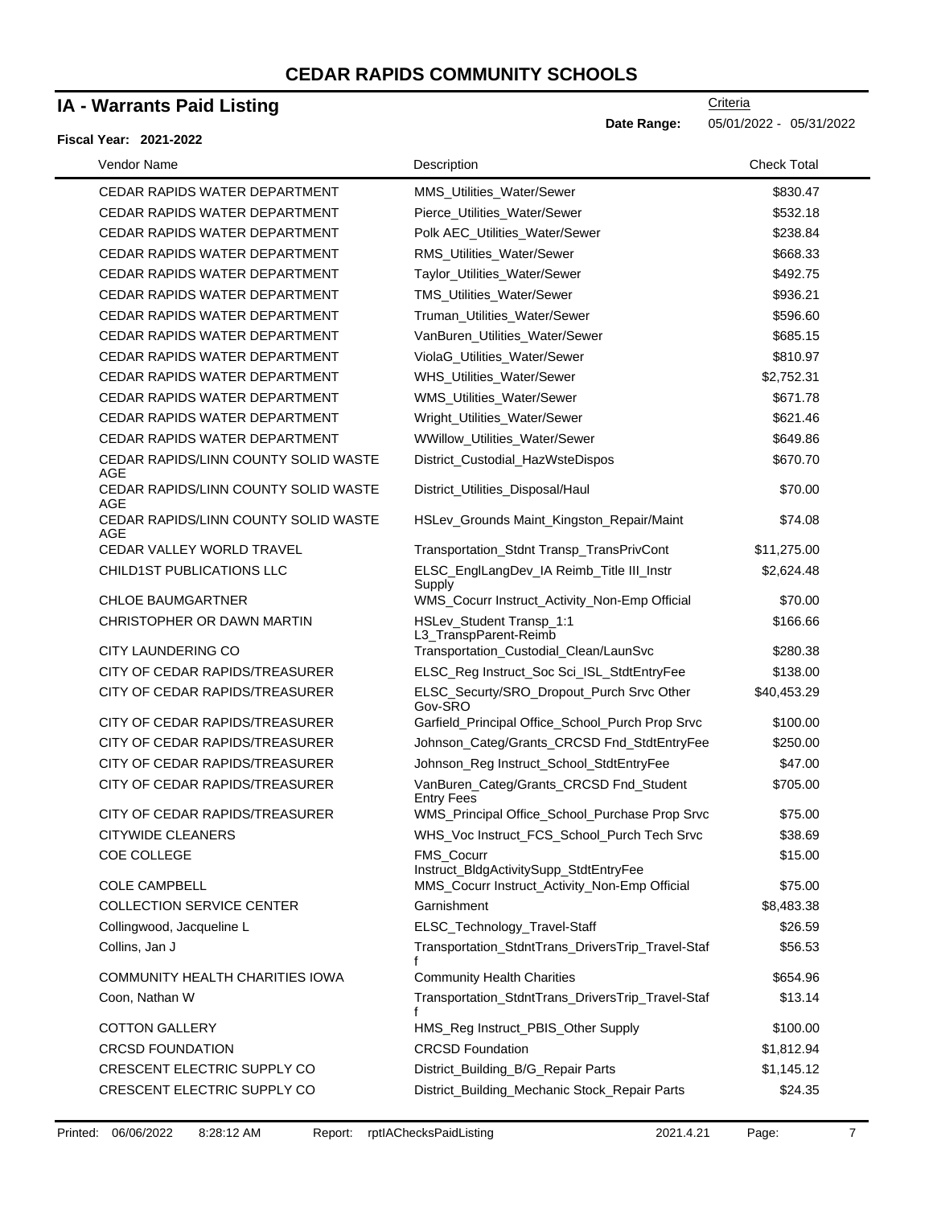# CEDAR RAPIDS COMMUNITY SCHOOLS

## IA - Warrants Paid Listing

Criteria

**Date Range:** 05/01/2022 - 05/31/2022

**Fiscal Year: 2021-2022**

| Vendor Name | Description | Check Total |
|---|---|---|
| CEDAR RAPIDS WATER DEPARTMENT | MMS_Utilities_Water/Sewer | $830.47 |
| CEDAR RAPIDS WATER DEPARTMENT | Pierce_Utilities_Water/Sewer | $532.18 |
| CEDAR RAPIDS WATER DEPARTMENT | Polk AEC_Utilities_Water/Sewer | $238.84 |
| CEDAR RAPIDS WATER DEPARTMENT | RMS_Utilities_Water/Sewer | $668.33 |
| CEDAR RAPIDS WATER DEPARTMENT | Taylor_Utilities_Water/Sewer | $492.75 |
| CEDAR RAPIDS WATER DEPARTMENT | TMS_Utilities_Water/Sewer | $936.21 |
| CEDAR RAPIDS WATER DEPARTMENT | Truman_Utilities_Water/Sewer | $596.60 |
| CEDAR RAPIDS WATER DEPARTMENT | VanBuren_Utilities_Water/Sewer | $685.15 |
| CEDAR RAPIDS WATER DEPARTMENT | ViolaG_Utilities_Water/Sewer | $810.97 |
| CEDAR RAPIDS WATER DEPARTMENT | WHS_Utilities_Water/Sewer | $2,752.31 |
| CEDAR RAPIDS WATER DEPARTMENT | WMS_Utilities_Water/Sewer | $671.78 |
| CEDAR RAPIDS WATER DEPARTMENT | Wright_Utilities_Water/Sewer | $621.46 |
| CEDAR RAPIDS WATER DEPARTMENT | WWillow_Utilities_Water/Sewer | $649.86 |
| CEDAR RAPIDS/LINN COUNTY SOLID WASTE AGE | District_Custodial_HazWsteDispos | $670.70 |
| CEDAR RAPIDS/LINN COUNTY SOLID WASTE AGE | District_Utilities_Disposal/Haul | $70.00 |
| CEDAR RAPIDS/LINN COUNTY SOLID WASTE AGE | HSLev_Grounds Maint_Kingston_Repair/Maint | $74.08 |
| CEDAR VALLEY WORLD TRAVEL | Transportation_Stdnt Transp_TransPrivCont | $11,275.00 |
| CHILD1ST PUBLICATIONS LLC | ELSC_EnglLangDev_IA Reimb_Title III_Instr Supply | $2,624.48 |
| CHLOE BAUMGARTNER | WMS_Cocurr Instruct_Activity_Non-Emp Official | $70.00 |
| CHRISTOPHER OR DAWN MARTIN | HSLev_Student Transp_1:1 L3_TranspParent-Reimb | $166.66 |
| CITY LAUNDERING CO | Transportation_Custodial_Clean/LaunSvc | $280.38 |
| CITY OF CEDAR RAPIDS/TREASURER | ELSC_Reg Instruct_Soc Sci_ISL_StdtEntryFee | $138.00 |
| CITY OF CEDAR RAPIDS/TREASURER | ELSC_Securty/SRO_Dropout_Purch Srvc Other Gov-SRO | $40,453.29 |
| CITY OF CEDAR RAPIDS/TREASURER | Garfield_Principal Office_School_Purch Prop Srvc | $100.00 |
| CITY OF CEDAR RAPIDS/TREASURER | Johnson_Categ/Grants_CRCSD Fnd_StdtEntryFee | $250.00 |
| CITY OF CEDAR RAPIDS/TREASURER | Johnson_Reg Instruct_School_StdtEntryFee | $47.00 |
| CITY OF CEDAR RAPIDS/TREASURER | VanBuren_Categ/Grants_CRCSD Fnd_Student Entry Fees | $705.00 |
| CITY OF CEDAR RAPIDS/TREASURER | WMS_Principal Office_School_Purchase Prop Srvc | $75.00 |
| CITYWIDE CLEANERS | WHS_Voc Instruct_FCS_School_Purch Tech Srvc | $38.69 |
| COE COLLEGE | FMS_Cocurr Instruct_BldgActivitySupp_StdtEntryFee | $15.00 |
| COLE CAMPBELL | MMS_Cocurr Instruct_Activity_Non-Emp Official | $75.00 |
| COLLECTION SERVICE CENTER | Garnishment | $8,483.38 |
| Collingwood, Jacqueline L | ELSC_Technology_Travel-Staff | $26.59 |
| Collins, Jan J | Transportation_StdntTrans_DriversTrip_Travel-Staff | $56.53 |
| COMMUNITY HEALTH CHARITIES IOWA | Community Health Charities | $654.96 |
| Coon, Nathan W | Transportation_StdntTrans_DriversTrip_Travel-Staff | $13.14 |
| COTTON GALLERY | HMS_Reg Instruct_PBIS_Other Supply | $100.00 |
| CRCSD FOUNDATION | CRCSD Foundation | $1,812.94 |
| CRESCENT ELECTRIC SUPPLY CO | District_Building_B/G_Repair Parts | $1,145.12 |
| CRESCENT ELECTRIC SUPPLY CO | District_Building_Mechanic Stock_Repair Parts | $24.35 |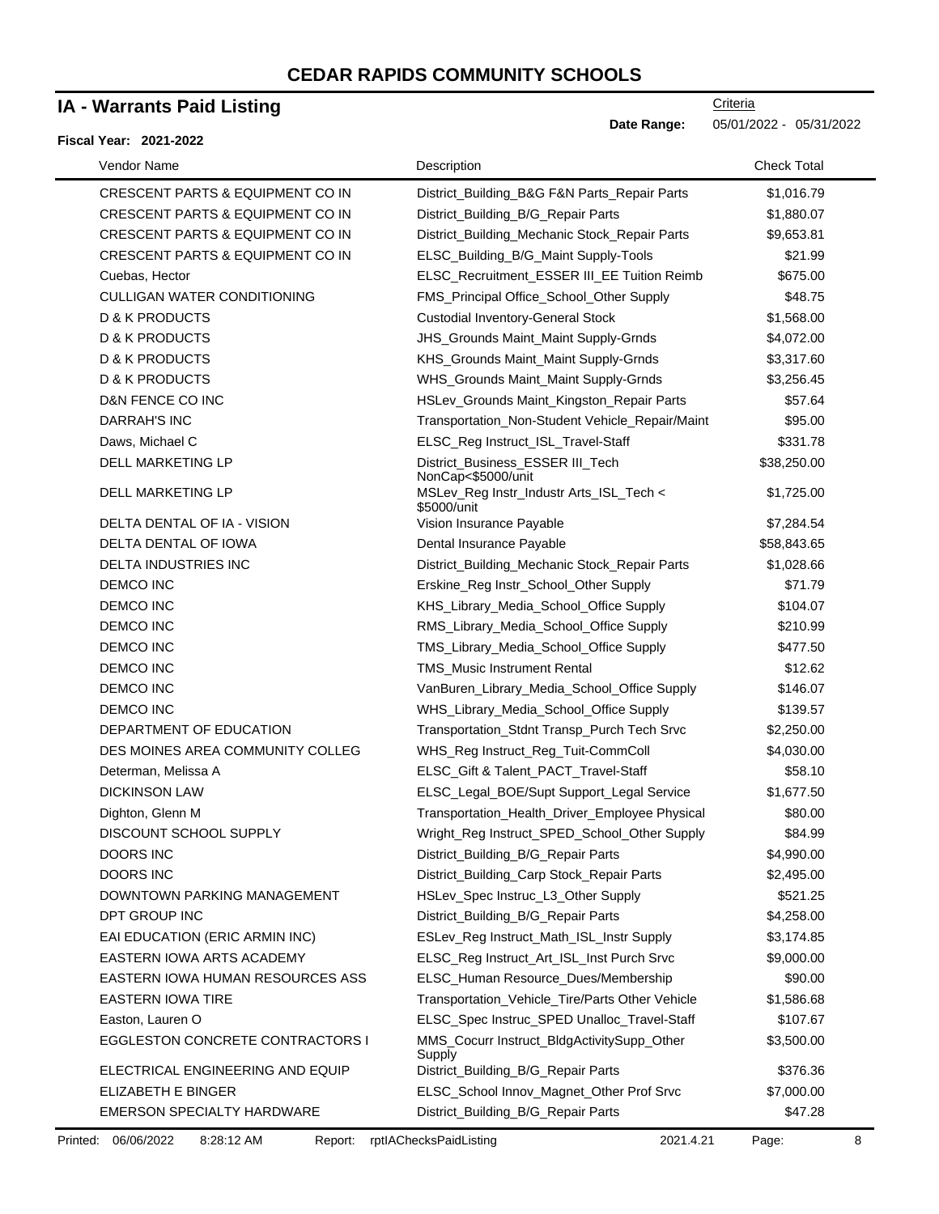# CEDAR RAPIDS COMMUNITY SCHOOLS

## IA - Warrants Paid Listing

Criteria

**Date Range:** 05/01/2022 - 05/31/2022

**Fiscal Year: 2021-2022**

| Vendor Name | Description | Check Total |
|---|---|---|
| CRESCENT PARTS & EQUIPMENT CO IN | District_Building_B&G F&N Parts_Repair Parts | $1,016.79 |
| CRESCENT PARTS & EQUIPMENT CO IN | District_Building_B/G_Repair Parts | $1,880.07 |
| CRESCENT PARTS & EQUIPMENT CO IN | District_Building_Mechanic Stock_Repair Parts | $9,653.81 |
| CRESCENT PARTS & EQUIPMENT CO IN | ELSC_Building_B/G_Maint Supply-Tools | $21.99 |
| Cuebas, Hector | ELSC_Recruitment_ESSER III_EE Tuition Reimb | $675.00 |
| CULLIGAN WATER CONDITIONING | FMS_Principal Office_School_Other Supply | $48.75 |
| D & K PRODUCTS | Custodial Inventory-General Stock | $1,568.00 |
| D & K PRODUCTS | JHS_Grounds Maint_Maint Supply-Grnds | $4,072.00 |
| D & K PRODUCTS | KHS_Grounds Maint_Maint Supply-Grnds | $3,317.60 |
| D & K PRODUCTS | WHS_Grounds Maint_Maint Supply-Grnds | $3,256.45 |
| D&N FENCE CO INC | HSLev_Grounds Maint_Kingston_Repair Parts | $57.64 |
| DARRAH'S INC | Transportation_Non-Student Vehicle_Repair/Maint | $95.00 |
| Daws, Michael C | ELSC_Reg Instruct_ISL_Travel-Staff | $331.78 |
| DELL MARKETING LP | District_Business_ESSER III_Tech NonCap<$5000/unit | $38,250.00 |
| DELL MARKETING LP | MSLev_Reg Instr_Industr Arts_ISL_Tech < $5000/unit | $1,725.00 |
| DELTA DENTAL OF IA - VISION | Vision Insurance Payable | $7,284.54 |
| DELTA DENTAL OF IOWA | Dental Insurance Payable | $58,843.65 |
| DELTA INDUSTRIES INC | District_Building_Mechanic Stock_Repair Parts | $1,028.66 |
| DEMCO INC | Erskine_Reg Instr_School_Other Supply | $71.79 |
| DEMCO INC | KHS_Library_Media_School_Office Supply | $104.07 |
| DEMCO INC | RMS_Library_Media_School_Office Supply | $210.99 |
| DEMCO INC | TMS_Library_Media_School_Office Supply | $477.50 |
| DEMCO INC | TMS_Music Instrument Rental | $12.62 |
| DEMCO INC | VanBuren_Library_Media_School_Office Supply | $146.07 |
| DEMCO INC | WHS_Library_Media_School_Office Supply | $139.57 |
| DEPARTMENT OF EDUCATION | Transportation_Stdnt Transp_Purch Tech Srvc | $2,250.00 |
| DES MOINES AREA COMMUNITY COLLEG | WHS_Reg Instruct_Reg_Tuit-CommColl | $4,030.00 |
| Determan, Melissa A | ELSC_Gift & Talent_PACT_Travel-Staff | $58.10 |
| DICKINSON LAW | ELSC_Legal_BOE/Supt Support_Legal Service | $1,677.50 |
| Dighton, Glenn M | Transportation_Health_Driver_Employee Physical | $80.00 |
| DISCOUNT SCHOOL SUPPLY | Wright_Reg Instruct_SPED_School_Other Supply | $84.99 |
| DOORS INC | District_Building_B/G_Repair Parts | $4,990.00 |
| DOORS INC | District_Building_Carp Stock_Repair Parts | $2,495.00 |
| DOWNTOWN PARKING MANAGEMENT | HSLev_Spec Instruc_L3_Other Supply | $521.25 |
| DPT GROUP INC | District_Building_B/G_Repair Parts | $4,258.00 |
| EAI EDUCATION (ERIC ARMIN INC) | ESLev_Reg Instruct_Math_ISL_Instr Supply | $3,174.85 |
| EASTERN IOWA ARTS ACADEMY | ELSC_Reg Instruct_Art_ISL_Inst Purch Srvc | $9,000.00 |
| EASTERN IOWA HUMAN RESOURCES ASS | ELSC_Human Resource_Dues/Membership | $90.00 |
| EASTERN IOWA TIRE | Transportation_Vehicle_Tire/Parts Other Vehicle | $1,586.68 |
| Easton, Lauren O | ELSC_Spec Instruc_SPED Unalloc_Travel-Staff | $107.67 |
| EGGLESTON CONCRETE CONTRACTORS I | MMS_Cocurr Instruct_BldgActivitySupp_Other Supply | $3,500.00 |
| ELECTRICAL ENGINEERING AND EQUIP | District_Building_B/G_Repair Parts | $376.36 |
| ELIZABETH E BINGER | ELSC_School Innov_Magnet_Other Prof Srvc | $7,000.00 |
| EMERSON SPECIALTY HARDWARE | District_Building_B/G_Repair Parts | $47.28 |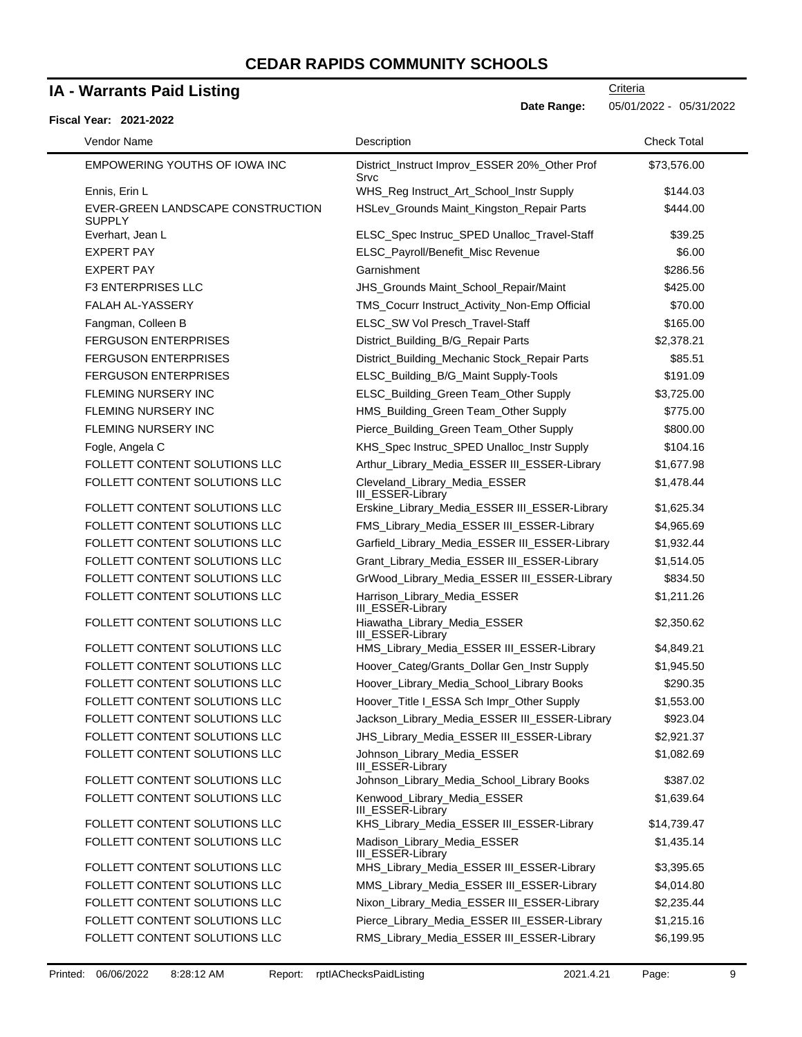# CEDAR RAPIDS COMMUNITY SCHOOLS

## IA - Warrants Paid Listing

**Fiscal Year: 2021-2022**

Criteria

**Date Range:** 05/01/2022 - 05/31/2022

| Vendor Name | Description | Check Total |
|---|---|---|
| EMPOWERING YOUTHS OF IOWA INC | District_Instruct Improv_ESSER 20%_Other Prof Srvc | $73,576.00 |
| Ennis, Erin L | WHS_Reg Instruct_Art_School_Instr Supply | $144.03 |
| EVER-GREEN LANDSCAPE CONSTRUCTION SUPPLY | HSLev_Grounds Maint_Kingston_Repair Parts | $444.00 |
| Everhart, Jean L | ELSC_Spec Instruc_SPED Unalloc_Travel-Staff | $39.25 |
| EXPERT PAY | ELSC_Payroll/Benefit_Misc Revenue | $6.00 |
| EXPERT PAY | Garnishment | $286.56 |
| F3 ENTERPRISES LLC | JHS_Grounds Maint_School_Repair/Maint | $425.00 |
| FALAH AL-YASSERY | TMS_Cocurr Instruct_Activity_Non-Emp Official | $70.00 |
| Fangman, Colleen B | ELSC_SW Vol Presch_Travel-Staff | $165.00 |
| FERGUSON ENTERPRISES | District_Building_B/G_Repair Parts | $2,378.21 |
| FERGUSON ENTERPRISES | District_Building_Mechanic Stock_Repair Parts | $85.51 |
| FERGUSON ENTERPRISES | ELSC_Building_B/G_Maint Supply-Tools | $191.09 |
| FLEMING NURSERY INC | ELSC_Building_Green Team_Other Supply | $3,725.00 |
| FLEMING NURSERY INC | HMS_Building_Green Team_Other Supply | $775.00 |
| FLEMING NURSERY INC | Pierce_Building_Green Team_Other Supply | $800.00 |
| Fogle, Angela C | KHS_Spec Instruc_SPED Unalloc_Instr Supply | $104.16 |
| FOLLETT CONTENT SOLUTIONS LLC | Arthur_Library_Media_ESSER III_ESSER-Library | $1,677.98 |
| FOLLETT CONTENT SOLUTIONS LLC | Cleveland_Library_Media_ESSER III_ESSER-Library | $1,478.44 |
| FOLLETT CONTENT SOLUTIONS LLC | Erskine_Library_Media_ESSER III_ESSER-Library | $1,625.34 |
| FOLLETT CONTENT SOLUTIONS LLC | FMS_Library_Media_ESSER III_ESSER-Library | $4,965.69 |
| FOLLETT CONTENT SOLUTIONS LLC | Garfield_Library_Media_ESSER III_ESSER-Library | $1,932.44 |
| FOLLETT CONTENT SOLUTIONS LLC | Grant_Library_Media_ESSER III_ESSER-Library | $1,514.05 |
| FOLLETT CONTENT SOLUTIONS LLC | GrWood_Library_Media_ESSER III_ESSER-Library | $834.50 |
| FOLLETT CONTENT SOLUTIONS LLC | Harrison_Library_Media_ESSER III_ESSER-Library | $1,211.26 |
| FOLLETT CONTENT SOLUTIONS LLC | Hiawatha_Library_Media_ESSER III_ESSER-Library | $2,350.62 |
| FOLLETT CONTENT SOLUTIONS LLC | HMS_Library_Media_ESSER III_ESSER-Library | $4,849.21 |
| FOLLETT CONTENT SOLUTIONS LLC | Hoover_Categ/Grants_Dollar Gen_Instr Supply | $1,945.50 |
| FOLLETT CONTENT SOLUTIONS LLC | Hoover_Library_Media_School_Library Books | $290.35 |
| FOLLETT CONTENT SOLUTIONS LLC | Hoover_Title I_ESSA Sch Impr_Other Supply | $1,553.00 |
| FOLLETT CONTENT SOLUTIONS LLC | Jackson_Library_Media_ESSER III_ESSER-Library | $923.04 |
| FOLLETT CONTENT SOLUTIONS LLC | JHS_Library_Media_ESSER III_ESSER-Library | $2,921.37 |
| FOLLETT CONTENT SOLUTIONS LLC | Johnson_Library_Media_ESSER III_ESSER-Library | $1,082.69 |
| FOLLETT CONTENT SOLUTIONS LLC | Johnson_Library_Media_School_Library Books | $387.02 |
| FOLLETT CONTENT SOLUTIONS LLC | Kenwood_Library_Media_ESSER III_ESSER-Library | $1,639.64 |
| FOLLETT CONTENT SOLUTIONS LLC | KHS_Library_Media_ESSER III_ESSER-Library | $14,739.47 |
| FOLLETT CONTENT SOLUTIONS LLC | Madison_Library_Media_ESSER III_ESSER-Library | $1,435.14 |
| FOLLETT CONTENT SOLUTIONS LLC | MHS_Library_Media_ESSER III_ESSER-Library | $3,395.65 |
| FOLLETT CONTENT SOLUTIONS LLC | MMS_Library_Media_ESSER III_ESSER-Library | $4,014.80 |
| FOLLETT CONTENT SOLUTIONS LLC | Nixon_Library_Media_ESSER III_ESSER-Library | $2,235.44 |
| FOLLETT CONTENT SOLUTIONS LLC | Pierce_Library_Media_ESSER III_ESSER-Library | $1,215.16 |
| FOLLETT CONTENT SOLUTIONS LLC | RMS_Library_Media_ESSER III_ESSER-Library | $6,199.95 |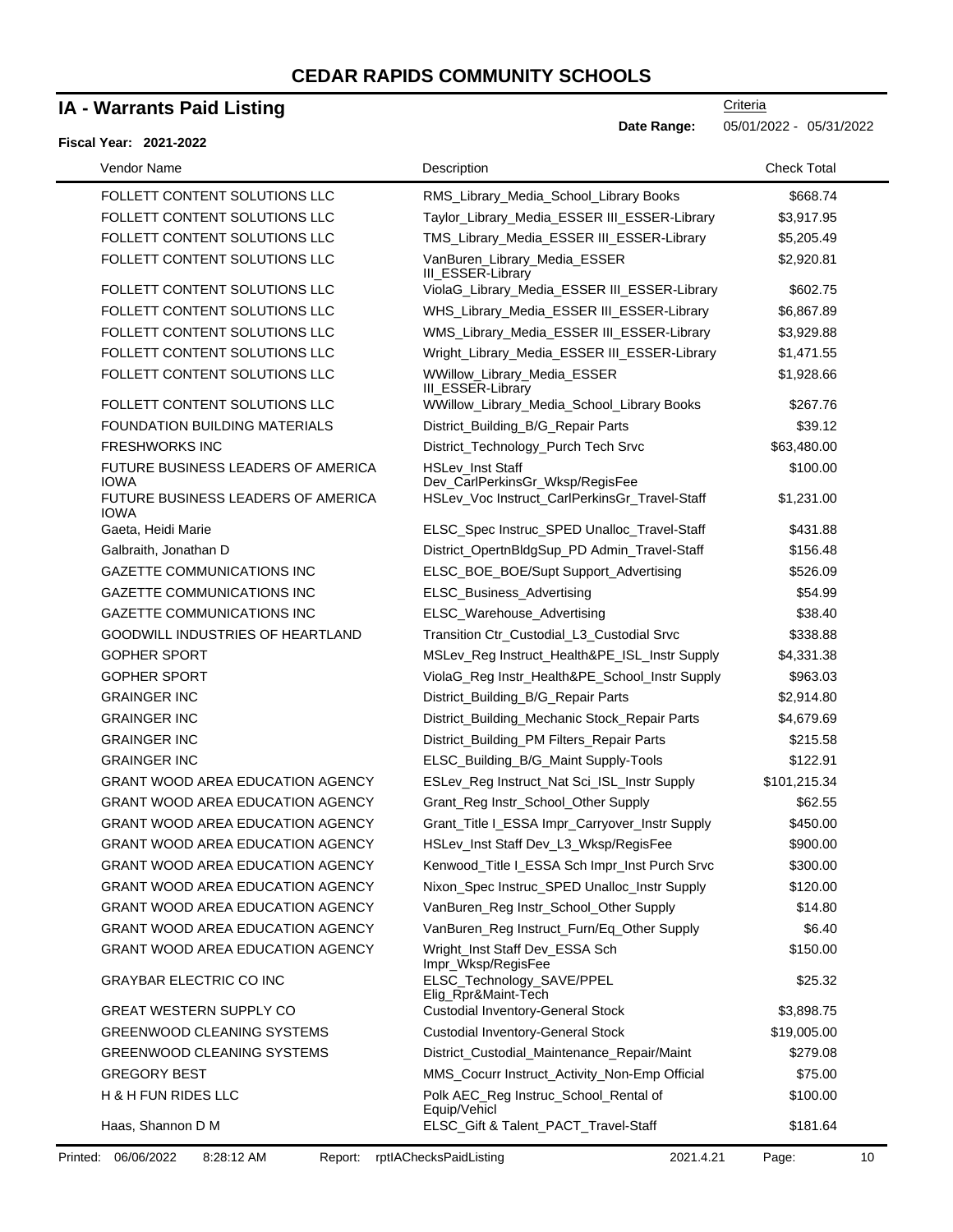# CEDAR RAPIDS COMMUNITY SCHOOLS

## IA - Warrants Paid Listing

Criteria

**Date Range:** 05/01/2022 - 05/31/2022

**Fiscal Year: 2021-2022**

| Vendor Name | Description | Check Total |
|---|---|---|
| FOLLETT CONTENT SOLUTIONS LLC | RMS_Library_Media_School_Library Books | $668.74 |
| FOLLETT CONTENT SOLUTIONS LLC | Taylor_Library_Media_ESSER III_ESSER-Library | $3,917.95 |
| FOLLETT CONTENT SOLUTIONS LLC | TMS_Library_Media_ESSER III_ESSER-Library | $5,205.49 |
| FOLLETT CONTENT SOLUTIONS LLC | VanBuren_Library_Media_ESSER III_ESSER-Library | $2,920.81 |
| FOLLETT CONTENT SOLUTIONS LLC | ViolaG_Library_Media_ESSER III_ESSER-Library | $602.75 |
| FOLLETT CONTENT SOLUTIONS LLC | WHS_Library_Media_ESSER III_ESSER-Library | $6,867.89 |
| FOLLETT CONTENT SOLUTIONS LLC | WMS_Library_Media_ESSER III_ESSER-Library | $3,929.88 |
| FOLLETT CONTENT SOLUTIONS LLC | Wright_Library_Media_ESSER III_ESSER-Library | $1,471.55 |
| FOLLETT CONTENT SOLUTIONS LLC | WWillow_Library_Media_ESSER III_ESSER-Library | $1,928.66 |
| FOLLETT CONTENT SOLUTIONS LLC | WWillow_Library_Media_School_Library Books | $267.76 |
| FOUNDATION BUILDING MATERIALS | District_Building_B/G_Repair Parts | $39.12 |
| FRESHWORKS INC | District_Technology_Purch Tech Srvc | $63,480.00 |
| FUTURE BUSINESS LEADERS OF AMERICA IOWA | HSLev_Inst Staff Dev_CarlPerkinsGr_Wksp/RegisFee | $100.00 |
| FUTURE BUSINESS LEADERS OF AMERICA IOWA | HSLev_Voc Instruct_CarlPerkinsGr_Travel-Staff | $1,231.00 |
| Gaeta, Heidi Marie | ELSC_Spec Instruc_SPED Unalloc_Travel-Staff | $431.88 |
| Galbraith, Jonathan D | District_OpertnBldgSup_PD Admin_Travel-Staff | $156.48 |
| GAZETTE COMMUNICATIONS INC | ELSC_BOE_BOE/Supt Support_Advertising | $526.09 |
| GAZETTE COMMUNICATIONS INC | ELSC_Business_Advertising | $54.99 |
| GAZETTE COMMUNICATIONS INC | ELSC_Warehouse_Advertising | $38.40 |
| GOODWILL INDUSTRIES OF HEARTLAND | Transition Ctr_Custodial_L3_Custodial Srvc | $338.88 |
| GOPHER SPORT | MSLev_Reg Instruct_Health&PE_ISL_Instr Supply | $4,331.38 |
| GOPHER SPORT | ViolaG_Reg Instr_Health&PE_School_Instr Supply | $963.03 |
| GRAINGER INC | District_Building_B/G_Repair Parts | $2,914.80 |
| GRAINGER INC | District_Building_Mechanic Stock_Repair Parts | $4,679.69 |
| GRAINGER INC | District_Building_PM Filters_Repair Parts | $215.58 |
| GRAINGER INC | ELSC_Building_B/G_Maint Supply-Tools | $122.91 |
| GRANT WOOD AREA EDUCATION AGENCY | ESLev_Reg Instruct_Nat Sci_ISL_Instr Supply | $101,215.34 |
| GRANT WOOD AREA EDUCATION AGENCY | Grant_Reg Instr_School_Other Supply | $62.55 |
| GRANT WOOD AREA EDUCATION AGENCY | Grant_Title I_ESSA Impr_Carryover_Instr Supply | $450.00 |
| GRANT WOOD AREA EDUCATION AGENCY | HSLev_Inst Staff Dev_L3_Wksp/RegisFee | $900.00 |
| GRANT WOOD AREA EDUCATION AGENCY | Kenwood_Title I_ESSA Sch Impr_Inst Purch Srvc | $300.00 |
| GRANT WOOD AREA EDUCATION AGENCY | Nixon_Spec Instruc_SPED Unalloc_Instr Supply | $120.00 |
| GRANT WOOD AREA EDUCATION AGENCY | VanBuren_Reg Instr_School_Other Supply | $14.80 |
| GRANT WOOD AREA EDUCATION AGENCY | VanBuren_Reg Instruct_Furn/Eq_Other Supply | $6.40 |
| GRANT WOOD AREA EDUCATION AGENCY | Wright_Inst Staff Dev_ESSA Sch Impr_Wksp/RegisFee | $150.00 |
| GRAYBAR ELECTRIC CO INC | ELSC_Technology_SAVE/PPEL Elig_Rpr&Maint-Tech | $25.32 |
| GREAT WESTERN SUPPLY CO | Custodial Inventory-General Stock | $3,898.75 |
| GREENWOOD CLEANING SYSTEMS | Custodial Inventory-General Stock | $19,005.00 |
| GREENWOOD CLEANING SYSTEMS | District_Custodial_Maintenance_Repair/Maint | $279.08 |
| GREGORY BEST | MMS_Cocurr Instruct_Activity_Non-Emp Official | $75.00 |
| H & H FUN RIDES LLC | Polk AEC_Reg Instruc_School_Rental of Equip/Vehicl | $100.00 |
| Haas, Shannon D M | ELSC_Gift & Talent_PACT_Travel-Staff | $181.64 |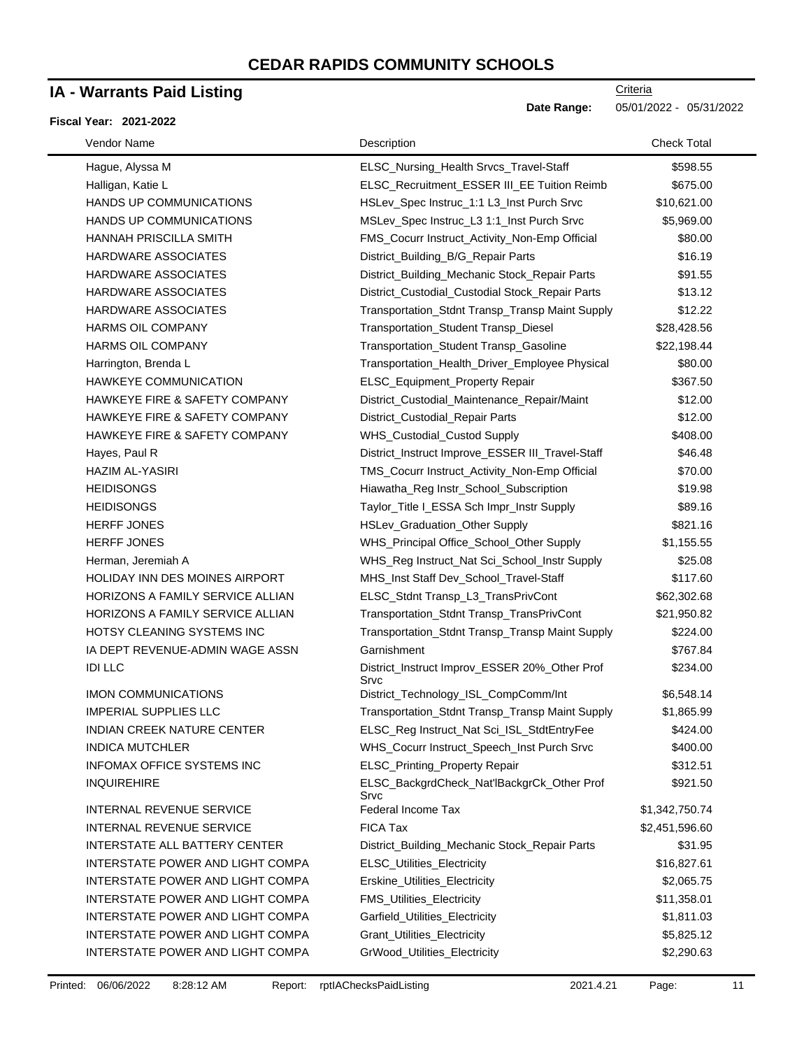# CEDAR RAPIDS COMMUNITY SCHOOLS

## IA - Warrants Paid Listing

Criteria

**Date Range:** 05/01/2022 - 05/31/2022

**Fiscal Year: 2021-2022**

| Vendor Name | Description | Check Total |
|---|---|---|
| Hague, Alyssa M | ELSC_Nursing_Health Srvcs_Travel-Staff | $598.55 |
| Halligan, Katie L | ELSC_Recruitment_ESSER III_EE Tuition Reimb | $675.00 |
| HANDS UP COMMUNICATIONS | HSLev_Spec Instruc_1:1 L3_Inst Purch Srvc | $10,621.00 |
| HANDS UP COMMUNICATIONS | MSLev_Spec Instruc_L3 1:1_Inst Purch Srvc | $5,969.00 |
| HANNAH PRISCILLA SMITH | FMS_Cocurr Instruct_Activity_Non-Emp Official | $80.00 |
| HARDWARE ASSOCIATES | District_Building_B/G_Repair Parts | $16.19 |
| HARDWARE ASSOCIATES | District_Building_Mechanic Stock_Repair Parts | $91.55 |
| HARDWARE ASSOCIATES | District_Custodial_Custodial Stock_Repair Parts | $13.12 |
| HARDWARE ASSOCIATES | Transportation_Stdnt Transp_Transp Maint Supply | $12.22 |
| HARMS OIL COMPANY | Transportation_Student Transp_Diesel | $28,428.56 |
| HARMS OIL COMPANY | Transportation_Student Transp_Gasoline | $22,198.44 |
| Harrington, Brenda L | Transportation_Health_Driver_Employee Physical | $80.00 |
| HAWKEYE COMMUNICATION | ELSC_Equipment_Property Repair | $367.50 |
| HAWKEYE FIRE & SAFETY COMPANY | District_Custodial_Maintenance_Repair/Maint | $12.00 |
| HAWKEYE FIRE & SAFETY COMPANY | District_Custodial_Repair Parts | $12.00 |
| HAWKEYE FIRE & SAFETY COMPANY | WHS_Custodial_Custod Supply | $408.00 |
| Hayes, Paul R | District_Instruct Improve_ESSER III_Travel-Staff | $46.48 |
| HAZIM AL-YASIRI | TMS_Cocurr Instruct_Activity_Non-Emp Official | $70.00 |
| HEIDISONGS | Hiawatha_Reg Instr_School_Subscription | $19.98 |
| HEIDISONGS | Taylor_Title I_ESSA Sch Impr_Instr Supply | $89.16 |
| HERFF JONES | HSLev_Graduation_Other Supply | $821.16 |
| HERFF JONES | WHS_Principal Office_School_Other Supply | $1,155.55 |
| Herman, Jeremiah A | WHS_Reg Instruct_Nat Sci_School_Instr Supply | $25.08 |
| HOLIDAY INN DES MOINES AIRPORT | MHS_Inst Staff Dev_School_Travel-Staff | $117.60 |
| HORIZONS A FAMILY SERVICE ALLIAN | ELSC_Stdnt Transp_L3_TransPrivCont | $62,302.68 |
| HORIZONS A FAMILY SERVICE ALLIAN | Transportation_Stdnt Transp_TransPrivCont | $21,950.82 |
| HOTSY CLEANING SYSTEMS INC | Transportation_Stdnt Transp_Transp Maint Supply | $224.00 |
| IA DEPT REVENUE-ADMIN WAGE ASSN | Garnishment | $767.84 |
| IDI LLC | District_Instruct Improv_ESSER 20%_Other Prof Srvc | $234.00 |
| IMON COMMUNICATIONS | District_Technology_ISL_CompComm/Int | $6,548.14 |
| IMPERIAL SUPPLIES LLC | Transportation_Stdnt Transp_Transp Maint Supply | $1,865.99 |
| INDIAN CREEK NATURE CENTER | ELSC_Reg Instruct_Nat Sci_ISL_StdtEntryFee | $424.00 |
| INDICA MUTCHLER | WHS_Cocurr Instruct_Speech_Inst Purch Srvc | $400.00 |
| INFOMAX OFFICE SYSTEMS INC | ELSC_Printing_Property Repair | $312.51 |
| INQUIREHIRE | ELSC_BackgrdCheck_Nat'lBackgrCk_Other Prof Srvc | $921.50 |
| INTERNAL REVENUE SERVICE | Federal Income Tax | $1,342,750.74 |
| INTERNAL REVENUE SERVICE | FICA Tax | $2,451,596.60 |
| INTERSTATE ALL BATTERY CENTER | District_Building_Mechanic Stock_Repair Parts | $31.95 |
| INTERSTATE POWER AND LIGHT COMPA | ELSC_Utilities_Electricity | $16,827.61 |
| INTERSTATE POWER AND LIGHT COMPA | Erskine_Utilities_Electricity | $2,065.75 |
| INTERSTATE POWER AND LIGHT COMPA | FMS_Utilities_Electricity | $11,358.01 |
| INTERSTATE POWER AND LIGHT COMPA | Garfield_Utilities_Electricity | $1,811.03 |
| INTERSTATE POWER AND LIGHT COMPA | Grant_Utilities_Electricity | $5,825.12 |
| INTERSTATE POWER AND LIGHT COMPA | GrWood_Utilities_Electricity | $2,290.63 |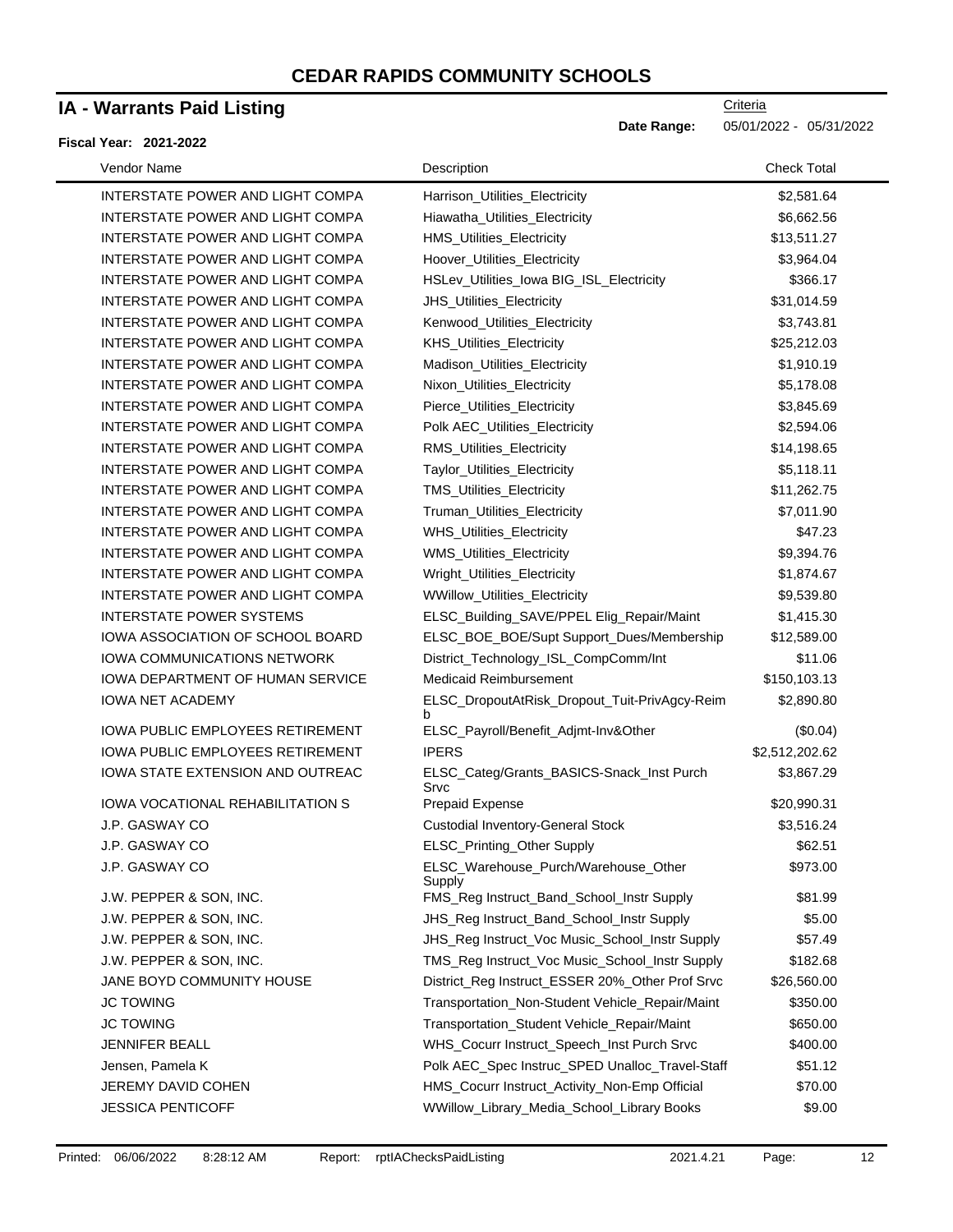# CEDAR RAPIDS COMMUNITY SCHOOLS

## IA - Warrants Paid Listing

**Fiscal Year: 2021-2022**

Criteria

**Date Range:** 05/01/2022 - 05/31/2022

| Vendor Name | Description | Check Total |
|---|---|---|
| INTERSTATE POWER AND LIGHT COMPA | Harrison_Utilities_Electricity | $2,581.64 |
| INTERSTATE POWER AND LIGHT COMPA | Hiawatha_Utilities_Electricity | $6,662.56 |
| INTERSTATE POWER AND LIGHT COMPA | HMS_Utilities_Electricity | $13,511.27 |
| INTERSTATE POWER AND LIGHT COMPA | Hoover_Utilities_Electricity | $3,964.04 |
| INTERSTATE POWER AND LIGHT COMPA | HSLev_Utilities_Iowa BIG_ISL_Electricity | $366.17 |
| INTERSTATE POWER AND LIGHT COMPA | JHS_Utilities_Electricity | $31,014.59 |
| INTERSTATE POWER AND LIGHT COMPA | Kenwood_Utilities_Electricity | $3,743.81 |
| INTERSTATE POWER AND LIGHT COMPA | KHS_Utilities_Electricity | $25,212.03 |
| INTERSTATE POWER AND LIGHT COMPA | Madison_Utilities_Electricity | $1,910.19 |
| INTERSTATE POWER AND LIGHT COMPA | Nixon_Utilities_Electricity | $5,178.08 |
| INTERSTATE POWER AND LIGHT COMPA | Pierce_Utilities_Electricity | $3,845.69 |
| INTERSTATE POWER AND LIGHT COMPA | Polk AEC_Utilities_Electricity | $2,594.06 |
| INTERSTATE POWER AND LIGHT COMPA | RMS_Utilities_Electricity | $14,198.65 |
| INTERSTATE POWER AND LIGHT COMPA | Taylor_Utilities_Electricity | $5,118.11 |
| INTERSTATE POWER AND LIGHT COMPA | TMS_Utilities_Electricity | $11,262.75 |
| INTERSTATE POWER AND LIGHT COMPA | Truman_Utilities_Electricity | $7,011.90 |
| INTERSTATE POWER AND LIGHT COMPA | WHS_Utilities_Electricity | $47.23 |
| INTERSTATE POWER AND LIGHT COMPA | WMS_Utilities_Electricity | $9,394.76 |
| INTERSTATE POWER AND LIGHT COMPA | Wright_Utilities_Electricity | $1,874.67 |
| INTERSTATE POWER AND LIGHT COMPA | WWillow_Utilities_Electricity | $9,539.80 |
| INTERSTATE POWER SYSTEMS | ELSC_Building_SAVE/PPEL Elig_Repair/Maint | $1,415.30 |
| IOWA ASSOCIATION OF SCHOOL BOARD | ELSC_BOE_BOE/Supt Support_Dues/Membership | $12,589.00 |
| IOWA COMMUNICATIONS NETWORK | District_Technology_ISL_CompComm/Int | $11.06 |
| IOWA DEPARTMENT OF HUMAN SERVICE | Medicaid Reimbursement | $150,103.13 |
| IOWA NET ACADEMY | ELSC_DropoutAtRisk_Dropout_Tuit-PrivAgcy-Reimb | $2,890.80 |
| IOWA PUBLIC EMPLOYEES RETIREMENT | ELSC_Payroll/Benefit_Adjmt-Inv&Other | ($0.04) |
| IOWA PUBLIC EMPLOYEES RETIREMENT | IPERS | $2,512,202.62 |
| IOWA STATE EXTENSION AND OUTREAC | ELSC_Categ/Grants_BASICS-Snack_Inst Purch Srvc | $3,867.29 |
| IOWA VOCATIONAL REHABILITATION S | Prepaid Expense | $20,990.31 |
| J.P. GASWAY CO | Custodial Inventory-General Stock | $3,516.24 |
| J.P. GASWAY CO | ELSC_Printing_Other Supply | $62.51 |
| J.P. GASWAY CO | ELSC_Warehouse_Purch/Warehouse_Other Supply | $973.00 |
| J.W. PEPPER & SON, INC. | FMS_Reg Instruct_Band_School_Instr Supply | $81.99 |
| J.W. PEPPER & SON, INC. | JHS_Reg Instruct_Band_School_Instr Supply | $5.00 |
| J.W. PEPPER & SON, INC. | JHS_Reg Instruct_Voc Music_School_Instr Supply | $57.49 |
| J.W. PEPPER & SON, INC. | TMS_Reg Instruct_Voc Music_School_Instr Supply | $182.68 |
| JANE BOYD COMMUNITY HOUSE | District_Reg Instruct_ESSER 20%_Other Prof Srvc | $26,560.00 |
| JC TOWING | Transportation_Non-Student Vehicle_Repair/Maint | $350.00 |
| JC TOWING | Transportation_Student Vehicle_Repair/Maint | $650.00 |
| JENNIFER BEALL | WHS_Cocurr Instruct_Speech_Inst Purch Srvc | $400.00 |
| Jensen, Pamela K | Polk AEC_Spec Instruc_SPED Unalloc_Travel-Staff | $51.12 |
| JEREMY DAVID COHEN | HMS_Cocurr Instruct_Activity_Non-Emp Official | $70.00 |
| JESSICA PENTICOFF | WWillow_Library_Media_School_Library Books | $9.00 |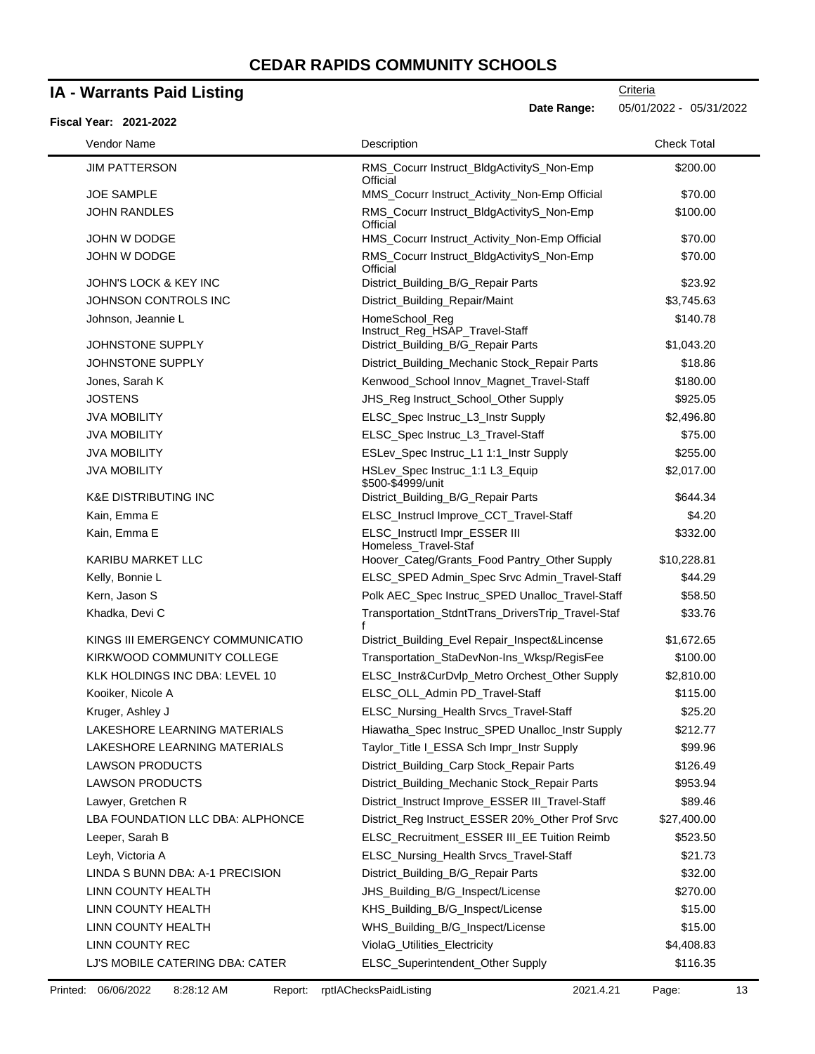# CEDAR RAPIDS COMMUNITY SCHOOLS

## IA - Warrants Paid Listing

Criteria

**Date Range:** 05/01/2022 - 05/31/2022

**Fiscal Year: 2021-2022**

| Vendor Name | Description | Check Total |
|---|---|---|
| JIM PATTERSON | RMS_Cocurr Instruct_BldgActivityS_Non-Emp Official | $200.00 |
| JOE SAMPLE | MMS_Cocurr Instruct_Activity_Non-Emp Official | $70.00 |
| JOHN RANDLES | RMS_Cocurr Instruct_BldgActivityS_Non-Emp Official | $100.00 |
| JOHN W DODGE | HMS_Cocurr Instruct_Activity_Non-Emp Official | $70.00 |
| JOHN W DODGE | RMS_Cocurr Instruct_BldgActivityS_Non-Emp Official | $70.00 |
| JOHN'S LOCK & KEY INC | District_Building_B/G_Repair Parts | $23.92 |
| JOHNSON CONTROLS INC | District_Building_Repair/Maint | $3,745.63 |
| Johnson, Jeannie L | HomeSchool_Reg Instruct_Reg_HSAP_Travel-Staff | $140.78 |
| JOHNSTONE SUPPLY | District_Building_B/G_Repair Parts | $1,043.20 |
| JOHNSTONE SUPPLY | District_Building_Mechanic Stock_Repair Parts | $18.86 |
| Jones, Sarah K | Kenwood_School Innov_Magnet_Travel-Staff | $180.00 |
| JOSTENS | JHS_Reg Instruct_School_Other Supply | $925.05 |
| JVA MOBILITY | ELSC_Spec Instruc_L3_Instr Supply | $2,496.80 |
| JVA MOBILITY | ELSC_Spec Instruc_L3_Travel-Staff | $75.00 |
| JVA MOBILITY | ESLev_Spec Instruc_L1 1:1_Instr Supply | $255.00 |
| JVA MOBILITY | HSLev_Spec Instruc_1:1 L3_Equip $500-$4999/unit | $2,017.00 |
| K&E DISTRIBUTING INC | District_Building_B/G_Repair Parts | $644.34 |
| Kain, Emma E | ELSC_Instrucl Improve_CCT_Travel-Staff | $4.20 |
| Kain, Emma E | ELSC_Instructl Impr_ESSER III Homeless_Travel-Staf | $332.00 |
| KARIBU MARKET LLC | Hoover_Categ/Grants_Food Pantry_Other Supply | $10,228.81 |
| Kelly, Bonnie L | ELSC_SPED Admin_Spec Srvc Admin_Travel-Staff | $44.29 |
| Kern, Jason S | Polk AEC_Spec Instruc_SPED Unalloc_Travel-Staff | $58.50 |
| Khadka, Devi C | Transportation_StdntTrans_DriversTrip_Travel-Staff | $33.76 |
| KINGS III EMERGENCY COMMUNICATIO | District_Building_Evel Repair_Inspect&Lincense | $1,672.65 |
| KIRKWOOD COMMUNITY COLLEGE | Transportation_StaDevNon-Ins_Wksp/RegisFee | $100.00 |
| KLK HOLDINGS INC DBA: LEVEL 10 | ELSC_Instr&CurDvlp_Metro Orchest_Other Supply | $2,810.00 |
| Kooiker, Nicole A | ELSC_OLL_Admin PD_Travel-Staff | $115.00 |
| Kruger, Ashley J | ELSC_Nursing_Health Srvcs_Travel-Staff | $25.20 |
| LAKESHORE LEARNING MATERIALS | Hiawatha_Spec Instruc_SPED Unalloc_Instr Supply | $212.77 |
| LAKESHORE LEARNING MATERIALS | Taylor_Title I_ESSA Sch Impr_Instr Supply | $99.96 |
| LAWSON PRODUCTS | District_Building_Carp Stock_Repair Parts | $126.49 |
| LAWSON PRODUCTS | District_Building_Mechanic Stock_Repair Parts | $953.94 |
| Lawyer, Gretchen R | District_Instruct Improve_ESSER III_Travel-Staff | $89.46 |
| LBA FOUNDATION LLC DBA: ALPHONCE | District_Reg Instruct_ESSER 20%_Other Prof Srvc | $27,400.00 |
| Leeper, Sarah B | ELSC_Recruitment_ESSER III_EE Tuition Reimb | $523.50 |
| Leyh, Victoria A | ELSC_Nursing_Health Srvcs_Travel-Staff | $21.73 |
| LINDA S BUNN DBA: A-1 PRECISION | District_Building_B/G_Repair Parts | $32.00 |
| LINN COUNTY HEALTH | JHS_Building_B/G_Inspect/License | $270.00 |
| LINN COUNTY HEALTH | KHS_Building_B/G_Inspect/License | $15.00 |
| LINN COUNTY HEALTH | WHS_Building_B/G_Inspect/License | $15.00 |
| LINN COUNTY REC | ViolaG_Utilities_Electricity | $4,408.83 |
| LJ'S MOBILE CATERING DBA: CATER | ELSC_Superintendent_Other Supply | $116.35 |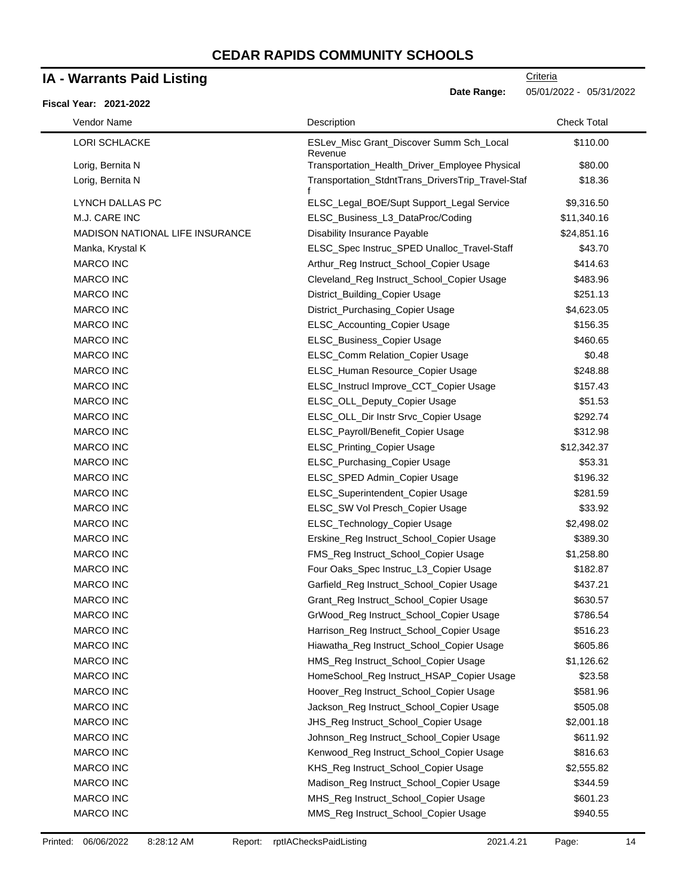# CEDAR RAPIDS COMMUNITY SCHOOLS

## IA - Warrants Paid Listing

Criteria

**Date Range:** 05/01/2022 - 05/31/2022

**Fiscal Year: 2021-2022**

| Vendor Name | Description | Check Total |
|---|---|---|
| LORI SCHLACKE | ESLev_Misc Grant_Discover Summ Sch_Local Revenue | $110.00 |
| Lorig, Bernita N | Transportation_Health_Driver_Employee Physical | $80.00 |
| Lorig, Bernita N | Transportation_StdntTrans_DriversTrip_Travel-Staff | $18.36 |
| LYNCH DALLAS PC | ELSC_Legal_BOE/Supt Support_Legal Service | $9,316.50 |
| M.J. CARE INC | ELSC_Business_L3_DataProc/Coding | $11,340.16 |
| MADISON NATIONAL LIFE INSURANCE | Disability Insurance Payable | $24,851.16 |
| Manka, Krystal K | ELSC_Spec Instruc_SPED Unalloc_Travel-Staff | $43.70 |
| MARCO INC | Arthur_Reg Instruct_School_Copier Usage | $414.63 |
| MARCO INC | Cleveland_Reg Instruct_School_Copier Usage | $483.96 |
| MARCO INC | District_Building_Copier Usage | $251.13 |
| MARCO INC | District_Purchasing_Copier Usage | $4,623.05 |
| MARCO INC | ELSC_Accounting_Copier Usage | $156.35 |
| MARCO INC | ELSC_Business_Copier Usage | $460.65 |
| MARCO INC | ELSC_Comm Relation_Copier Usage | $0.48 |
| MARCO INC | ELSC_Human Resource_Copier Usage | $248.88 |
| MARCO INC | ELSC_Instrucl Improve_CCT_Copier Usage | $157.43 |
| MARCO INC | ELSC_OLL_Deputy_Copier Usage | $51.53 |
| MARCO INC | ELSC_OLL_Dir Instr Srvc_Copier Usage | $292.74 |
| MARCO INC | ELSC_Payroll/Benefit_Copier Usage | $312.98 |
| MARCO INC | ELSC_Printing_Copier Usage | $12,342.37 |
| MARCO INC | ELSC_Purchasing_Copier Usage | $53.31 |
| MARCO INC | ELSC_SPED Admin_Copier Usage | $196.32 |
| MARCO INC | ELSC_Superintendent_Copier Usage | $281.59 |
| MARCO INC | ELSC_SW Vol Presch_Copier Usage | $33.92 |
| MARCO INC | ELSC_Technology_Copier Usage | $2,498.02 |
| MARCO INC | Erskine_Reg Instruct_School_Copier Usage | $389.30 |
| MARCO INC | FMS_Reg Instruct_School_Copier Usage | $1,258.80 |
| MARCO INC | Four Oaks_Spec Instruc_L3_Copier Usage | $182.87 |
| MARCO INC | Garfield_Reg Instruct_School_Copier Usage | $437.21 |
| MARCO INC | Grant_Reg Instruct_School_Copier Usage | $630.57 |
| MARCO INC | GrWood_Reg Instruct_School_Copier Usage | $786.54 |
| MARCO INC | Harrison_Reg Instruct_School_Copier Usage | $516.23 |
| MARCO INC | Hiawatha_Reg Instruct_School_Copier Usage | $605.86 |
| MARCO INC | HMS_Reg Instruct_School_Copier Usage | $1,126.62 |
| MARCO INC | HomeSchool_Reg Instruct_HSAP_Copier Usage | $23.58 |
| MARCO INC | Hoover_Reg Instruct_School_Copier Usage | $581.96 |
| MARCO INC | Jackson_Reg Instruct_School_Copier Usage | $505.08 |
| MARCO INC | JHS_Reg Instruct_School_Copier Usage | $2,001.18 |
| MARCO INC | Johnson_Reg Instruct_School_Copier Usage | $611.92 |
| MARCO INC | Kenwood_Reg Instruct_School_Copier Usage | $816.63 |
| MARCO INC | KHS_Reg Instruct_School_Copier Usage | $2,555.82 |
| MARCO INC | Madison_Reg Instruct_School_Copier Usage | $344.59 |
| MARCO INC | MHS_Reg Instruct_School_Copier Usage | $601.23 |
| MARCO INC | MMS_Reg Instruct_School_Copier Usage | $940.55 |

Printed: 06/06/2022 8:28:12 AM Report: rptIAChecksPaidListing 2021.4.21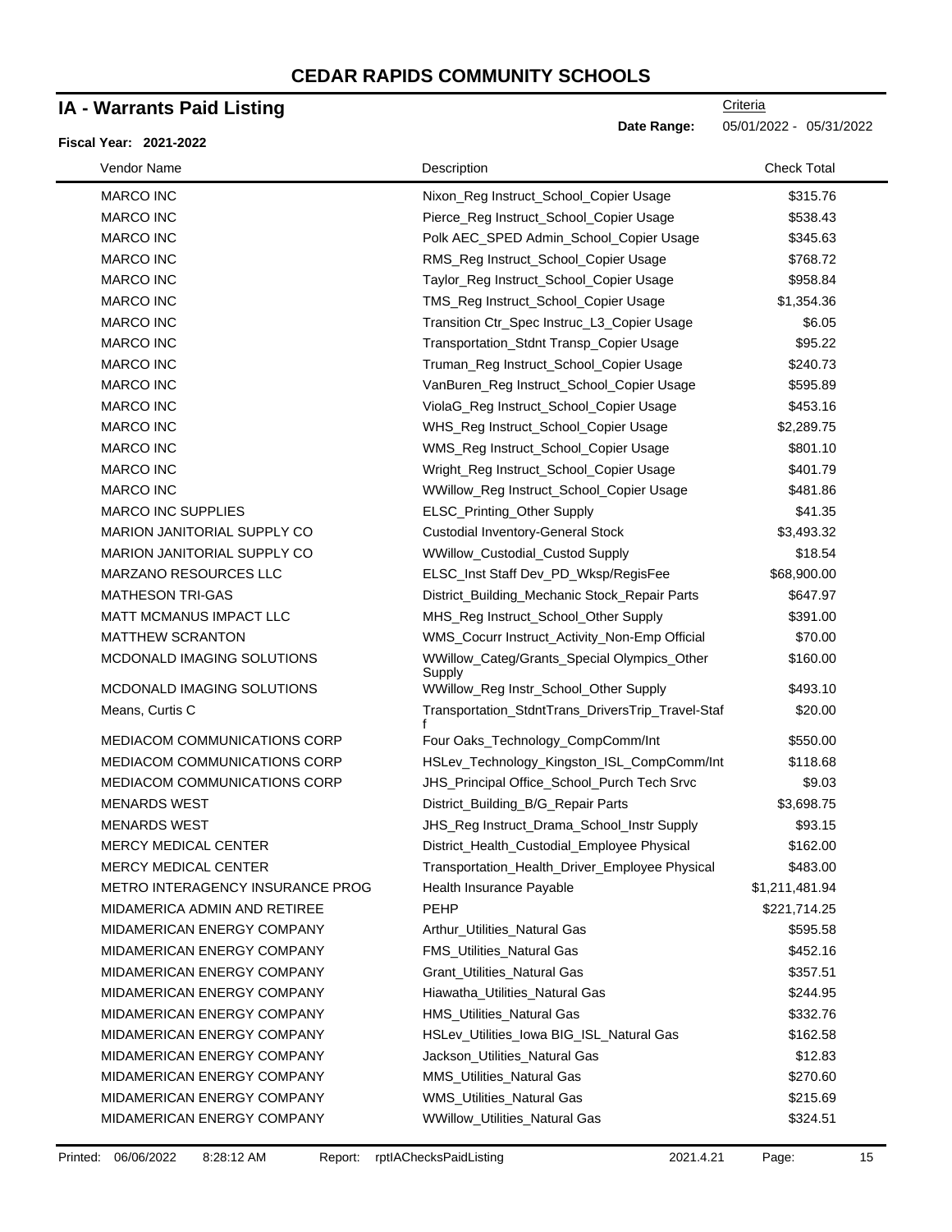# CEDAR RAPIDS COMMUNITY SCHOOLS

## IA - Warrants Paid Listing

Criteria

**Date Range:** 05/01/2022 - 05/31/2022

**Fiscal Year: 2021-2022**

| Vendor Name | Description | Check Total |
|---|---|---|
| MARCO INC | Nixon_Reg Instruct_School_Copier Usage | $315.76 |
| MARCO INC | Pierce_Reg Instruct_School_Copier Usage | $538.43 |
| MARCO INC | Polk AEC_SPED Admin_School_Copier Usage | $345.63 |
| MARCO INC | RMS_Reg Instruct_School_Copier Usage | $768.72 |
| MARCO INC | Taylor_Reg Instruct_School_Copier Usage | $958.84 |
| MARCO INC | TMS_Reg Instruct_School_Copier Usage | $1,354.36 |
| MARCO INC | Transition Ctr_Spec Instruc_L3_Copier Usage | $6.05 |
| MARCO INC | Transportation_Stdnt Transp_Copier Usage | $95.22 |
| MARCO INC | Truman_Reg Instruct_School_Copier Usage | $240.73 |
| MARCO INC | VanBuren_Reg Instruct_School_Copier Usage | $595.89 |
| MARCO INC | ViolaG_Reg Instruct_School_Copier Usage | $453.16 |
| MARCO INC | WHS_Reg Instruct_School_Copier Usage | $2,289.75 |
| MARCO INC | WMS_Reg Instruct_School_Copier Usage | $801.10 |
| MARCO INC | Wright_Reg Instruct_School_Copier Usage | $401.79 |
| MARCO INC | WWillow_Reg Instruct_School_Copier Usage | $481.86 |
| MARCO INC SUPPLIES | ELSC_Printing_Other Supply | $41.35 |
| MARION JANITORIAL SUPPLY CO | Custodial Inventory-General Stock | $3,493.32 |
| MARION JANITORIAL SUPPLY CO | WWillow_Custodial_Custod Supply | $18.54 |
| MARZANO RESOURCES LLC | ELSC_Inst Staff Dev_PD_Wksp/RegisFee | $68,900.00 |
| MATHESON TRI-GAS | District_Building_Mechanic Stock_Repair Parts | $647.97 |
| MATT MCMANUS IMPACT LLC | MHS_Reg Instruct_School_Other Supply | $391.00 |
| MATTHEW SCRANTON | WMS_Cocurr Instruct_Activity_Non-Emp Official | $70.00 |
| MCDONALD IMAGING SOLUTIONS | WWillow_Categ/Grants_Special Olympics_Other Supply | $160.00 |
| MCDONALD IMAGING SOLUTIONS | WWillow_Reg Instr_School_Other Supply | $493.10 |
| Means, Curtis C | Transportation_StdntTrans_DriversTrip_Travel-Staff | $20.00 |
| MEDIACOM COMMUNICATIONS CORP | Four Oaks_Technology_CompComm/Int | $550.00 |
| MEDIACOM COMMUNICATIONS CORP | HSLev_Technology_Kingston_ISL_CompComm/Int | $118.68 |
| MEDIACOM COMMUNICATIONS CORP | JHS_Principal Office_School_Purch Tech Srvc | $9.03 |
| MENARDS WEST | District_Building_B/G_Repair Parts | $3,698.75 |
| MENARDS WEST | JHS_Reg Instruct_Drama_School_Instr Supply | $93.15 |
| MERCY MEDICAL CENTER | District_Health_Custodial_Employee Physical | $162.00 |
| MERCY MEDICAL CENTER | Transportation_Health_Driver_Employee Physical | $483.00 |
| METRO INTERAGENCY INSURANCE PROG | Health Insurance Payable | $1,211,481.94 |
| MIDAMERICA ADMIN AND RETIREE | PEHP | $221,714.25 |
| MIDAMERICAN ENERGY COMPANY | Arthur_Utilities_Natural Gas | $595.58 |
| MIDAMERICAN ENERGY COMPANY | FMS_Utilities_Natural Gas | $452.16 |
| MIDAMERICAN ENERGY COMPANY | Grant_Utilities_Natural Gas | $357.51 |
| MIDAMERICAN ENERGY COMPANY | Hiawatha_Utilities_Natural Gas | $244.95 |
| MIDAMERICAN ENERGY COMPANY | HMS_Utilities_Natural Gas | $332.76 |
| MIDAMERICAN ENERGY COMPANY | HSLev_Utilities_Iowa BIG_ISL_Natural Gas | $162.58 |
| MIDAMERICAN ENERGY COMPANY | Jackson_Utilities_Natural Gas | $12.83 |
| MIDAMERICAN ENERGY COMPANY | MMS_Utilities_Natural Gas | $270.60 |
| MIDAMERICAN ENERGY COMPANY | WMS_Utilities_Natural Gas | $215.69 |
| MIDAMERICAN ENERGY COMPANY | WWillow_Utilities_Natural Gas | $324.51 |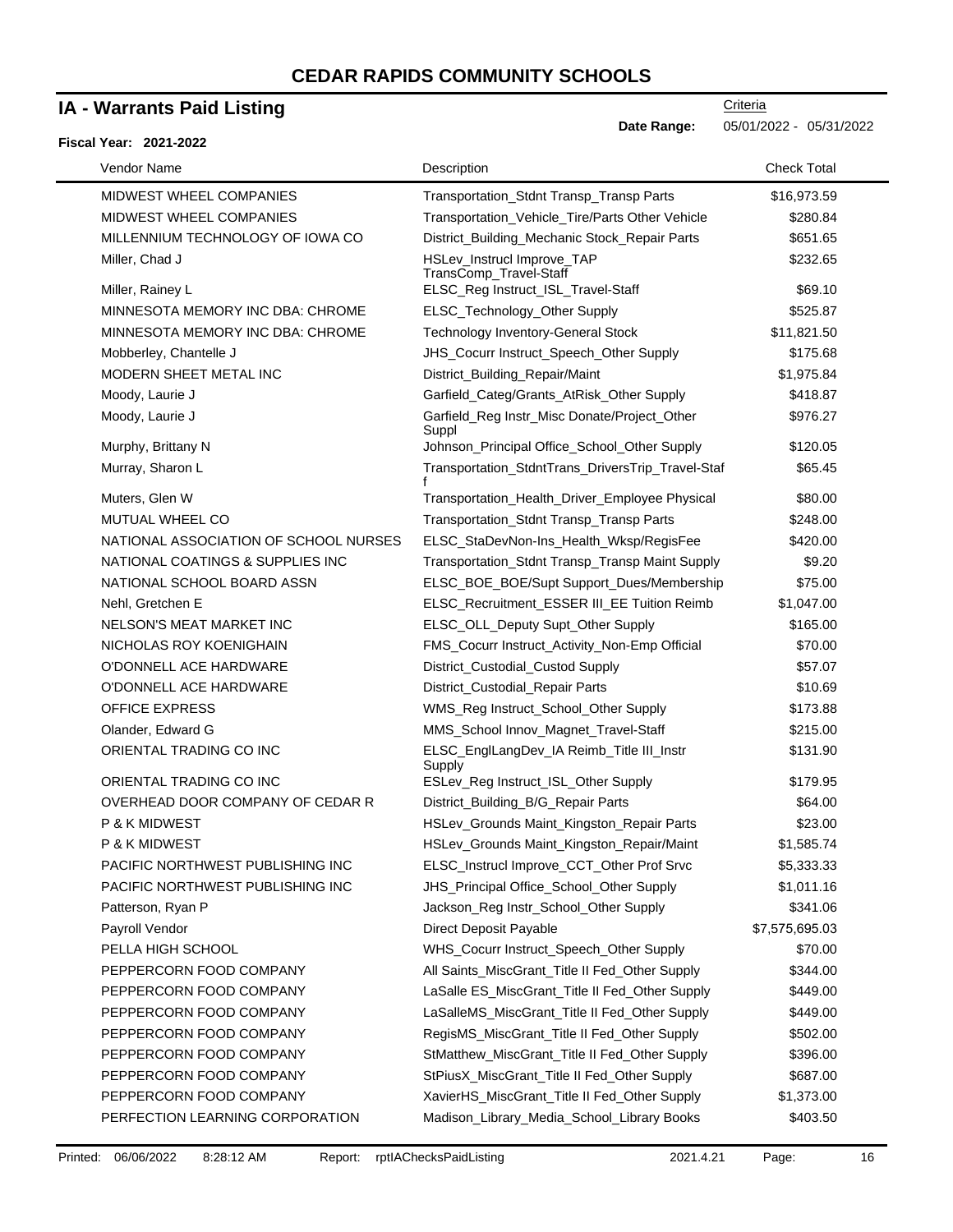# CEDAR RAPIDS COMMUNITY SCHOOLS

## IA - Warrants Paid Listing

Criteria

**Date Range:** 05/01/2022 - 05/31/2022

**Fiscal Year: 2021-2022**

| Vendor Name | Description | Check Total |
|---|---|---|
| MIDWEST WHEEL COMPANIES | Transportation_Stdnt Transp_Transp Parts | $16,973.59 |
| MIDWEST WHEEL COMPANIES | Transportation_Vehicle_Tire/Parts Other Vehicle | $280.84 |
| MILLENNIUM TECHNOLOGY OF IOWA CO | District_Building_Mechanic Stock_Repair Parts | $651.65 |
| Miller, Chad J | HSLev_Instrucl Improve_TAP TransComp_Travel-Staff | $232.65 |
| Miller, Rainey L | ELSC_Reg Instruct_ISL_Travel-Staff | $69.10 |
| MINNESOTA MEMORY INC DBA: CHROME | ELSC_Technology_Other Supply | $525.87 |
| MINNESOTA MEMORY INC DBA: CHROME | Technology Inventory-General Stock | $11,821.50 |
| Mobberley, Chantelle J | JHS_Cocurr Instruct_Speech_Other Supply | $175.68 |
| MODERN SHEET METAL INC | District_Building_Repair/Maint | $1,975.84 |
| Moody, Laurie J | Garfield_Categ/Grants_AtRisk_Other Supply | $418.87 |
| Moody, Laurie J | Garfield_Reg Instr_Misc Donate/Project_Other Suppl | $976.27 |
| Murphy, Brittany N | Johnson_Principal Office_School_Other Supply | $120.05 |
| Murray, Sharon L | Transportation_StdntTrans_DriversTrip_Travel-Staff | $65.45 |
| Muters, Glen W | Transportation_Health_Driver_Employee Physical | $80.00 |
| MUTUAL WHEEL CO | Transportation_Stdnt Transp_Transp Parts | $248.00 |
| NATIONAL ASSOCIATION OF SCHOOL NURSES | ELSC_StaDevNon-Ins_Health_Wksp/RegisFee | $420.00 |
| NATIONAL COATINGS & SUPPLIES INC | Transportation_Stdnt Transp_Transp Maint Supply | $9.20 |
| NATIONAL SCHOOL BOARD ASSN | ELSC_BOE_BOE/Supt Support_Dues/Membership | $75.00 |
| Nehl, Gretchen E | ELSC_Recruitment_ESSER III_EE Tuition Reimb | $1,047.00 |
| NELSON'S MEAT MARKET INC | ELSC_OLL_Deputy Supt_Other Supply | $165.00 |
| NICHOLAS ROY KOENIGHAIN | FMS_Cocurr Instruct_Activity_Non-Emp Official | $70.00 |
| O'DONNELL ACE HARDWARE | District_Custodial_Custod Supply | $57.07 |
| O'DONNELL ACE HARDWARE | District_Custodial_Repair Parts | $10.69 |
| OFFICE EXPRESS | WMS_Reg Instruct_School_Other Supply | $173.88 |
| Olander, Edward G | MMS_School Innov_Magnet_Travel-Staff | $215.00 |
| ORIENTAL TRADING CO INC | ELSC_EnglLangDev_IA Reimb_Title III_Instr Supply | $131.90 |
| ORIENTAL TRADING CO INC | ESLev_Reg Instruct_ISL_Other Supply | $179.95 |
| OVERHEAD DOOR COMPANY OF CEDAR R | District_Building_B/G_Repair Parts | $64.00 |
| P & K MIDWEST | HSLev_Grounds Maint_Kingston_Repair Parts | $23.00 |
| P & K MIDWEST | HSLev_Grounds Maint_Kingston_Repair/Maint | $1,585.74 |
| PACIFIC NORTHWEST PUBLISHING INC | ELSC_Instrucl Improve_CCT_Other Prof Srvc | $5,333.33 |
| PACIFIC NORTHWEST PUBLISHING INC | JHS_Principal Office_School_Other Supply | $1,011.16 |
| Patterson, Ryan P | Jackson_Reg Instr_School_Other Supply | $341.06 |
| Payroll Vendor | Direct Deposit Payable | $7,575,695.03 |
| PELLA HIGH SCHOOL | WHS_Cocurr Instruct_Speech_Other Supply | $70.00 |
| PEPPERCORN FOOD COMPANY | All Saints_MiscGrant_Title II Fed_Other Supply | $344.00 |
| PEPPERCORN FOOD COMPANY | LaSalle ES_MiscGrant_Title II Fed_Other Supply | $449.00 |
| PEPPERCORN FOOD COMPANY | LaSalleMS_MiscGrant_Title II Fed_Other Supply | $449.00 |
| PEPPERCORN FOOD COMPANY | RegisMS_MiscGrant_Title II Fed_Other Supply | $502.00 |
| PEPPERCORN FOOD COMPANY | StMatthew_MiscGrant_Title II Fed_Other Supply | $396.00 |
| PEPPERCORN FOOD COMPANY | StPiusX_MiscGrant_Title II Fed_Other Supply | $687.00 |
| PEPPERCORN FOOD COMPANY | XavierHS_MiscGrant_Title II Fed_Other Supply | $1,373.00 |
| PERFECTION LEARNING CORPORATION | Madison_Library_Media_School_Library Books | $403.50 |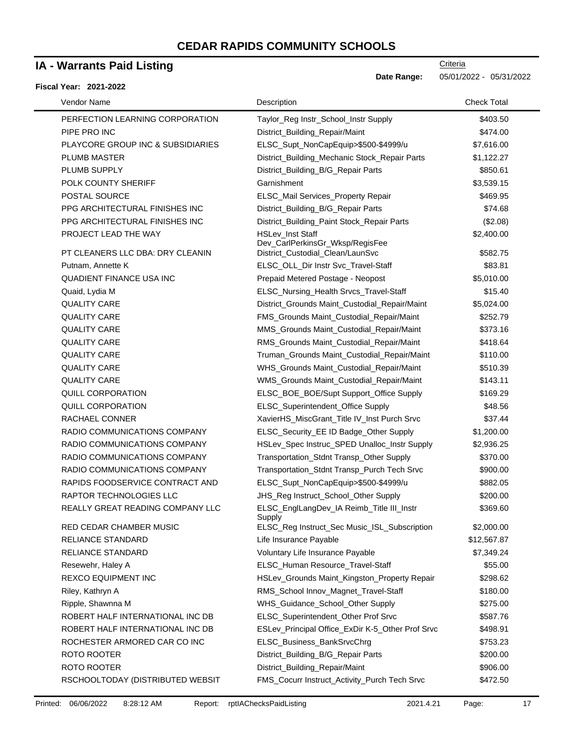# CEDAR RAPIDS COMMUNITY SCHOOLS

## IA - Warrants Paid Listing

Criteria

**Date Range:** 05/01/2022 - 05/31/2022

**Fiscal Year: 2021-2022**

| Vendor Name | Description | Check Total |
|---|---|---|
| PERFECTION LEARNING CORPORATION | Taylor_Reg Instr_School_Instr Supply | $403.50 |
| PIPE PRO INC | District_Building_Repair/Maint | $474.00 |
| PLAYCORE GROUP INC & SUBSIDIARIES | ELSC_Supt_NonCapEquip>$500-$4999/u | $7,616.00 |
| PLUMB MASTER | District_Building_Mechanic Stock_Repair Parts | $1,122.27 |
| PLUMB SUPPLY | District_Building_B/G_Repair Parts | $850.61 |
| POLK COUNTY SHERIFF | Garnishment | $3,539.15 |
| POSTAL SOURCE | ELSC_Mail Services_Property Repair | $469.95 |
| PPG ARCHITECTURAL FINISHES INC | District_Building_B/G_Repair Parts | $74.68 |
| PPG ARCHITECTURAL FINISHES INC | District_Building_Paint Stock_Repair Parts | ($2.08) |
| PROJECT LEAD THE WAY | HSLev_Inst Staff Dev_CarlPerkinsGr_Wksp/RegisFee | $2,400.00 |
| PT CLEANERS LLC DBA: DRY CLEANIN | District_Custodial_Clean/LaunSvc | $582.75 |
| Putnam, Annette K | ELSC_OLL_Dir Instr Svc_Travel-Staff | $83.81 |
| QUADIENT FINANCE USA INC | Prepaid Metered Postage - Neopost | $5,010.00 |
| Quaid, Lydia M | ELSC_Nursing_Health Srvcs_Travel-Staff | $15.40 |
| QUALITY CARE | District_Grounds Maint_Custodial_Repair/Maint | $5,024.00 |
| QUALITY CARE | FMS_Grounds Maint_Custodial_Repair/Maint | $252.79 |
| QUALITY CARE | MMS_Grounds Maint_Custodial_Repair/Maint | $373.16 |
| QUALITY CARE | RMS_Grounds Maint_Custodial_Repair/Maint | $418.64 |
| QUALITY CARE | Truman_Grounds Maint_Custodial_Repair/Maint | $110.00 |
| QUALITY CARE | WHS_Grounds Maint_Custodial_Repair/Maint | $510.39 |
| QUALITY CARE | WMS_Grounds Maint_Custodial_Repair/Maint | $143.11 |
| QUILL CORPORATION | ELSC_BOE_BOE/Supt Support_Office Supply | $169.29 |
| QUILL CORPORATION | ELSC_Superintendent_Office Supply | $48.56 |
| RACHAEL CONNER | XavierHS_MiscGrant_Title IV_Inst Purch Srvc | $37.44 |
| RADIO COMMUNICATIONS COMPANY | ELSC_Security_EE ID Badge_Other Supply | $1,200.00 |
| RADIO COMMUNICATIONS COMPANY | HSLev_Spec Instruc_SPED Unalloc_Instr Supply | $2,936.25 |
| RADIO COMMUNICATIONS COMPANY | Transportation_Stdnt Transp_Other Supply | $370.00 |
| RADIO COMMUNICATIONS COMPANY | Transportation_Stdnt Transp_Purch Tech Srvc | $900.00 |
| RAPIDS FOODSERVICE CONTRACT AND | ELSC_Supt_NonCapEquip>$500-$4999/u | $882.05 |
| RAPTOR TECHNOLOGIES LLC | JHS_Reg Instruct_School_Other Supply | $200.00 |
| REALLY GREAT READING COMPANY LLC | ELSC_EnglLangDev_IA Reimb_Title III_Instr Supply | $369.60 |
| RED CEDAR CHAMBER MUSIC | ELSC_Reg Instruct_Sec Music_ISL_Subscription | $2,000.00 |
| RELIANCE STANDARD | Life Insurance Payable | $12,567.87 |
| RELIANCE STANDARD | Voluntary Life Insurance Payable | $7,349.24 |
| Resewehr, Haley A | ELSC_Human Resource_Travel-Staff | $55.00 |
| REXCO EQUIPMENT INC | HSLev_Grounds Maint_Kingston_Property Repair | $298.62 |
| Riley, Kathryn A | RMS_School Innov_Magnet_Travel-Staff | $180.00 |
| Ripple, Shawnna M | WHS_Guidance_School_Other Supply | $275.00 |
| ROBERT HALF INTERNATIONAL INC DB | ELSC_Superintendent_Other Prof Srvc | $587.76 |
| ROBERT HALF INTERNATIONAL INC DB | ESLev_Principal Office_ExDir K-5_Other Prof Srvc | $498.91 |
| ROCHESTER ARMORED CAR CO INC | ELSC_Business_BankSrvcChrg | $753.23 |
| ROTO ROOTER | District_Building_B/G_Repair Parts | $200.00 |
| ROTO ROOTER | District_Building_Repair/Maint | $906.00 |
| RSCHOOLTODAY (DISTRIBUTED WEBSIT | FMS_Cocurr Instruct_Activity_Purch Tech Srvc | $472.50 |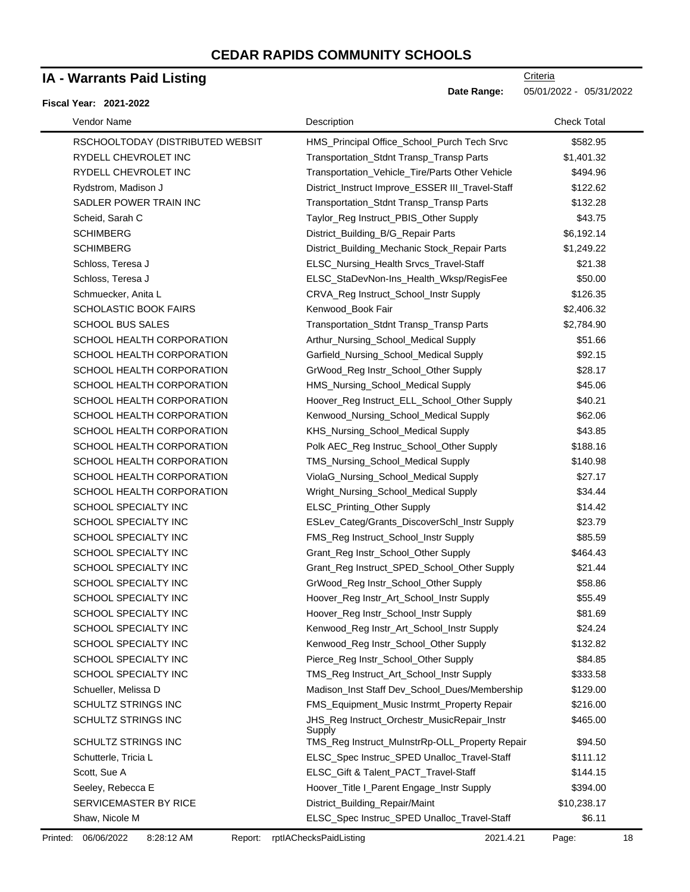# CEDAR RAPIDS COMMUNITY SCHOOLS

## IA - Warrants Paid Listing

Criteria

**Date Range:** 05/01/2022 - 05/31/2022

**Fiscal Year: 2021-2022**

| Vendor Name | Description | Check Total |
|---|---|---|
| RSCHOOLTODAY (DISTRIBUTED WEBSIT | HMS_Principal Office_School_Purch Tech Srvc | $582.95 |
| RYDELL CHEVROLET INC | Transportation_Stdnt Transp_Transp Parts | $1,401.32 |
| RYDELL CHEVROLET INC | Transportation_Vehicle_Tire/Parts Other Vehicle | $494.96 |
| Rydstrom, Madison J | District_Instruct Improve_ESSER III_Travel-Staff | $122.62 |
| SADLER POWER TRAIN INC | Transportation_Stdnt Transp_Transp Parts | $132.28 |
| Scheid, Sarah C | Taylor_Reg Instruct_PBIS_Other Supply | $43.75 |
| SCHIMBERG | District_Building_B/G_Repair Parts | $6,192.14 |
| SCHIMBERG | District_Building_Mechanic Stock_Repair Parts | $1,249.22 |
| Schloss, Teresa J | ELSC_Nursing_Health Srvcs_Travel-Staff | $21.38 |
| Schloss, Teresa J | ELSC_StaDevNon-Ins_Health_Wksp/RegisFee | $50.00 |
| Schmuecker, Anita L | CRVA_Reg Instruct_School_Instr Supply | $126.35 |
| SCHOLASTIC BOOK FAIRS | Kenwood_Book Fair | $2,406.32 |
| SCHOOL BUS SALES | Transportation_Stdnt Transp_Transp Parts | $2,784.90 |
| SCHOOL HEALTH CORPORATION | Arthur_Nursing_School_Medical Supply | $51.66 |
| SCHOOL HEALTH CORPORATION | Garfield_Nursing_School_Medical Supply | $92.15 |
| SCHOOL HEALTH CORPORATION | GrWood_Reg Instr_School_Other Supply | $28.17 |
| SCHOOL HEALTH CORPORATION | HMS_Nursing_School_Medical Supply | $45.06 |
| SCHOOL HEALTH CORPORATION | Hoover_Reg Instruct_ELL_School_Other Supply | $40.21 |
| SCHOOL HEALTH CORPORATION | Kenwood_Nursing_School_Medical Supply | $62.06 |
| SCHOOL HEALTH CORPORATION | KHS_Nursing_School_Medical Supply | $43.85 |
| SCHOOL HEALTH CORPORATION | Polk AEC_Reg Instruc_School_Other Supply | $188.16 |
| SCHOOL HEALTH CORPORATION | TMS_Nursing_School_Medical Supply | $140.98 |
| SCHOOL HEALTH CORPORATION | ViolaG_Nursing_School_Medical Supply | $27.17 |
| SCHOOL HEALTH CORPORATION | Wright_Nursing_School_Medical Supply | $34.44 |
| SCHOOL SPECIALTY INC | ELSC_Printing_Other Supply | $14.42 |
| SCHOOL SPECIALTY INC | ESLev_Categ/Grants_DiscoverSchl_Instr Supply | $23.79 |
| SCHOOL SPECIALTY INC | FMS_Reg Instruct_School_Instr Supply | $85.59 |
| SCHOOL SPECIALTY INC | Grant_Reg Instr_School_Other Supply | $464.43 |
| SCHOOL SPECIALTY INC | Grant_Reg Instruct_SPED_School_Other Supply | $21.44 |
| SCHOOL SPECIALTY INC | GrWood_Reg Instr_School_Other Supply | $58.86 |
| SCHOOL SPECIALTY INC | Hoover_Reg Instr_Art_School_Instr Supply | $55.49 |
| SCHOOL SPECIALTY INC | Hoover_Reg Instr_School_Instr Supply | $81.69 |
| SCHOOL SPECIALTY INC | Kenwood_Reg Instr_Art_School_Instr Supply | $24.24 |
| SCHOOL SPECIALTY INC | Kenwood_Reg Instr_School_Other Supply | $132.82 |
| SCHOOL SPECIALTY INC | Pierce_Reg Instr_School_Other Supply | $84.85 |
| SCHOOL SPECIALTY INC | TMS_Reg Instruct_Art_School_Instr Supply | $333.58 |
| Schueller, Melissa D | Madison_Inst Staff Dev_School_Dues/Membership | $129.00 |
| SCHULTZ STRINGS INC | FMS_Equipment_Music Instrmt_Property Repair | $216.00 |
| SCHULTZ STRINGS INC | JHS_Reg Instruct_Orchestr_MusicRepair_Instr Supply | $465.00 |
| SCHULTZ STRINGS INC | TMS_Reg Instruct_MuInstrRp-OLL_Property Repair | $94.50 |
| Schutterle, Tricia L | ELSC_Spec Instruc_SPED Unalloc_Travel-Staff | $111.12 |
| Scott, Sue A | ELSC_Gift & Talent_PACT_Travel-Staff | $144.15 |
| Seeley, Rebecca E | Hoover_Title I_Parent Engage_Instr Supply | $394.00 |
| SERVICEMASTER BY RICE | District_Building_Repair/Maint | $10,238.17 |
| Shaw, Nicole M | ELSC_Spec Instruc_SPED Unalloc_Travel-Staff | $6.11 |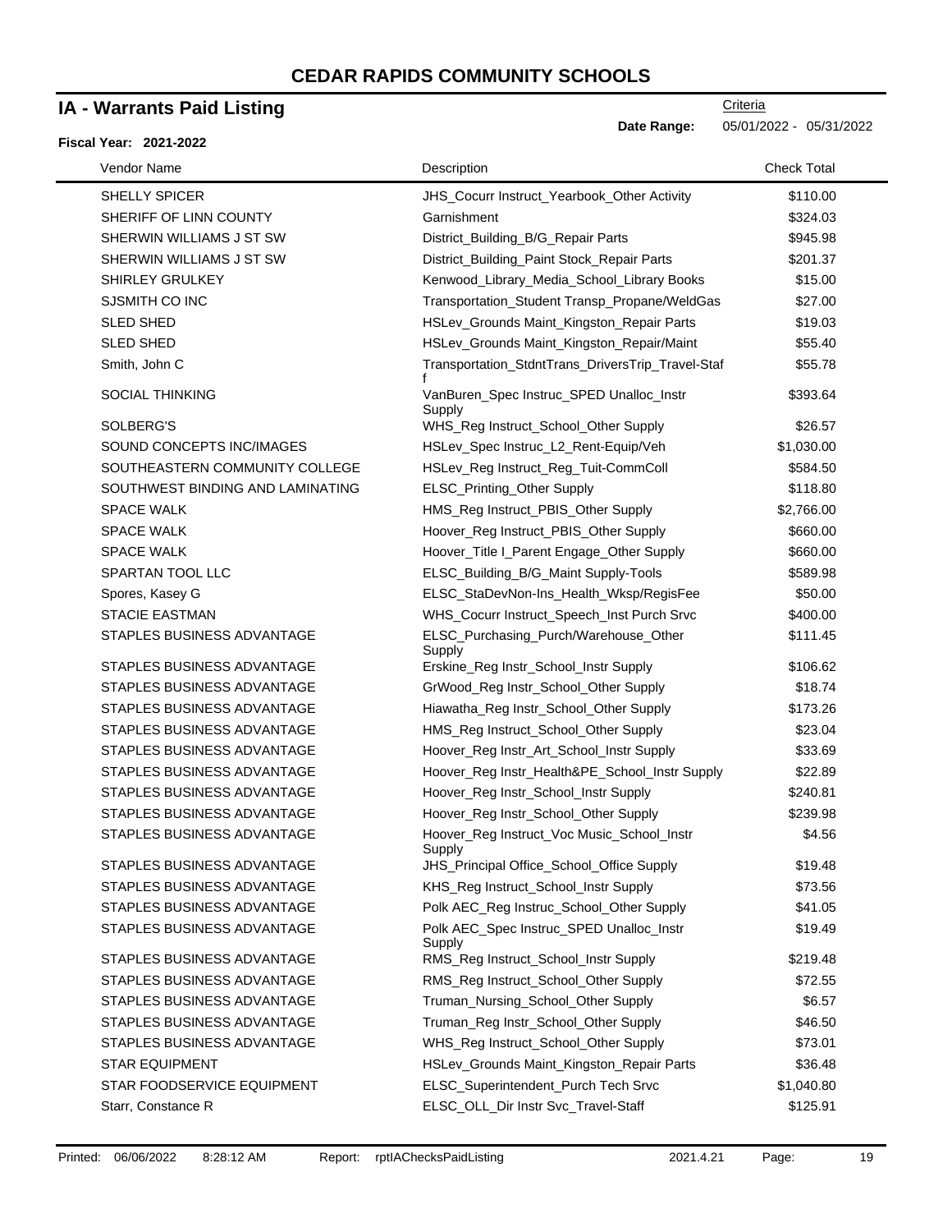# CEDAR RAPIDS COMMUNITY SCHOOLS

## IA - Warrants Paid Listing

Criteria

**Date Range:** 05/01/2022 - 05/31/2022

**Fiscal Year: 2021-2022**

| Vendor Name | Description | Check Total |
|---|---|---|
| SHELLY SPICER | JHS_Cocurr Instruct_Yearbook_Other Activity | $110.00 |
| SHERIFF OF LINN COUNTY | Garnishment | $324.03 |
| SHERWIN WILLIAMS J ST SW | District_Building_B/G_Repair Parts | $945.98 |
| SHERWIN WILLIAMS J ST SW | District_Building_Paint Stock_Repair Parts | $201.37 |
| SHIRLEY GRULKEY | Kenwood_Library_Media_School_Library Books | $15.00 |
| SJSMITH CO INC | Transportation_Student Transp_Propane/WeldGas | $27.00 |
| SLED SHED | HSLev_Grounds Maint_Kingston_Repair Parts | $19.03 |
| SLED SHED | HSLev_Grounds Maint_Kingston_Repair/Maint | $55.40 |
| Smith, John C | Transportation_StdntTrans_DriversTrip_Travel-Staff | $55.78 |
| SOCIAL THINKING | VanBuren_Spec Instruc_SPED Unalloc_Instr Supply | $393.64 |
| SOLBERG'S | WHS_Reg Instruct_School_Other Supply | $26.57 |
| SOUND CONCEPTS INC/IMAGES | HSLev_Spec Instruc_L2_Rent-Equip/Veh | $1,030.00 |
| SOUTHEASTERN COMMUNITY COLLEGE | HSLev_Reg Instruct_Reg_Tuit-CommColl | $584.50 |
| SOUTHWEST BINDING AND LAMINATING | ELSC_Printing_Other Supply | $118.80 |
| SPACE WALK | HMS_Reg Instruct_PBIS_Other Supply | $2,766.00 |
| SPACE WALK | Hoover_Reg Instruct_PBIS_Other Supply | $660.00 |
| SPACE WALK | Hoover_Title I_Parent Engage_Other Supply | $660.00 |
| SPARTAN TOOL LLC | ELSC_Building_B/G_Maint Supply-Tools | $589.98 |
| Spores, Kasey G | ELSC_StaDevNon-Ins_Health_Wksp/RegisFee | $50.00 |
| STACIE EASTMAN | WHS_Cocurr Instruct_Speech_Inst Purch Srvc | $400.00 |
| STAPLES BUSINESS ADVANTAGE | ELSC_Purchasing_Purch/Warehouse_Other Supply | $111.45 |
| STAPLES BUSINESS ADVANTAGE | Erskine_Reg Instr_School_Instr Supply | $106.62 |
| STAPLES BUSINESS ADVANTAGE | GrWood_Reg Instr_School_Other Supply | $18.74 |
| STAPLES BUSINESS ADVANTAGE | Hiawatha_Reg Instr_School_Other Supply | $173.26 |
| STAPLES BUSINESS ADVANTAGE | HMS_Reg Instruct_School_Other Supply | $23.04 |
| STAPLES BUSINESS ADVANTAGE | Hoover_Reg Instr_Art_School_Instr Supply | $33.69 |
| STAPLES BUSINESS ADVANTAGE | Hoover_Reg Instr_Health&PE_School_Instr Supply | $22.89 |
| STAPLES BUSINESS ADVANTAGE | Hoover_Reg Instr_School_Instr Supply | $240.81 |
| STAPLES BUSINESS ADVANTAGE | Hoover_Reg Instr_School_Other Supply | $239.98 |
| STAPLES BUSINESS ADVANTAGE | Hoover_Reg Instruct_Voc Music_School_Instr Supply | $4.56 |
| STAPLES BUSINESS ADVANTAGE | JHS_Principal Office_School_Office Supply | $19.48 |
| STAPLES BUSINESS ADVANTAGE | KHS_Reg Instruct_School_Instr Supply | $73.56 |
| STAPLES BUSINESS ADVANTAGE | Polk AEC_Reg Instruc_School_Other Supply | $41.05 |
| STAPLES BUSINESS ADVANTAGE | Polk AEC_Spec Instruc_SPED Unalloc_Instr Supply | $19.49 |
| STAPLES BUSINESS ADVANTAGE | RMS_Reg Instruct_School_Instr Supply | $219.48 |
| STAPLES BUSINESS ADVANTAGE | RMS_Reg Instruct_School_Other Supply | $72.55 |
| STAPLES BUSINESS ADVANTAGE | Truman_Nursing_School_Other Supply | $6.57 |
| STAPLES BUSINESS ADVANTAGE | Truman_Reg Instr_School_Other Supply | $46.50 |
| STAPLES BUSINESS ADVANTAGE | WHS_Reg Instruct_School_Other Supply | $73.01 |
| STAR EQUIPMENT | HSLev_Grounds Maint_Kingston_Repair Parts | $36.48 |
| STAR FOODSERVICE EQUIPMENT | ELSC_Superintendent_Purch Tech Srvc | $1,040.80 |
| Starr, Constance R | ELSC_OLL_Dir Instr Svc_Travel-Staff | $125.91 |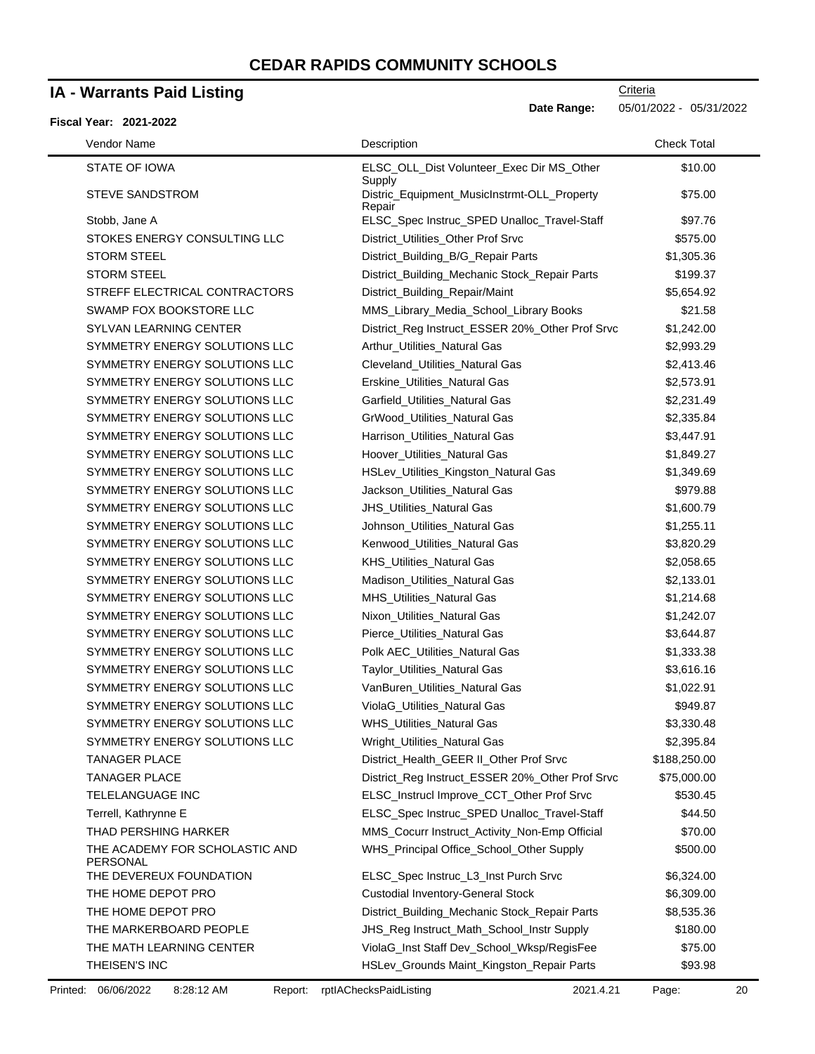# CEDAR RAPIDS COMMUNITY SCHOOLS

## IA - Warrants Paid Listing

Criteria

**Date Range:** 05/01/2022 - 05/31/2022

**Fiscal Year: 2021-2022**

| Vendor Name | Description | Check Total |
|---|---|---|
| STATE OF IOWA | ELSC_OLL_Dist Volunteer_Exec Dir MS_Other Supply | $10.00 |
| STEVE SANDSTROM | Distric_Equipment_MusicInstrmt-OLL_Property Repair | $75.00 |
| Stobb, Jane A | ELSC_Spec Instruc_SPED Unalloc_Travel-Staff | $97.76 |
| STOKES ENERGY CONSULTING LLC | District_Utilities_Other Prof Srvc | $575.00 |
| STORM STEEL | District_Building_B/G_Repair Parts | $1,305.36 |
| STORM STEEL | District_Building_Mechanic Stock_Repair Parts | $199.37 |
| STREFF ELECTRICAL CONTRACTORS | District_Building_Repair/Maint | $5,654.92 |
| SWAMP FOX BOOKSTORE LLC | MMS_Library_Media_School_Library Books | $21.58 |
| SYLVAN LEARNING CENTER | District_Reg Instruct_ESSER 20%_Other Prof Srvc | $1,242.00 |
| SYMMETRY ENERGY SOLUTIONS LLC | Arthur_Utilities_Natural Gas | $2,993.29 |
| SYMMETRY ENERGY SOLUTIONS LLC | Cleveland_Utilities_Natural Gas | $2,413.46 |
| SYMMETRY ENERGY SOLUTIONS LLC | Erskine_Utilities_Natural Gas | $2,573.91 |
| SYMMETRY ENERGY SOLUTIONS LLC | Garfield_Utilities_Natural Gas | $2,231.49 |
| SYMMETRY ENERGY SOLUTIONS LLC | GrWood_Utilities_Natural Gas | $2,335.84 |
| SYMMETRY ENERGY SOLUTIONS LLC | Harrison_Utilities_Natural Gas | $3,447.91 |
| SYMMETRY ENERGY SOLUTIONS LLC | Hoover_Utilities_Natural Gas | $1,849.27 |
| SYMMETRY ENERGY SOLUTIONS LLC | HSLev_Utilities_Kingston_Natural Gas | $1,349.69 |
| SYMMETRY ENERGY SOLUTIONS LLC | Jackson_Utilities_Natural Gas | $979.88 |
| SYMMETRY ENERGY SOLUTIONS LLC | JHS_Utilities_Natural Gas | $1,600.79 |
| SYMMETRY ENERGY SOLUTIONS LLC | Johnson_Utilities_Natural Gas | $1,255.11 |
| SYMMETRY ENERGY SOLUTIONS LLC | Kenwood_Utilities_Natural Gas | $3,820.29 |
| SYMMETRY ENERGY SOLUTIONS LLC | KHS_Utilities_Natural Gas | $2,058.65 |
| SYMMETRY ENERGY SOLUTIONS LLC | Madison_Utilities_Natural Gas | $2,133.01 |
| SYMMETRY ENERGY SOLUTIONS LLC | MHS_Utilities_Natural Gas | $1,214.68 |
| SYMMETRY ENERGY SOLUTIONS LLC | Nixon_Utilities_Natural Gas | $1,242.07 |
| SYMMETRY ENERGY SOLUTIONS LLC | Pierce_Utilities_Natural Gas | $3,644.87 |
| SYMMETRY ENERGY SOLUTIONS LLC | Polk AEC_Utilities_Natural Gas | $1,333.38 |
| SYMMETRY ENERGY SOLUTIONS LLC | Taylor_Utilities_Natural Gas | $3,616.16 |
| SYMMETRY ENERGY SOLUTIONS LLC | VanBuren_Utilities_Natural Gas | $1,022.91 |
| SYMMETRY ENERGY SOLUTIONS LLC | ViolaG_Utilities_Natural Gas | $949.87 |
| SYMMETRY ENERGY SOLUTIONS LLC | WHS_Utilities_Natural Gas | $3,330.48 |
| SYMMETRY ENERGY SOLUTIONS LLC | Wright_Utilities_Natural Gas | $2,395.84 |
| TANAGER PLACE | District_Health_GEER II_Other Prof Srvc | $188,250.00 |
| TANAGER PLACE | District_Reg Instruct_ESSER 20%_Other Prof Srvc | $75,000.00 |
| TELELANGUAGE INC | ELSC_Instrucl Improve_CCT_Other Prof Srvc | $530.45 |
| Terrell, Kathrynne E | ELSC_Spec Instruc_SPED Unalloc_Travel-Staff | $44.50 |
| THAD PERSHING HARKER | MMS_Cocurr Instruct_Activity_Non-Emp Official | $70.00 |
| THE ACADEMY FOR SCHOLASTIC AND PERSONAL | WHS_Principal Office_School_Other Supply | $500.00 |
| THE DEVEREUX FOUNDATION | ELSC_Spec Instruc_L3_Inst Purch Srvc | $6,324.00 |
| THE HOME DEPOT PRO | Custodial Inventory-General Stock | $6,309.00 |
| THE HOME DEPOT PRO | District_Building_Mechanic Stock_Repair Parts | $8,535.36 |
| THE MARKERBOARD PEOPLE | JHS_Reg Instruct_Math_School_Instr Supply | $180.00 |
| THE MATH LEARNING CENTER | ViolaG_Inst Staff Dev_School_Wksp/RegisFee | $75.00 |
| THEISEN'S INC | HSLev_Grounds Maint_Kingston_Repair Parts | $93.98 |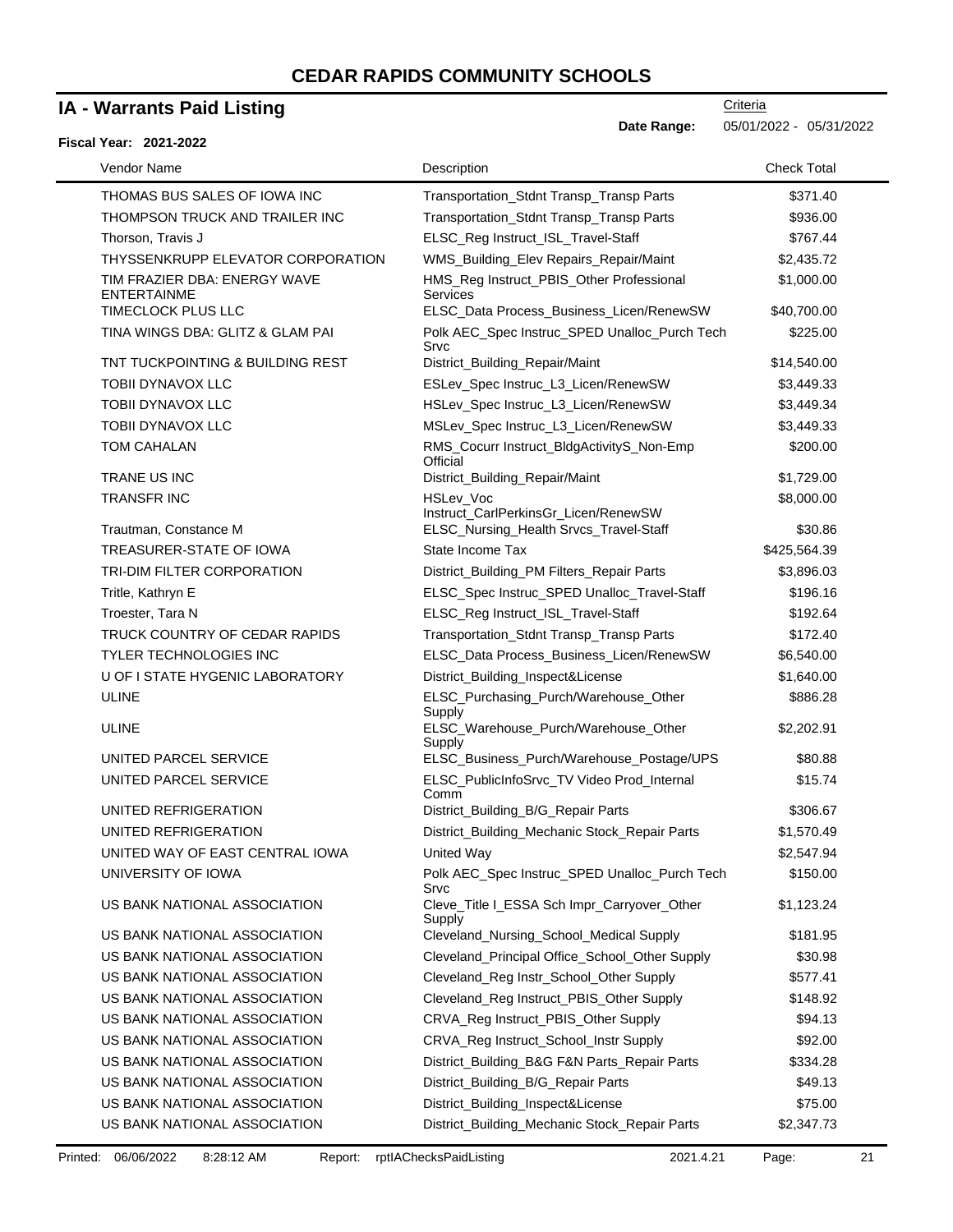# CEDAR RAPIDS COMMUNITY SCHOOLS

## IA - Warrants Paid Listing

Criteria

**Date Range:** 05/01/2022 - 05/31/2022

**Fiscal Year: 2021-2022**

| Vendor Name | Description | Check Total |
|---|---|---|
| THOMAS BUS SALES OF IOWA INC | Transportation_Stdnt Transp_Transp Parts | $371.40 |
| THOMPSON TRUCK AND TRAILER INC | Transportation_Stdnt Transp_Transp Parts | $936.00 |
| Thorson, Travis J | ELSC_Reg Instruct_ISL_Travel-Staff | $767.44 |
| THYSSENKRUPP ELEVATOR CORPORATION | WMS_Building_Elev Repairs_Repair/Maint | $2,435.72 |
| TIM FRAZIER DBA: ENERGY WAVE ENTERTAINME | HMS_Reg Instruct_PBIS_Other Professional Services | $1,000.00 |
| TIMECLOCK PLUS LLC | ELSC_Data Process_Business_Licen/RenewSW | $40,700.00 |
| TINA WINGS DBA: GLITZ & GLAM PAI | Polk AEC_Spec Instruc_SPED Unalloc_Purch Tech Srvc | $225.00 |
| TNT TUCKPOINTING & BUILDING REST | District_Building_Repair/Maint | $14,540.00 |
| TOBII DYNAVOX LLC | ESLev_Spec Instruc_L3_Licen/RenewSW | $3,449.33 |
| TOBII DYNAVOX LLC | HSLev_Spec Instruc_L3_Licen/RenewSW | $3,449.34 |
| TOBII DYNAVOX LLC | MSLev_Spec Instruc_L3_Licen/RenewSW | $3,449.33 |
| TOM CAHALAN | RMS_Cocurr Instruct_BldgActivityS_Non-Emp Official | $200.00 |
| TRANE US INC | District_Building_Repair/Maint | $1,729.00 |
| TRANSFR INC | HSLev_Voc Instruct_CarlPerkinsGr_Licen/RenewSW | $8,000.00 |
| Trautman, Constance M | ELSC_Nursing_Health Srvcs_Travel-Staff | $30.86 |
| TREASURER-STATE OF IOWA | State Income Tax | $425,564.39 |
| TRI-DIM FILTER CORPORATION | District_Building_PM Filters_Repair Parts | $3,896.03 |
| Tritle, Kathryn E | ELSC_Spec Instruc_SPED Unalloc_Travel-Staff | $196.16 |
| Troester, Tara N | ELSC_Reg Instruct_ISL_Travel-Staff | $192.64 |
| TRUCK COUNTRY OF CEDAR RAPIDS | Transportation_Stdnt Transp_Transp Parts | $172.40 |
| TYLER TECHNOLOGIES INC | ELSC_Data Process_Business_Licen/RenewSW | $6,540.00 |
| U OF I STATE HYGENIC LABORATORY | District_Building_Inspect&License | $1,640.00 |
| ULINE | ELSC_Purchasing_Purch/Warehouse_Other Supply | $886.28 |
| ULINE | ELSC_Warehouse_Purch/Warehouse_Other Supply | $2,202.91 |
| UNITED PARCEL SERVICE | ELSC_Business_Purch/Warehouse_Postage/UPS | $80.88 |
| UNITED PARCEL SERVICE | ELSC_PublicInfoSrvc_TV Video Prod_Internal Comm | $15.74 |
| UNITED REFRIGERATION | District_Building_B/G_Repair Parts | $306.67 |
| UNITED REFRIGERATION | District_Building_Mechanic Stock_Repair Parts | $1,570.49 |
| UNITED WAY OF EAST CENTRAL IOWA | United Way | $2,547.94 |
| UNIVERSITY OF IOWA | Polk AEC_Spec Instruc_SPED Unalloc_Purch Tech Srvc | $150.00 |
| US BANK NATIONAL ASSOCIATION | Cleve_Title I_ESSA Sch Impr_Carryover_Other Supply | $1,123.24 |
| US BANK NATIONAL ASSOCIATION | Cleveland_Nursing_School_Medical Supply | $181.95 |
| US BANK NATIONAL ASSOCIATION | Cleveland_Principal Office_School_Other Supply | $30.98 |
| US BANK NATIONAL ASSOCIATION | Cleveland_Reg Instr_School_Other Supply | $577.41 |
| US BANK NATIONAL ASSOCIATION | Cleveland_Reg Instruct_PBIS_Other Supply | $148.92 |
| US BANK NATIONAL ASSOCIATION | CRVA_Reg Instruct_PBIS_Other Supply | $94.13 |
| US BANK NATIONAL ASSOCIATION | CRVA_Reg Instruct_School_Instr Supply | $92.00 |
| US BANK NATIONAL ASSOCIATION | District_Building_B&G F&N Parts_Repair Parts | $334.28 |
| US BANK NATIONAL ASSOCIATION | District_Building_B/G_Repair Parts | $49.13 |
| US BANK NATIONAL ASSOCIATION | District_Building_Inspect&License | $75.00 |
| US BANK NATIONAL ASSOCIATION | District_Building_Mechanic Stock_Repair Parts | $2,347.73 |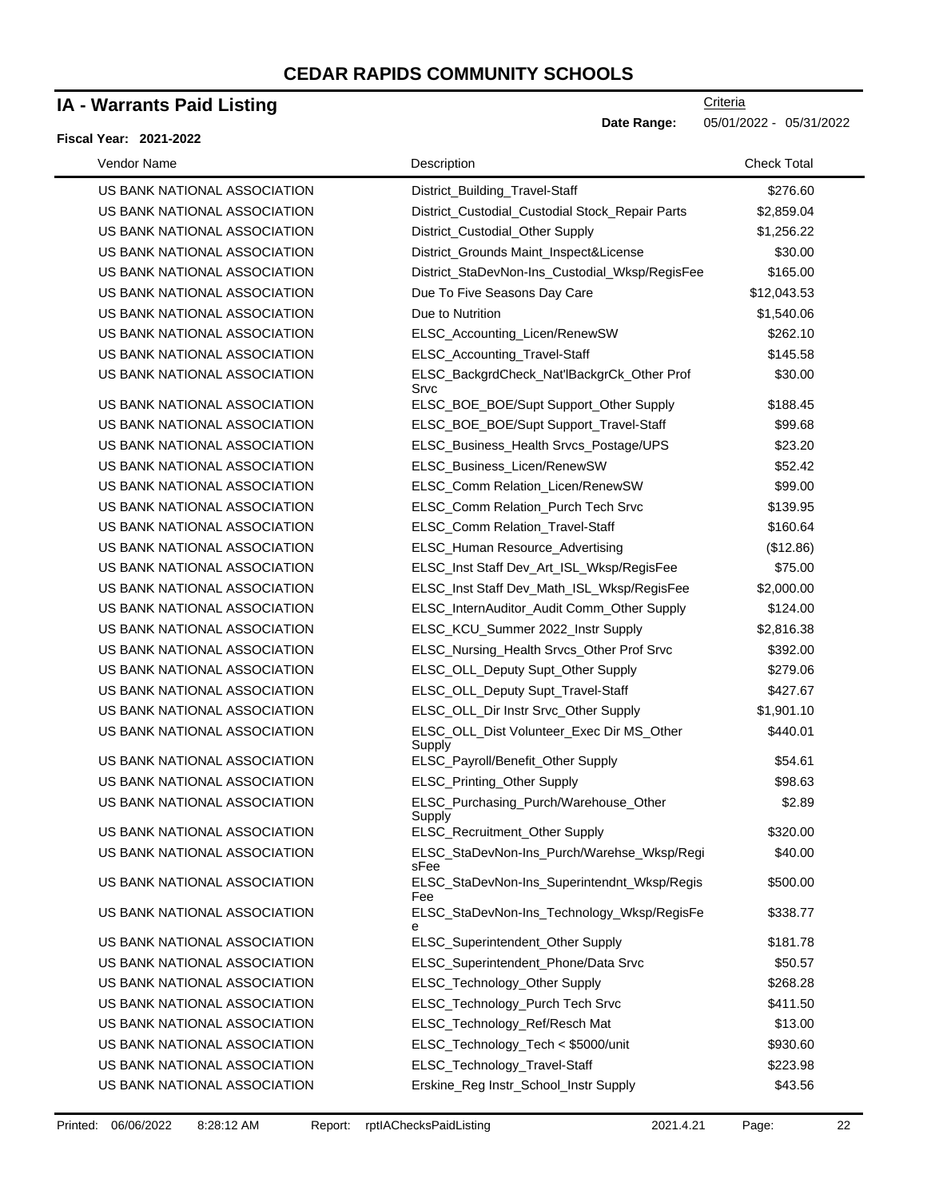# CEDAR RAPIDS COMMUNITY SCHOOLS

## IA - Warrants Paid Listing

**Fiscal Year: 2021-2022**

Criteria
**Date Range:** 05/01/2022 - 05/31/2022

| Vendor Name | Description | Check Total |
|---|---|---|
| US BANK NATIONAL ASSOCIATION | District_Building_Travel-Staff | $276.60 |
| US BANK NATIONAL ASSOCIATION | District_Custodial_Custodial Stock_Repair Parts | $2,859.04 |
| US BANK NATIONAL ASSOCIATION | District_Custodial_Other Supply | $1,256.22 |
| US BANK NATIONAL ASSOCIATION | District_Grounds Maint_Inspect&License | $30.00 |
| US BANK NATIONAL ASSOCIATION | District_StaDevNon-Ins_Custodial_Wksp/RegisFee | $165.00 |
| US BANK NATIONAL ASSOCIATION | Due To Five Seasons Day Care | $12,043.53 |
| US BANK NATIONAL ASSOCIATION | Due to Nutrition | $1,540.06 |
| US BANK NATIONAL ASSOCIATION | ELSC_Accounting_Licen/RenewSW | $262.10 |
| US BANK NATIONAL ASSOCIATION | ELSC_Accounting_Travel-Staff | $145.58 |
| US BANK NATIONAL ASSOCIATION | ELSC_BackgrdCheck_Nat'lBackgrCk_Other Prof Srvc | $30.00 |
| US BANK NATIONAL ASSOCIATION | ELSC_BOE_BOE/Supt Support_Other Supply | $188.45 |
| US BANK NATIONAL ASSOCIATION | ELSC_BOE_BOE/Supt Support_Travel-Staff | $99.68 |
| US BANK NATIONAL ASSOCIATION | ELSC_Business_Health Srvcs_Postage/UPS | $23.20 |
| US BANK NATIONAL ASSOCIATION | ELSC_Business_Licen/RenewSW | $52.42 |
| US BANK NATIONAL ASSOCIATION | ELSC_Comm Relation_Licen/RenewSW | $99.00 |
| US BANK NATIONAL ASSOCIATION | ELSC_Comm Relation_Purch Tech Srvc | $139.95 |
| US BANK NATIONAL ASSOCIATION | ELSC_Comm Relation_Travel-Staff | $160.64 |
| US BANK NATIONAL ASSOCIATION | ELSC_Human Resource_Advertising | ($12.86) |
| US BANK NATIONAL ASSOCIATION | ELSC_Inst Staff Dev_Art_ISL_Wksp/RegisFee | $75.00 |
| US BANK NATIONAL ASSOCIATION | ELSC_Inst Staff Dev_Math_ISL_Wksp/RegisFee | $2,000.00 |
| US BANK NATIONAL ASSOCIATION | ELSC_InternAuditor_Audit Comm_Other Supply | $124.00 |
| US BANK NATIONAL ASSOCIATION | ELSC_KCU_Summer 2022_Instr Supply | $2,816.38 |
| US BANK NATIONAL ASSOCIATION | ELSC_Nursing_Health Srvcs_Other Prof Srvc | $392.00 |
| US BANK NATIONAL ASSOCIATION | ELSC_OLL_Deputy Supt_Other Supply | $279.06 |
| US BANK NATIONAL ASSOCIATION | ELSC_OLL_Deputy Supt_Travel-Staff | $427.67 |
| US BANK NATIONAL ASSOCIATION | ELSC_OLL_Dir Instr Srvc_Other Supply | $1,901.10 |
| US BANK NATIONAL ASSOCIATION | ELSC_OLL_Dist Volunteer_Exec Dir MS_Other Supply | $440.01 |
| US BANK NATIONAL ASSOCIATION | ELSC_Payroll/Benefit_Other Supply | $54.61 |
| US BANK NATIONAL ASSOCIATION | ELSC_Printing_Other Supply | $98.63 |
| US BANK NATIONAL ASSOCIATION | ELSC_Purchasing_Purch/Warehouse_Other Supply | $2.89 |
| US BANK NATIONAL ASSOCIATION | ELSC_Recruitment_Other Supply | $320.00 |
| US BANK NATIONAL ASSOCIATION | ELSC_StaDevNon-Ins_Purch/Warehse_Wksp/RegisFee | $40.00 |
| US BANK NATIONAL ASSOCIATION | ELSC_StaDevNon-Ins_Superintendnt_Wksp/RegisFee | $500.00 |
| US BANK NATIONAL ASSOCIATION | ELSC_StaDevNon-Ins_Technology_Wksp/RegisFee | $338.77 |
| US BANK NATIONAL ASSOCIATION | ELSC_Superintendent_Other Supply | $181.78 |
| US BANK NATIONAL ASSOCIATION | ELSC_Superintendent_Phone/Data Srvc | $50.57 |
| US BANK NATIONAL ASSOCIATION | ELSC_Technology_Other Supply | $268.28 |
| US BANK NATIONAL ASSOCIATION | ELSC_Technology_Purch Tech Srvc | $411.50 |
| US BANK NATIONAL ASSOCIATION | ELSC_Technology_Ref/Resch Mat | $13.00 |
| US BANK NATIONAL ASSOCIATION | ELSC_Technology_Tech < $5000/unit | $930.60 |
| US BANK NATIONAL ASSOCIATION | ELSC_Technology_Travel-Staff | $223.98 |
| US BANK NATIONAL ASSOCIATION | Erskine_Reg Instr_School_Instr Supply | $43.56 |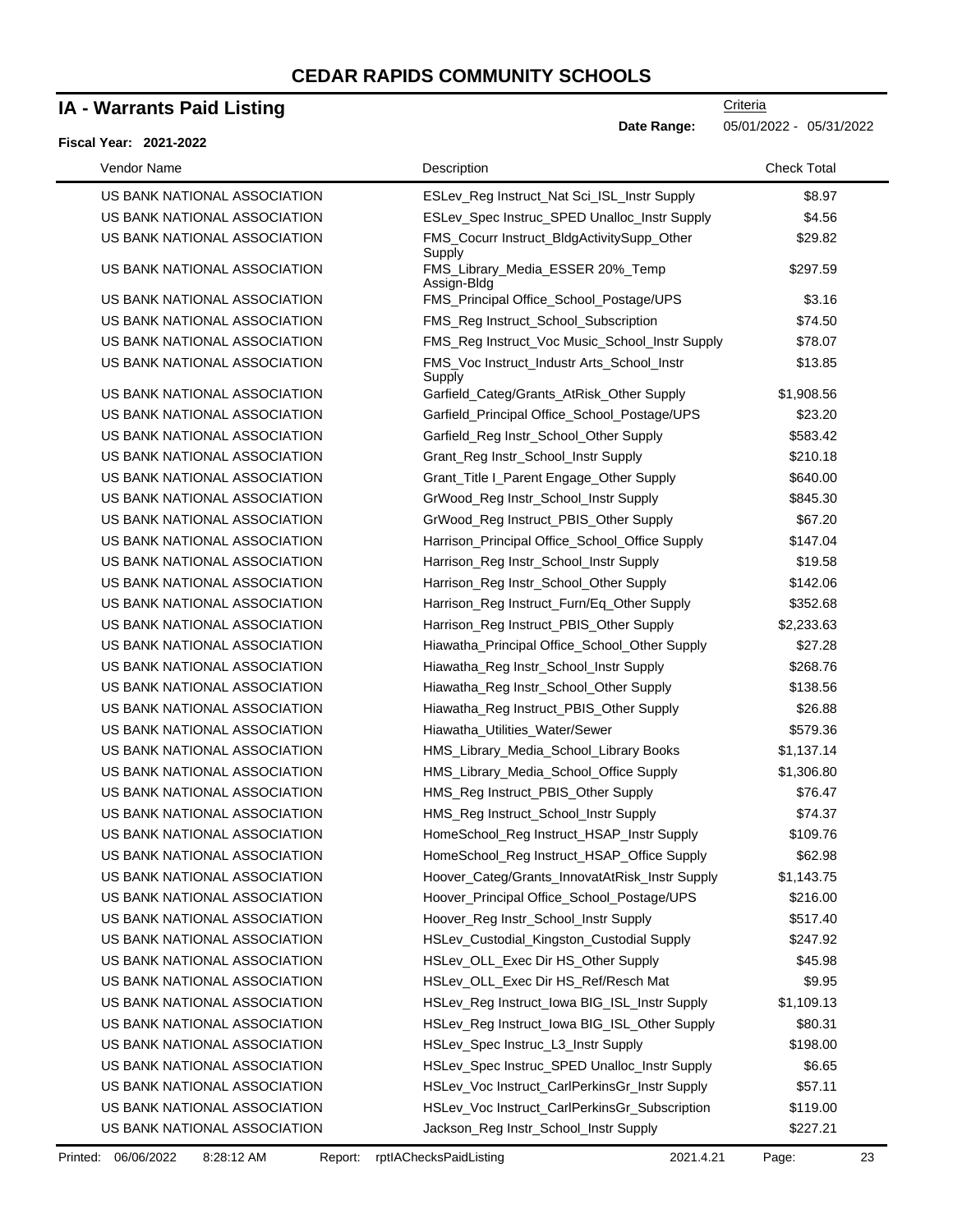# CEDAR RAPIDS COMMUNITY SCHOOLS

## IA - Warrants Paid Listing

**Fiscal Year: 2021-2022**

Criteria

**Date Range:** 05/01/2022 - 05/31/2022

| Vendor Name | Description | Check Total |
|---|---|---|
| US BANK NATIONAL ASSOCIATION | ESLev_Reg Instruct_Nat Sci_ISL_Instr Supply | $8.97 |
| US BANK NATIONAL ASSOCIATION | ESLev_Spec Instruc_SPED Unalloc_Instr Supply | $4.56 |
| US BANK NATIONAL ASSOCIATION | FMS_Cocurr Instruct_BldgActivitySupp_Other Supply | $29.82 |
| US BANK NATIONAL ASSOCIATION | FMS_Library_Media_ESSER 20%_Temp Assign-Bldg | $297.59 |
| US BANK NATIONAL ASSOCIATION | FMS_Principal Office_School_Postage/UPS | $3.16 |
| US BANK NATIONAL ASSOCIATION | FMS_Reg Instruct_School_Subscription | $74.50 |
| US BANK NATIONAL ASSOCIATION | FMS_Reg Instruct_Voc Music_School_Instr Supply | $78.07 |
| US BANK NATIONAL ASSOCIATION | FMS_Voc Instruct_Industr Arts_School_Instr Supply | $13.85 |
| US BANK NATIONAL ASSOCIATION | Garfield_Categ/Grants_AtRisk_Other Supply | $1,908.56 |
| US BANK NATIONAL ASSOCIATION | Garfield_Principal Office_School_Postage/UPS | $23.20 |
| US BANK NATIONAL ASSOCIATION | Garfield_Reg Instr_School_Other Supply | $583.42 |
| US BANK NATIONAL ASSOCIATION | Grant_Reg Instr_School_Instr Supply | $210.18 |
| US BANK NATIONAL ASSOCIATION | Grant_Title I_Parent Engage_Other Supply | $640.00 |
| US BANK NATIONAL ASSOCIATION | GrWood_Reg Instr_School_Instr Supply | $845.30 |
| US BANK NATIONAL ASSOCIATION | GrWood_Reg Instruct_PBIS_Other Supply | $67.20 |
| US BANK NATIONAL ASSOCIATION | Harrison_Principal Office_School_Office Supply | $147.04 |
| US BANK NATIONAL ASSOCIATION | Harrison_Reg Instr_School_Instr Supply | $19.58 |
| US BANK NATIONAL ASSOCIATION | Harrison_Reg Instr_School_Other Supply | $142.06 |
| US BANK NATIONAL ASSOCIATION | Harrison_Reg Instruct_Furn/Eq_Other Supply | $352.68 |
| US BANK NATIONAL ASSOCIATION | Harrison_Reg Instruct_PBIS_Other Supply | $2,233.63 |
| US BANK NATIONAL ASSOCIATION | Hiawatha_Principal Office_School_Other Supply | $27.28 |
| US BANK NATIONAL ASSOCIATION | Hiawatha_Reg Instr_School_Instr Supply | $268.76 |
| US BANK NATIONAL ASSOCIATION | Hiawatha_Reg Instr_School_Other Supply | $138.56 |
| US BANK NATIONAL ASSOCIATION | Hiawatha_Reg Instruct_PBIS_Other Supply | $26.88 |
| US BANK NATIONAL ASSOCIATION | Hiawatha_Utilities_Water/Sewer | $579.36 |
| US BANK NATIONAL ASSOCIATION | HMS_Library_Media_School_Library Books | $1,137.14 |
| US BANK NATIONAL ASSOCIATION | HMS_Library_Media_School_Office Supply | $1,306.80 |
| US BANK NATIONAL ASSOCIATION | HMS_Reg Instruct_PBIS_Other Supply | $76.47 |
| US BANK NATIONAL ASSOCIATION | HMS_Reg Instruct_School_Instr Supply | $74.37 |
| US BANK NATIONAL ASSOCIATION | HomeSchool_Reg Instruct_HSAP_Instr Supply | $109.76 |
| US BANK NATIONAL ASSOCIATION | HomeSchool_Reg Instruct_HSAP_Office Supply | $62.98 |
| US BANK NATIONAL ASSOCIATION | Hoover_Categ/Grants_InnovatAtRisk_Instr Supply | $1,143.75 |
| US BANK NATIONAL ASSOCIATION | Hoover_Principal Office_School_Postage/UPS | $216.00 |
| US BANK NATIONAL ASSOCIATION | Hoover_Reg Instr_School_Instr Supply | $517.40 |
| US BANK NATIONAL ASSOCIATION | HSLev_Custodial_Kingston_Custodial Supply | $247.92 |
| US BANK NATIONAL ASSOCIATION | HSLev_OLL_Exec Dir HS_Other Supply | $45.98 |
| US BANK NATIONAL ASSOCIATION | HSLev_OLL_Exec Dir HS_Ref/Resch Mat | $9.95 |
| US BANK NATIONAL ASSOCIATION | HSLev_Reg Instruct_Iowa BIG_ISL_Instr Supply | $1,109.13 |
| US BANK NATIONAL ASSOCIATION | HSLev_Reg Instruct_Iowa BIG_ISL_Other Supply | $80.31 |
| US BANK NATIONAL ASSOCIATION | HSLev_Spec Instruc_L3_Instr Supply | $198.00 |
| US BANK NATIONAL ASSOCIATION | HSLev_Spec Instruc_SPED Unalloc_Instr Supply | $6.65 |
| US BANK NATIONAL ASSOCIATION | HSLev_Voc Instruct_CarlPerkinsGr_Instr Supply | $57.11 |
| US BANK NATIONAL ASSOCIATION | HSLev_Voc Instruct_CarlPerkinsGr_Subscription | $119.00 |
| US BANK NATIONAL ASSOCIATION | Jackson_Reg Instr_School_Instr Supply | $227.21 |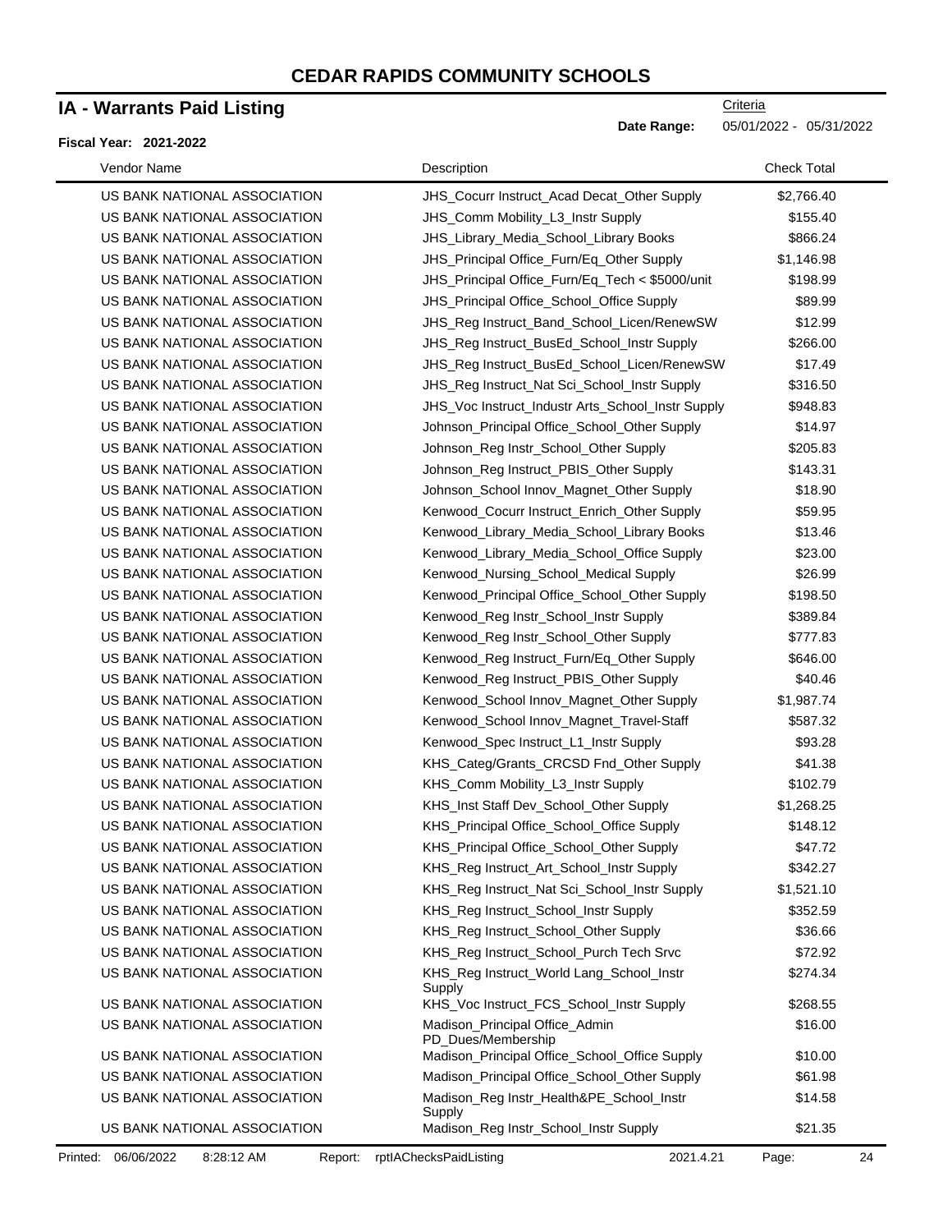# CEDAR RAPIDS COMMUNITY SCHOOLS

## IA - Warrants Paid Listing

**Fiscal Year: 2021-2022**

Criteria

**Date Range:** 05/01/2022 - 05/31/2022

| Vendor Name | Description | Check Total |
|---|---|---|
| US BANK NATIONAL ASSOCIATION | JHS_Cocurr Instruct_Acad Decat_Other Supply | $2,766.40 |
| US BANK NATIONAL ASSOCIATION | JHS_Comm Mobility_L3_Instr Supply | $155.40 |
| US BANK NATIONAL ASSOCIATION | JHS_Library_Media_School_Library Books | $866.24 |
| US BANK NATIONAL ASSOCIATION | JHS_Principal Office_Furn/Eq_Other Supply | $1,146.98 |
| US BANK NATIONAL ASSOCIATION | JHS_Principal Office_Furn/Eq_Tech < $5000/unit | $198.99 |
| US BANK NATIONAL ASSOCIATION | JHS_Principal Office_School_Office Supply | $89.99 |
| US BANK NATIONAL ASSOCIATION | JHS_Reg Instruct_Band_School_Licen/RenewSW | $12.99 |
| US BANK NATIONAL ASSOCIATION | JHS_Reg Instruct_BusEd_School_Instr Supply | $266.00 |
| US BANK NATIONAL ASSOCIATION | JHS_Reg Instruct_BusEd_School_Licen/RenewSW | $17.49 |
| US BANK NATIONAL ASSOCIATION | JHS_Reg Instruct_Nat Sci_School_Instr Supply | $316.50 |
| US BANK NATIONAL ASSOCIATION | JHS_Voc Instruct_Industr Arts_School_Instr Supply | $948.83 |
| US BANK NATIONAL ASSOCIATION | Johnson_Principal Office_School_Other Supply | $14.97 |
| US BANK NATIONAL ASSOCIATION | Johnson_Reg Instr_School_Other Supply | $205.83 |
| US BANK NATIONAL ASSOCIATION | Johnson_Reg Instruct_PBIS_Other Supply | $143.31 |
| US BANK NATIONAL ASSOCIATION | Johnson_School Innov_Magnet_Other Supply | $18.90 |
| US BANK NATIONAL ASSOCIATION | Kenwood_Cocurr Instruct_Enrich_Other Supply | $59.95 |
| US BANK NATIONAL ASSOCIATION | Kenwood_Library_Media_School_Library Books | $13.46 |
| US BANK NATIONAL ASSOCIATION | Kenwood_Library_Media_School_Office Supply | $23.00 |
| US BANK NATIONAL ASSOCIATION | Kenwood_Nursing_School_Medical Supply | $26.99 |
| US BANK NATIONAL ASSOCIATION | Kenwood_Principal Office_School_Other Supply | $198.50 |
| US BANK NATIONAL ASSOCIATION | Kenwood_Reg Instr_School_Instr Supply | $389.84 |
| US BANK NATIONAL ASSOCIATION | Kenwood_Reg Instr_School_Other Supply | $777.83 |
| US BANK NATIONAL ASSOCIATION | Kenwood_Reg Instruct_Furn/Eq_Other Supply | $646.00 |
| US BANK NATIONAL ASSOCIATION | Kenwood_Reg Instruct_PBIS_Other Supply | $40.46 |
| US BANK NATIONAL ASSOCIATION | Kenwood_School Innov_Magnet_Other Supply | $1,987.74 |
| US BANK NATIONAL ASSOCIATION | Kenwood_School Innov_Magnet_Travel-Staff | $587.32 |
| US BANK NATIONAL ASSOCIATION | Kenwood_Spec Instruct_L1_Instr Supply | $93.28 |
| US BANK NATIONAL ASSOCIATION | KHS_Categ/Grants_CRCSD Fnd_Other Supply | $41.38 |
| US BANK NATIONAL ASSOCIATION | KHS_Comm Mobility_L3_Instr Supply | $102.79 |
| US BANK NATIONAL ASSOCIATION | KHS_Inst Staff Dev_School_Other Supply | $1,268.25 |
| US BANK NATIONAL ASSOCIATION | KHS_Principal Office_School_Office Supply | $148.12 |
| US BANK NATIONAL ASSOCIATION | KHS_Principal Office_School_Other Supply | $47.72 |
| US BANK NATIONAL ASSOCIATION | KHS_Reg Instruct_Art_School_Instr Supply | $342.27 |
| US BANK NATIONAL ASSOCIATION | KHS_Reg Instruct_Nat Sci_School_Instr Supply | $1,521.10 |
| US BANK NATIONAL ASSOCIATION | KHS_Reg Instruct_School_Instr Supply | $352.59 |
| US BANK NATIONAL ASSOCIATION | KHS_Reg Instruct_School_Other Supply | $36.66 |
| US BANK NATIONAL ASSOCIATION | KHS_Reg Instruct_School_Purch Tech Srvc | $72.92 |
| US BANK NATIONAL ASSOCIATION | KHS_Reg Instruct_World Lang_School_Instr Supply | $274.34 |
| US BANK NATIONAL ASSOCIATION | KHS_Voc Instruct_FCS_School_Instr Supply | $268.55 |
| US BANK NATIONAL ASSOCIATION | Madison_Principal Office_Admin PD_Dues/Membership | $16.00 |
| US BANK NATIONAL ASSOCIATION | Madison_Principal Office_School_Office Supply | $10.00 |
| US BANK NATIONAL ASSOCIATION | Madison_Principal Office_School_Other Supply | $61.98 |
| US BANK NATIONAL ASSOCIATION | Madison_Reg Instr_Health&PE_School_Instr Supply | $14.58 |
| US BANK NATIONAL ASSOCIATION | Madison_Reg Instr_School_Instr Supply | $21.35 |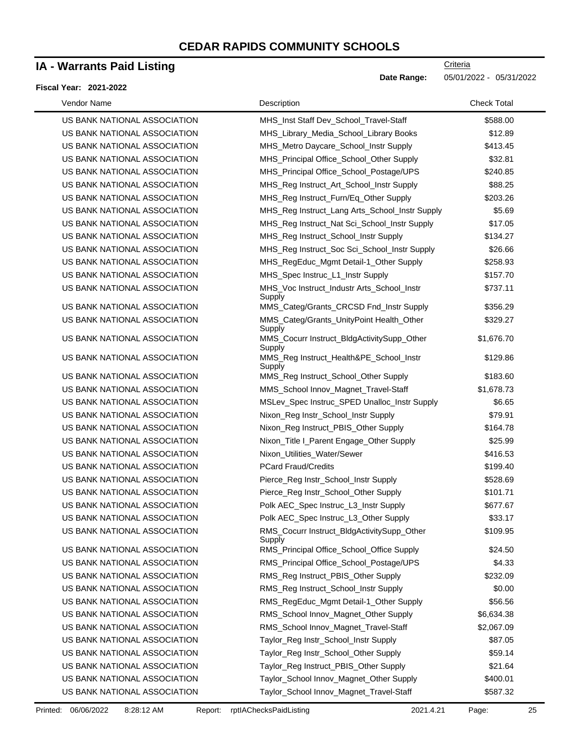# CEDAR RAPIDS COMMUNITY SCHOOLS

## IA - Warrants Paid Listing

**Fiscal Year: 2021-2022**

Criteria

**Date Range:** 05/01/2022 - 05/31/2022

| Vendor Name | Description | Check Total |
|---|---|---|
| US BANK NATIONAL ASSOCIATION | MHS_Inst Staff Dev_School_Travel-Staff | $588.00 |
| US BANK NATIONAL ASSOCIATION | MHS_Library_Media_School_Library Books | $12.89 |
| US BANK NATIONAL ASSOCIATION | MHS_Metro Daycare_School_Instr Supply | $413.45 |
| US BANK NATIONAL ASSOCIATION | MHS_Principal Office_School_Other Supply | $32.81 |
| US BANK NATIONAL ASSOCIATION | MHS_Principal Office_School_Postage/UPS | $240.85 |
| US BANK NATIONAL ASSOCIATION | MHS_Reg Instruct_Art_School_Instr Supply | $88.25 |
| US BANK NATIONAL ASSOCIATION | MHS_Reg Instruct_Furn/Eq_Other Supply | $203.26 |
| US BANK NATIONAL ASSOCIATION | MHS_Reg Instruct_Lang Arts_School_Instr Supply | $5.69 |
| US BANK NATIONAL ASSOCIATION | MHS_Reg Instruct_Nat Sci_School_Instr Supply | $17.05 |
| US BANK NATIONAL ASSOCIATION | MHS_Reg Instruct_School_Instr Supply | $134.27 |
| US BANK NATIONAL ASSOCIATION | MHS_Reg Instruct_Soc Sci_School_Instr Supply | $26.66 |
| US BANK NATIONAL ASSOCIATION | MHS_RegEduc_Mgmt Detail-1_Other Supply | $258.93 |
| US BANK NATIONAL ASSOCIATION | MHS_Spec Instruc_L1_Instr Supply | $157.70 |
| US BANK NATIONAL ASSOCIATION | MHS_Voc Instruct_Industr Arts_School_Instr Supply | $737.11 |
| US BANK NATIONAL ASSOCIATION | MMS_Categ/Grants_CRCSD Fnd_Instr Supply | $356.29 |
| US BANK NATIONAL ASSOCIATION | MMS_Categ/Grants_UnityPoint Health_Other Supply | $329.27 |
| US BANK NATIONAL ASSOCIATION | MMS_Cocurr Instruct_BldgActivitySupp_Other Supply | $1,676.70 |
| US BANK NATIONAL ASSOCIATION | MMS_Reg Instruct_Health&PE_School_Instr Supply | $129.86 |
| US BANK NATIONAL ASSOCIATION | MMS_Reg Instruct_School_Other Supply | $183.60 |
| US BANK NATIONAL ASSOCIATION | MMS_School Innov_Magnet_Travel-Staff | $1,678.73 |
| US BANK NATIONAL ASSOCIATION | MSLev_Spec Instruc_SPED Unalloc_Instr Supply | $6.65 |
| US BANK NATIONAL ASSOCIATION | Nixon_Reg Instr_School_Instr Supply | $79.91 |
| US BANK NATIONAL ASSOCIATION | Nixon_Reg Instruct_PBIS_Other Supply | $164.78 |
| US BANK NATIONAL ASSOCIATION | Nixon_Title I_Parent Engage_Other Supply | $25.99 |
| US BANK NATIONAL ASSOCIATION | Nixon_Utilities_Water/Sewer | $416.53 |
| US BANK NATIONAL ASSOCIATION | PCard Fraud/Credits | $199.40 |
| US BANK NATIONAL ASSOCIATION | Pierce_Reg Instr_School_Instr Supply | $528.69 |
| US BANK NATIONAL ASSOCIATION | Pierce_Reg Instr_School_Other Supply | $101.71 |
| US BANK NATIONAL ASSOCIATION | Polk AEC_Spec Instruc_L3_Instr Supply | $677.67 |
| US BANK NATIONAL ASSOCIATION | Polk AEC_Spec Instruc_L3_Other Supply | $33.17 |
| US BANK NATIONAL ASSOCIATION | RMS_Cocurr Instruct_BldgActivitySupp_Other Supply | $109.95 |
| US BANK NATIONAL ASSOCIATION | RMS_Principal Office_School_Office Supply | $24.50 |
| US BANK NATIONAL ASSOCIATION | RMS_Principal Office_School_Postage/UPS | $4.33 |
| US BANK NATIONAL ASSOCIATION | RMS_Reg Instruct_PBIS_Other Supply | $232.09 |
| US BANK NATIONAL ASSOCIATION | RMS_Reg Instruct_School_Instr Supply | $0.00 |
| US BANK NATIONAL ASSOCIATION | RMS_RegEduc_Mgmt Detail-1_Other Supply | $56.56 |
| US BANK NATIONAL ASSOCIATION | RMS_School Innov_Magnet_Other Supply | $6,634.38 |
| US BANK NATIONAL ASSOCIATION | RMS_School Innov_Magnet_Travel-Staff | $2,067.09 |
| US BANK NATIONAL ASSOCIATION | Taylor_Reg Instr_School_Instr Supply | $87.05 |
| US BANK NATIONAL ASSOCIATION | Taylor_Reg Instr_School_Other Supply | $59.14 |
| US BANK NATIONAL ASSOCIATION | Taylor_Reg Instruct_PBIS_Other Supply | $21.64 |
| US BANK NATIONAL ASSOCIATION | Taylor_School Innov_Magnet_Other Supply | $400.01 |
| US BANK NATIONAL ASSOCIATION | Taylor_School Innov_Magnet_Travel-Staff | $587.32 |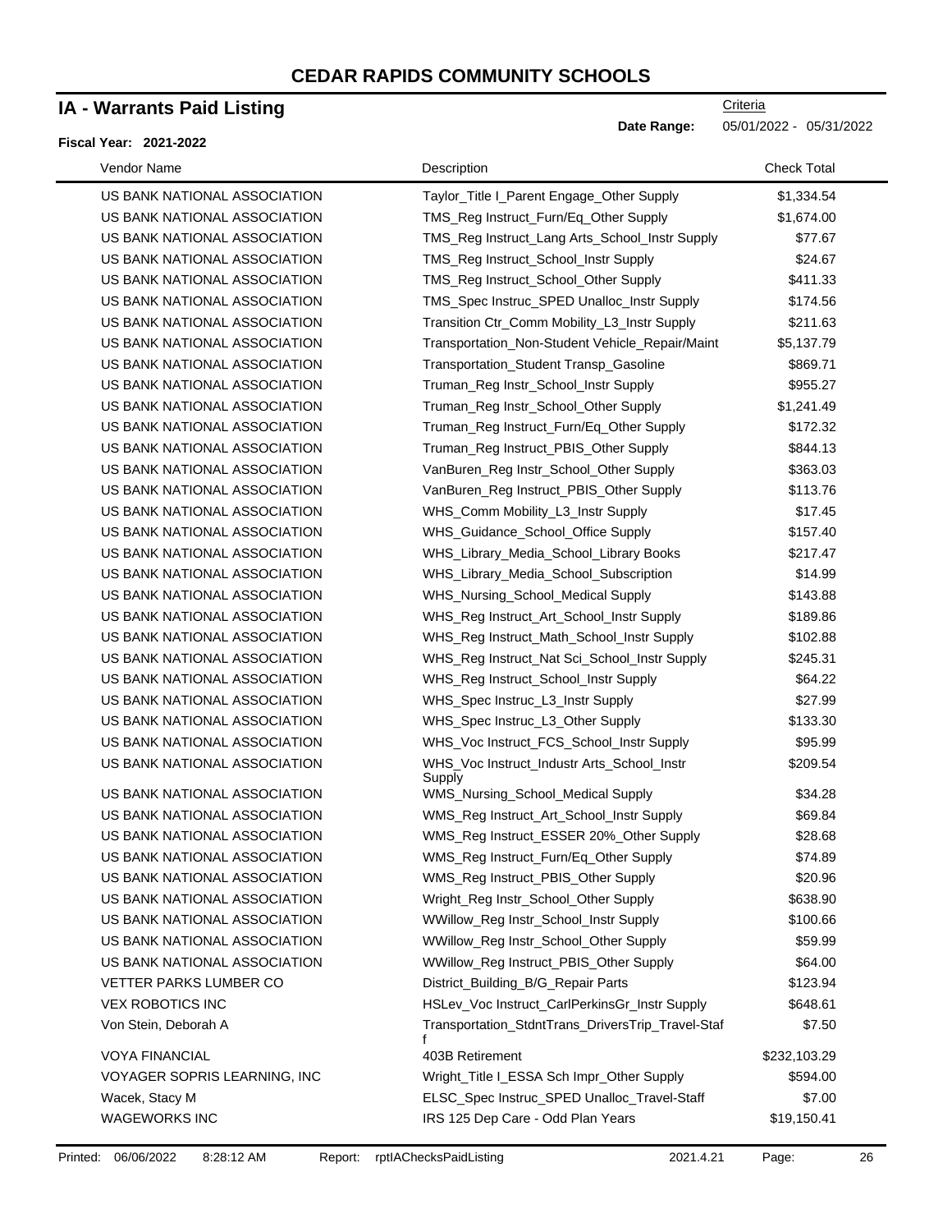# CEDAR RAPIDS COMMUNITY SCHOOLS

## IA - Warrants Paid Listing

**Fiscal Year: 2021-2022**

Criteria

**Date Range:** 05/01/2022 - 05/31/2022

| Vendor Name | Description | Check Total |
|---|---|---|
| US BANK NATIONAL ASSOCIATION | Taylor_Title I_Parent Engage_Other Supply | $1,334.54 |
| US BANK NATIONAL ASSOCIATION | TMS_Reg Instruct_Furn/Eq_Other Supply | $1,674.00 |
| US BANK NATIONAL ASSOCIATION | TMS_Reg Instruct_Lang Arts_School_Instr Supply | $77.67 |
| US BANK NATIONAL ASSOCIATION | TMS_Reg Instruct_School_Instr Supply | $24.67 |
| US BANK NATIONAL ASSOCIATION | TMS_Reg Instruct_School_Other Supply | $411.33 |
| US BANK NATIONAL ASSOCIATION | TMS_Spec Instruc_SPED Unalloc_Instr Supply | $174.56 |
| US BANK NATIONAL ASSOCIATION | Transition Ctr_Comm Mobility_L3_Instr Supply | $211.63 |
| US BANK NATIONAL ASSOCIATION | Transportation_Non-Student Vehicle_Repair/Maint | $5,137.79 |
| US BANK NATIONAL ASSOCIATION | Transportation_Student Transp_Gasoline | $869.71 |
| US BANK NATIONAL ASSOCIATION | Truman_Reg Instr_School_Instr Supply | $955.27 |
| US BANK NATIONAL ASSOCIATION | Truman_Reg Instr_School_Other Supply | $1,241.49 |
| US BANK NATIONAL ASSOCIATION | Truman_Reg Instruct_Furn/Eq_Other Supply | $172.32 |
| US BANK NATIONAL ASSOCIATION | Truman_Reg Instruct_PBIS_Other Supply | $844.13 |
| US BANK NATIONAL ASSOCIATION | VanBuren_Reg Instr_School_Other Supply | $363.03 |
| US BANK NATIONAL ASSOCIATION | VanBuren_Reg Instruct_PBIS_Other Supply | $113.76 |
| US BANK NATIONAL ASSOCIATION | WHS_Comm Mobility_L3_Instr Supply | $17.45 |
| US BANK NATIONAL ASSOCIATION | WHS_Guidance_School_Office Supply | $157.40 |
| US BANK NATIONAL ASSOCIATION | WHS_Library_Media_School_Library Books | $217.47 |
| US BANK NATIONAL ASSOCIATION | WHS_Library_Media_School_Subscription | $14.99 |
| US BANK NATIONAL ASSOCIATION | WHS_Nursing_School_Medical Supply | $143.88 |
| US BANK NATIONAL ASSOCIATION | WHS_Reg Instruct_Art_School_Instr Supply | $189.86 |
| US BANK NATIONAL ASSOCIATION | WHS_Reg Instruct_Math_School_Instr Supply | $102.88 |
| US BANK NATIONAL ASSOCIATION | WHS_Reg Instruct_Nat Sci_School_Instr Supply | $245.31 |
| US BANK NATIONAL ASSOCIATION | WHS_Reg Instruct_School_Instr Supply | $64.22 |
| US BANK NATIONAL ASSOCIATION | WHS_Spec Instruc_L3_Instr Supply | $27.99 |
| US BANK NATIONAL ASSOCIATION | WHS_Spec Instruc_L3_Other Supply | $133.30 |
| US BANK NATIONAL ASSOCIATION | WHS_Voc Instruct_FCS_School_Instr Supply | $95.99 |
| US BANK NATIONAL ASSOCIATION | WHS_Voc Instruct_Industr Arts_School_Instr Supply | $209.54 |
| US BANK NATIONAL ASSOCIATION | WMS_Nursing_School_Medical Supply | $34.28 |
| US BANK NATIONAL ASSOCIATION | WMS_Reg Instruct_Art_School_Instr Supply | $69.84 |
| US BANK NATIONAL ASSOCIATION | WMS_Reg Instruct_ESSER 20%_Other Supply | $28.68 |
| US BANK NATIONAL ASSOCIATION | WMS_Reg Instruct_Furn/Eq_Other Supply | $74.89 |
| US BANK NATIONAL ASSOCIATION | WMS_Reg Instruct_PBIS_Other Supply | $20.96 |
| US BANK NATIONAL ASSOCIATION | Wright_Reg Instr_School_Other Supply | $638.90 |
| US BANK NATIONAL ASSOCIATION | WWillow_Reg Instr_School_Instr Supply | $100.66 |
| US BANK NATIONAL ASSOCIATION | WWillow_Reg Instr_School_Other Supply | $59.99 |
| US BANK NATIONAL ASSOCIATION | WWillow_Reg Instruct_PBIS_Other Supply | $64.00 |
| VETTER PARKS LUMBER CO | District_Building_B/G_Repair Parts | $123.94 |
| VEX ROBOTICS INC | HSLev_Voc Instruct_CarlPerkinsGr_Instr Supply | $648.61 |
| Von Stein, Deborah A | Transportation_StdntTrans_DriversTrip_Travel-Staff | $7.50 |
| VOYA FINANCIAL | 403B Retirement | $232,103.29 |
| VOYAGER SOPRIS LEARNING, INC | Wright_Title I_ESSA Sch Impr_Other Supply | $594.00 |
| Wacek, Stacy M | ELSC_Spec Instruc_SPED Unalloc_Travel-Staff | $7.00 |
| WAGEWORKS INC | IRS 125 Dep Care - Odd Plan Years | $19,150.41 |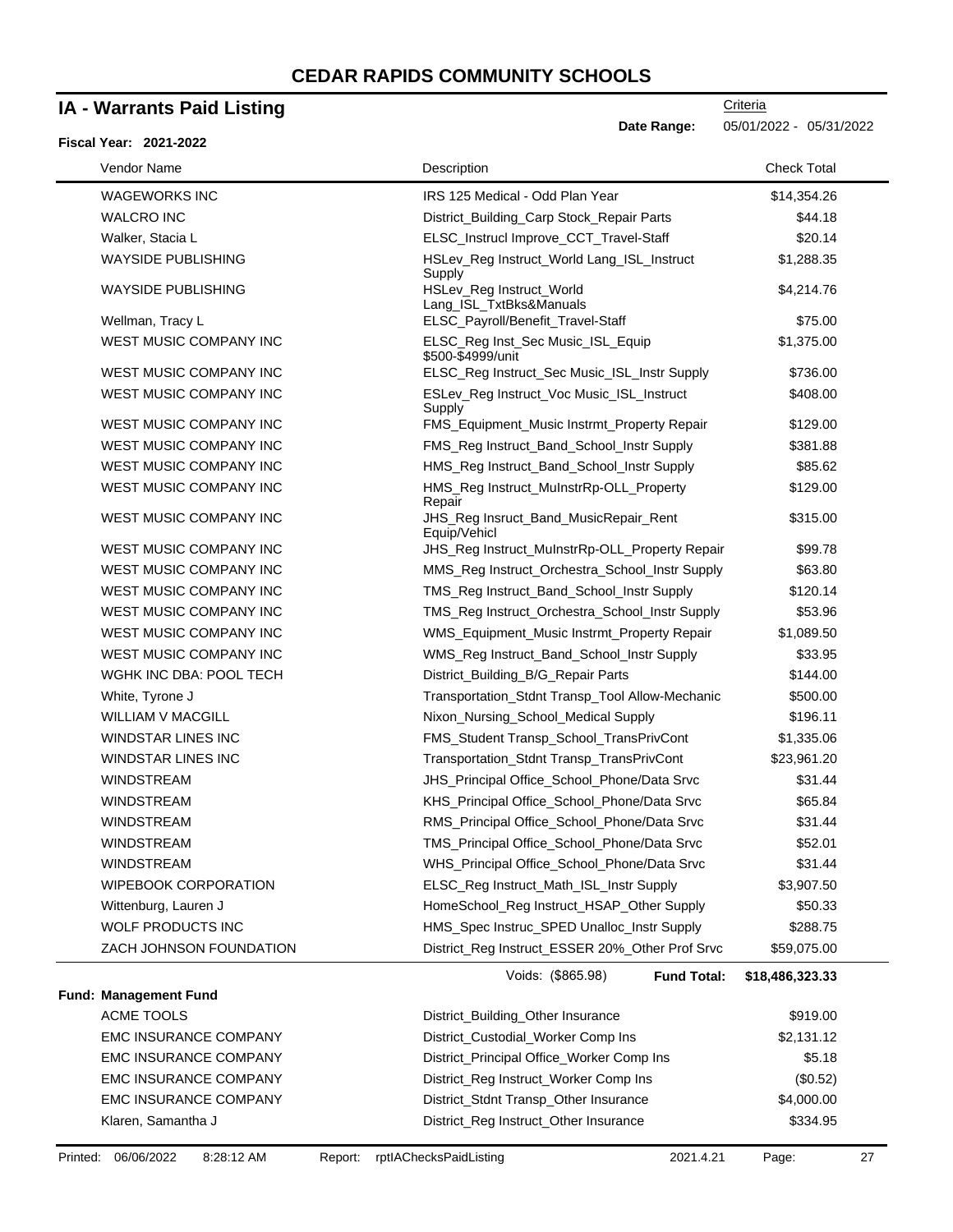# CEDAR RAPIDS COMMUNITY SCHOOLS

## IA - Warrants Paid Listing

Criteria

**Date Range:** 05/01/2022 - 05/31/2022

**Fiscal Year: 2021-2022**

| Vendor Name | Description | Check Total |
|---|---|---|
| WAGEWORKS INC | IRS 125 Medical - Odd Plan Year | $14,354.26 |
| WALCRO INC | District_Building_Carp Stock_Repair Parts | $44.18 |
| Walker, Stacia L | ELSC_Instrucl Improve_CCT_Travel-Staff | $20.14 |
| WAYSIDE PUBLISHING | HSLev_Reg Instruct_World Lang_ISL_Instruct Supply | $1,288.35 |
| WAYSIDE PUBLISHING | HSLev_Reg Instruct_World Lang_ISL_TxtBks&Manuals | $4,214.76 |
| Wellman, Tracy L | ELSC_Payroll/Benefit_Travel-Staff | $75.00 |
| WEST MUSIC COMPANY INC | ELSC_Reg Inst_Sec Music_ISL_Equip $500-$4999/unit | $1,375.00 |
| WEST MUSIC COMPANY INC | ELSC_Reg Instruct_Sec Music_ISL_Instr Supply | $736.00 |
| WEST MUSIC COMPANY INC | ESLev_Reg Instruct_Voc Music_ISL_Instruct Supply | $408.00 |
| WEST MUSIC COMPANY INC | FMS_Equipment_Music Instrmt_Property Repair | $129.00 |
| WEST MUSIC COMPANY INC | FMS_Reg Instruct_Band_School_Instr Supply | $381.88 |
| WEST MUSIC COMPANY INC | HMS_Reg Instruct_Band_School_Instr Supply | $85.62 |
| WEST MUSIC COMPANY INC | HMS_Reg Instruct_MuInstrRp-OLL_Property Repair | $129.00 |
| WEST MUSIC COMPANY INC | JHS_Reg Insruct_Band_MusicRepair_Rent Equip/Vehicl | $315.00 |
| WEST MUSIC COMPANY INC | JHS_Reg Instruct_MuInstrRp-OLL_Property Repair | $99.78 |
| WEST MUSIC COMPANY INC | MMS_Reg Instruct_Orchestra_School_Instr Supply | $63.80 |
| WEST MUSIC COMPANY INC | TMS_Reg Instruct_Band_School_Instr Supply | $120.14 |
| WEST MUSIC COMPANY INC | TMS_Reg Instruct_Orchestra_School_Instr Supply | $53.96 |
| WEST MUSIC COMPANY INC | WMS_Equipment_Music Instrmt_Property Repair | $1,089.50 |
| WEST MUSIC COMPANY INC | WMS_Reg Instruct_Band_School_Instr Supply | $33.95 |
| WGHK INC DBA: POOL TECH | District_Building_B/G_Repair Parts | $144.00 |
| White, Tyrone J | Transportation_Stdnt Transp_Tool Allow-Mechanic | $500.00 |
| WILLIAM V MACGILL | Nixon_Nursing_School_Medical Supply | $196.11 |
| WINDSTAR LINES INC | FMS_Student Transp_School_TransPrivCont | $1,335.06 |
| WINDSTAR LINES INC | Transportation_Stdnt Transp_TransPrivCont | $23,961.20 |
| WINDSTREAM | JHS_Principal Office_School_Phone/Data Srvc | $31.44 |
| WINDSTREAM | KHS_Principal Office_School_Phone/Data Srvc | $65.84 |
| WINDSTREAM | RMS_Principal Office_School_Phone/Data Srvc | $31.44 |
| WINDSTREAM | TMS_Principal Office_School_Phone/Data Srvc | $52.01 |
| WINDSTREAM | WHS_Principal Office_School_Phone/Data Srvc | $31.44 |
| WIPEBOOK CORPORATION | ELSC_Reg Instruct_Math_ISL_Instr Supply | $3,907.50 |
| Wittenburg, Lauren J | HomeSchool_Reg Instruct_HSAP_Other Supply | $50.33 |
| WOLF PRODUCTS INC | HMS_Spec Instruc_SPED Unalloc_Instr Supply | $288.75 |
| ZACH JOHNSON FOUNDATION | District_Reg Instruct_ESSER 20%_Other Prof Srvc | $59,075.00 |
| | Voids: ($865.98) **Fund Total:** | **$18,486,323.33** |

**Fund: Management Fund**

| Vendor Name | Description | Check Total |
|---|---|---|
| ACME TOOLS | District_Building_Other Insurance | $919.00 |
| EMC INSURANCE COMPANY | District_Custodial_Worker Comp Ins | $2,131.12 |
| EMC INSURANCE COMPANY | District_Principal Office_Worker Comp Ins | $5.18 |
| EMC INSURANCE COMPANY | District_Reg Instruct_Worker Comp Ins | ($0.52) |
| EMC INSURANCE COMPANY | District_Stdnt Transp_Other Insurance | $4,000.00 |
| Klaren, Samantha J | District_Reg Instruct_Other Insurance | $334.95 |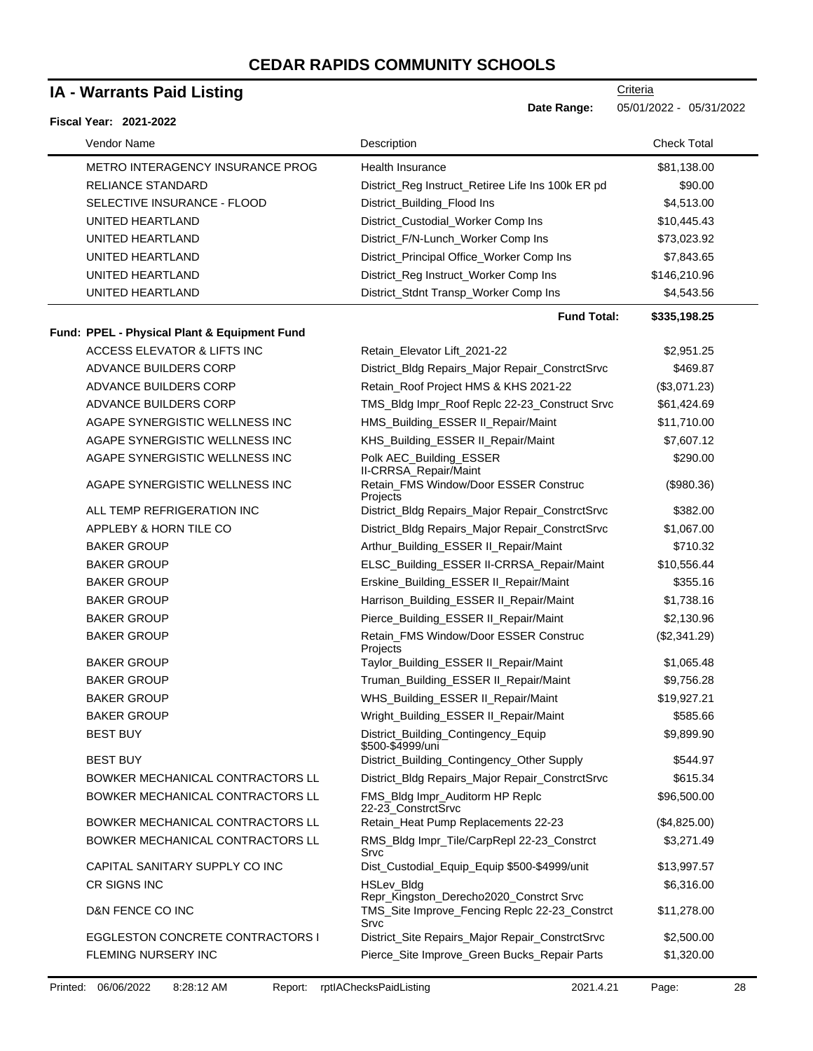# CEDAR RAPIDS COMMUNITY SCHOOLS

## IA - Warrants Paid Listing

Criteria

**Date Range:** 05/01/2022 - 05/31/2022

**Fiscal Year: 2021-2022**

| Vendor Name | Description | Check Total |
|---|---|---|
| METRO INTERAGENCY INSURANCE PROG | Health Insurance | $81,138.00 |
| RELIANCE STANDARD | District_Reg Instruct_Retiree Life Ins 100k ER pd | $90.00 |
| SELECTIVE INSURANCE - FLOOD | District_Building_Flood Ins | $4,513.00 |
| UNITED HEARTLAND | District_Custodial_Worker Comp Ins | $10,445.43 |
| UNITED HEARTLAND | District_F/N-Lunch_Worker Comp Ins | $73,023.92 |
| UNITED HEARTLAND | District_Principal Office_Worker Comp Ins | $7,843.65 |
| UNITED HEARTLAND | District_Reg Instruct_Worker Comp Ins | $146,210.96 |
| UNITED HEARTLAND | District_Stdnt Transp_Worker Comp Ins | $4,543.56 |
| | **Fund Total:** | **$335,198.25** |

**Fund: PPEL - Physical Plant & Equipment Fund**

| Vendor Name | Description | Check Total |
|---|---|---|
| ACCESS ELEVATOR & LIFTS INC | Retain_Elevator Lift_2021-22 | $2,951.25 |
| ADVANCE BUILDERS CORP | District_Bldg Repairs_Major Repair_ConstrctSrvc | $469.87 |
| ADVANCE BUILDERS CORP | Retain_Roof Project HMS & KHS 2021-22 | ($3,071.23) |
| ADVANCE BUILDERS CORP | TMS_Bldg Impr_Roof Replc 22-23_Construct Srvc | $61,424.69 |
| AGAPE SYNERGISTIC WELLNESS INC | HMS_Building_ESSER II_Repair/Maint | $11,710.00 |
| AGAPE SYNERGISTIC WELLNESS INC | KHS_Building_ESSER II_Repair/Maint | $7,607.12 |
| AGAPE SYNERGISTIC WELLNESS INC | Polk AEC_Building_ESSER II-CRRSA_Repair/Maint | $290.00 |
| AGAPE SYNERGISTIC WELLNESS INC | Retain_FMS Window/Door ESSER Construc Projects | ($980.36) |
| ALL TEMP REFRIGERATION INC | District_Bldg Repairs_Major Repair_ConstrctSrvc | $382.00 |
| APPLEBY & HORN TILE CO | District_Bldg Repairs_Major Repair_ConstrctSrvc | $1,067.00 |
| BAKER GROUP | Arthur_Building_ESSER II_Repair/Maint | $710.32 |
| BAKER GROUP | ELSC_Building_ESSER II-CRRSA_Repair/Maint | $10,556.44 |
| BAKER GROUP | Erskine_Building_ESSER II_Repair/Maint | $355.16 |
| BAKER GROUP | Harrison_Building_ESSER II_Repair/Maint | $1,738.16 |
| BAKER GROUP | Pierce_Building_ESSER II_Repair/Maint | $2,130.96 |
| BAKER GROUP | Retain_FMS Window/Door ESSER Construc Projects | ($2,341.29) |
| BAKER GROUP | Taylor_Building_ESSER II_Repair/Maint | $1,065.48 |
| BAKER GROUP | Truman_Building_ESSER II_Repair/Maint | $9,756.28 |
| BAKER GROUP | WHS_Building_ESSER II_Repair/Maint | $19,927.21 |
| BAKER GROUP | Wright_Building_ESSER II_Repair/Maint | $585.66 |
| BEST BUY | District_Building_Contingency_Equip $500-$4999/uni | $9,899.90 |
| BEST BUY | District_Building_Contingency_Other Supply | $544.97 |
| BOWKER MECHANICAL CONTRACTORS LL | District_Bldg Repairs_Major Repair_ConstrctSrvc | $615.34 |
| BOWKER MECHANICAL CONTRACTORS LL | FMS_Bldg Impr_Auditorm HP Replc 22-23_ConstrctSrvc | $96,500.00 |
| BOWKER MECHANICAL CONTRACTORS LL | Retain_Heat Pump Replacements 22-23 | ($4,825.00) |
| BOWKER MECHANICAL CONTRACTORS LL | RMS_Bldg Impr_Tile/CarpRepl 22-23_Constrct Srvc | $3,271.49 |
| CAPITAL SANITARY SUPPLY CO INC | Dist_Custodial_Equip_Equip $500-$4999/unit | $13,997.57 |
| CR SIGNS INC | HSLev_Bldg Repr_Kingston_Derecho2020_Constrct Srvc | $6,316.00 |
| D&N FENCE CO INC | TMS_Site Improve_Fencing Replc 22-23_Constrct Srvc | $11,278.00 |
| EGGLESTON CONCRETE CONTRACTORS I | District_Site Repairs_Major Repair_ConstrctSrvc | $2,500.00 |
| FLEMING NURSERY INC | Pierce_Site Improve_Green Bucks_Repair Parts | $1,320.00 |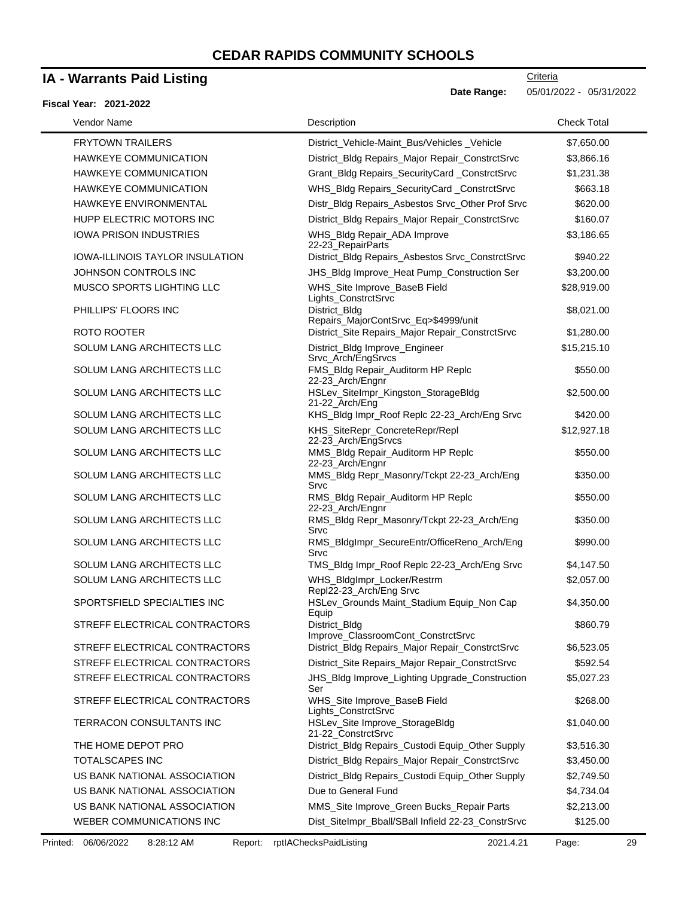# CEDAR RAPIDS COMMUNITY SCHOOLS

## IA - Warrants Paid Listing

Criteria

**Date Range:** 05/01/2022 - 05/31/2022

**Fiscal Year: 2021-2022**

| Vendor Name | Description | Check Total |
|---|---|---|
| FRYTOWN TRAILERS | District_Vehicle-Maint_Bus/Vehicles _Vehicle | $7,650.00 |
| HAWKEYE COMMUNICATION | District_Bldg Repairs_Major Repair_ConstrctSrvc | $3,866.16 |
| HAWKEYE COMMUNICATION | Grant_Bldg Repairs_SecurityCard _ConstrctSrvc | $1,231.38 |
| HAWKEYE COMMUNICATION | WHS_Bldg Repairs_SecurityCard _ConstrctSrvc | $663.18 |
| HAWKEYE ENVIRONMENTAL | Distr_Bldg Repairs_Asbestos Srvc_Other Prof Srvc | $620.00 |
| HUPP ELECTRIC MOTORS INC | District_Bldg Repairs_Major Repair_ConstrctSrvc | $160.07 |
| IOWA PRISON INDUSTRIES | WHS_Bldg Repair_ADA Improve 22-23_RepairParts | $3,186.65 |
| IOWA-ILLINOIS TAYLOR INSULATION | District_Bldg Repairs_Asbestos Srvc_ConstrctSrvc | $940.22 |
| JOHNSON CONTROLS INC | JHS_Bldg Improve_Heat Pump_Construction Ser | $3,200.00 |
| MUSCO SPORTS LIGHTING LLC | WHS_Site Improve_BaseB Field Lights_ConstrctSrvc | $28,919.00 |
| PHILLIPS' FLOORS INC | District_Bldg Repairs_MajorContSrvc_Eq>$4999/unit | $8,021.00 |
| ROTO ROOTER | District_Site Repairs_Major Repair_ConstrctSrvc | $1,280.00 |
| SOLUM LANG ARCHITECTS LLC | District_Bldg Improve_Engineer Srvc_Arch/EngSrvcs | $15,215.10 |
| SOLUM LANG ARCHITECTS LLC | FMS_Bldg Repair_Auditorm HP Replc 22-23_Arch/Engnr | $550.00 |
| SOLUM LANG ARCHITECTS LLC | HSLev_SiteImpr_Kingston_StorageBldg 21-22_Arch/Eng | $2,500.00 |
| SOLUM LANG ARCHITECTS LLC | KHS_Bldg Impr_Roof Replc 22-23_Arch/Eng Srvc | $420.00 |
| SOLUM LANG ARCHITECTS LLC | KHS_SiteRepr_ConcreteRepr/Repl 22-23_Arch/EngSrvcs | $12,927.18 |
| SOLUM LANG ARCHITECTS LLC | MMS_Bldg Repair_Auditorm HP Replc 22-23_Arch/Engnr | $550.00 |
| SOLUM LANG ARCHITECTS LLC | MMS_Bldg Repr_Masonry/Tckpt 22-23_Arch/Eng Srvc | $350.00 |
| SOLUM LANG ARCHITECTS LLC | RMS_Bldg Repair_Auditorm HP Replc 22-23_Arch/Engnr | $550.00 |
| SOLUM LANG ARCHITECTS LLC | RMS_Bldg Repr_Masonry/Tckpt 22-23_Arch/Eng Srvc | $350.00 |
| SOLUM LANG ARCHITECTS LLC | RMS_BldgImpr_SecureEntr/OfficeReno_Arch/Eng Srvc | $990.00 |
| SOLUM LANG ARCHITECTS LLC | TMS_Bldg Impr_Roof Replc 22-23_Arch/Eng Srvc | $4,147.50 |
| SOLUM LANG ARCHITECTS LLC | WHS_BldgImpr_Locker/Restrm Repl22-23_Arch/Eng Srvc | $2,057.00 |
| SPORTSFIELD SPECIALTIES INC | HSLev_Grounds Maint_Stadium Equip_Non Cap Equip | $4,350.00 |
| STREFF ELECTRICAL CONTRACTORS | District_Bldg Improve_ClassroomCont_ConstrctSrvc | $860.79 |
| STREFF ELECTRICAL CONTRACTORS | District_Bldg Repairs_Major Repair_ConstrctSrvc | $6,523.05 |
| STREFF ELECTRICAL CONTRACTORS | District_Site Repairs_Major Repair_ConstrctSrvc | $592.54 |
| STREFF ELECTRICAL CONTRACTORS | JHS_Bldg Improve_Lighting Upgrade_Construction Ser | $5,027.23 |
| STREFF ELECTRICAL CONTRACTORS | WHS_Site Improve_BaseB Field Lights_ConstrctSrvc | $268.00 |
| TERRACON CONSULTANTS INC | HSLev_Site Improve_StorageBldg 21-22_ConstrctSrvc | $1,040.00 |
| THE HOME DEPOT PRO | District_Bldg Repairs_Custodi Equip_Other Supply | $3,516.30 |
| TOTALSCAPES INC | District_Bldg Repairs_Major Repair_ConstrctSrvc | $3,450.00 |
| US BANK NATIONAL ASSOCIATION | District_Bldg Repairs_Custodi Equip_Other Supply | $2,749.50 |
| US BANK NATIONAL ASSOCIATION | Due to General Fund | $4,734.04 |
| US BANK NATIONAL ASSOCIATION | MMS_Site Improve_Green Bucks_Repair Parts | $2,213.00 |
| WEBER COMMUNICATIONS INC | Dist_SiteImpr_Bball/SBall Infield 22-23_ConstrSrvc | $125.00 |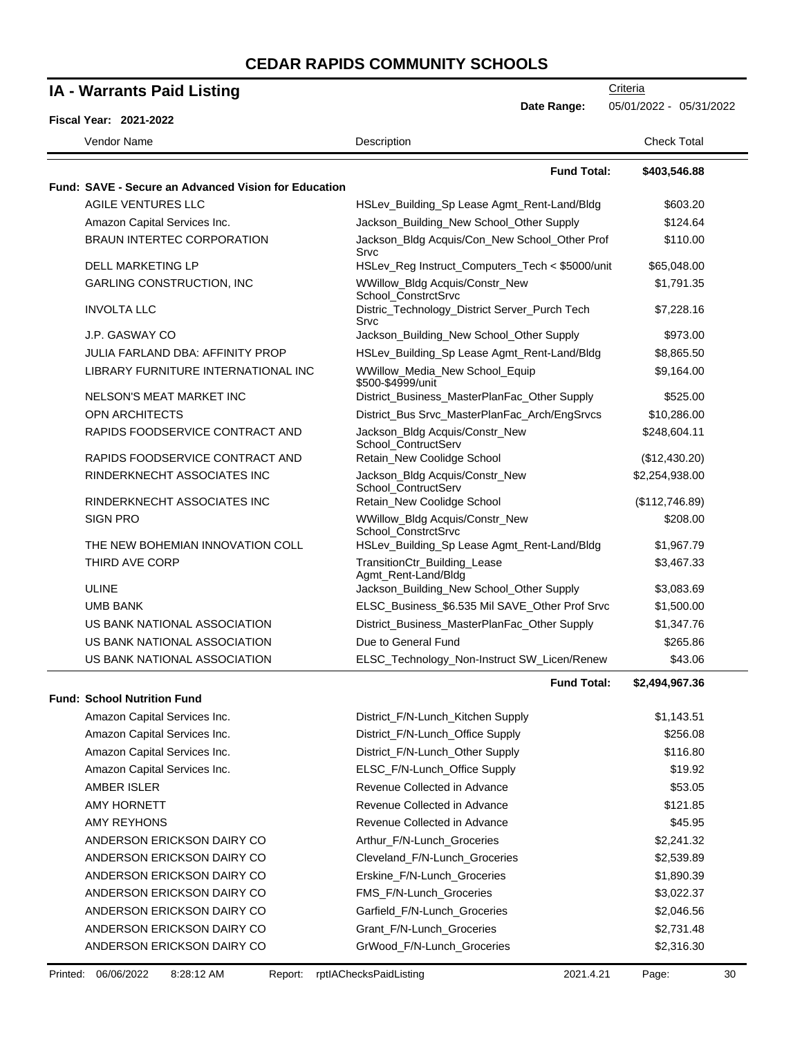# CEDAR RAPIDS COMMUNITY SCHOOLS

## IA - Warrants Paid Listing

**Fiscal Year: 2021-2022**

Criteria
**Date Range:** 05/01/2022 - 05/31/2022

| Vendor Name | Description | Check Total |
|---|---|---|
| | **Fund Total:** | **$403,546.88** |
| **Fund: SAVE - Secure an Advanced Vision for Education** | | |
| AGILE VENTURES LLC | HSLev_Building_Sp Lease Agmt_Rent-Land/Bldg | $603.20 |
| Amazon Capital Services Inc. | Jackson_Building_New School_Other Supply | $124.64 |
| BRAUN INTERTEC CORPORATION | Jackson_Bldg Acquis/Con_New School_Other Prof Srvc | $110.00 |
| DELL MARKETING LP | HSLev_Reg Instruct_Computers_Tech < $5000/unit | $65,048.00 |
| GARLING CONSTRUCTION, INC | WWillow_Bldg Acquis/Constr_New School_ConstrctSrvc | $1,791.35 |
| INVOLTA LLC | Distric_Technology_District Server_Purch Tech Srvc | $7,228.16 |
| J.P. GASWAY CO | Jackson_Building_New School_Other Supply | $973.00 |
| JULIA FARLAND DBA: AFFINITY PROP | HSLev_Building_Sp Lease Agmt_Rent-Land/Bldg | $8,865.50 |
| LIBRARY FURNITURE INTERNATIONAL INC | WWillow_Media_New School_Equip $500-$4999/unit | $9,164.00 |
| NELSON'S MEAT MARKET INC | District_Business_MasterPlanFac_Other Supply | $525.00 |
| OPN ARCHITECTS | District_Bus Srvc_MasterPlanFac_Arch/EngSrvcs | $10,286.00 |
| RAPIDS FOODSERVICE CONTRACT AND | Jackson_Bldg Acquis/Constr_New School_ContructServ | $248,604.11 |
| RAPIDS FOODSERVICE CONTRACT AND | Retain_New Coolidge School | ($12,430.20) |
| RINDERKNECHT ASSOCIATES INC | Jackson_Bldg Acquis/Constr_New School_ContructServ | $2,254,938.00 |
| RINDERKNECHT ASSOCIATES INC | Retain_New Coolidge School | ($112,746.89) |
| SIGN PRO | WWillow_Bldg Acquis/Constr_New School_ConstrctSrvc | $208.00 |
| THE NEW BOHEMIAN INNOVATION COLL | HSLev_Building_Sp Lease Agmt_Rent-Land/Bldg | $1,967.79 |
| THIRD AVE CORP | TransitionCtr_Building_Lease Agmt_Rent-Land/Bldg | $3,467.33 |
| ULINE | Jackson_Building_New School_Other Supply | $3,083.69 |
| UMB BANK | ELSC_Business_$6.535 Mil SAVE_Other Prof Srvc | $1,500.00 |
| US BANK NATIONAL ASSOCIATION | District_Business_MasterPlanFac_Other Supply | $1,347.76 |
| US BANK NATIONAL ASSOCIATION | Due to General Fund | $265.86 |
| US BANK NATIONAL ASSOCIATION | ELSC_Technology_Non-Instruct SW_Licen/Renew | $43.06 |
| | **Fund Total:** | **$2,494,967.36** |
| **Fund: School Nutrition Fund** | | |
| Amazon Capital Services Inc. | District_F/N-Lunch_Kitchen Supply | $1,143.51 |
| Amazon Capital Services Inc. | District_F/N-Lunch_Office Supply | $256.08 |
| Amazon Capital Services Inc. | District_F/N-Lunch_Other Supply | $116.80 |
| Amazon Capital Services Inc. | ELSC_F/N-Lunch_Office Supply | $19.92 |
| AMBER ISLER | Revenue Collected in Advance | $53.05 |
| AMY HORNETT | Revenue Collected in Advance | $121.85 |
| AMY REYHONS | Revenue Collected in Advance | $45.95 |
| ANDERSON ERICKSON DAIRY CO | Arthur_F/N-Lunch_Groceries | $2,241.32 |
| ANDERSON ERICKSON DAIRY CO | Cleveland_F/N-Lunch_Groceries | $2,539.89 |
| ANDERSON ERICKSON DAIRY CO | Erskine_F/N-Lunch_Groceries | $1,890.39 |
| ANDERSON ERICKSON DAIRY CO | FMS_F/N-Lunch_Groceries | $3,022.37 |
| ANDERSON ERICKSON DAIRY CO | Garfield_F/N-Lunch_Groceries | $2,046.56 |
| ANDERSON ERICKSON DAIRY CO | Grant_F/N-Lunch_Groceries | $2,731.48 |
| ANDERSON ERICKSON DAIRY CO | GrWood_F/N-Lunch_Groceries | $2,316.30 |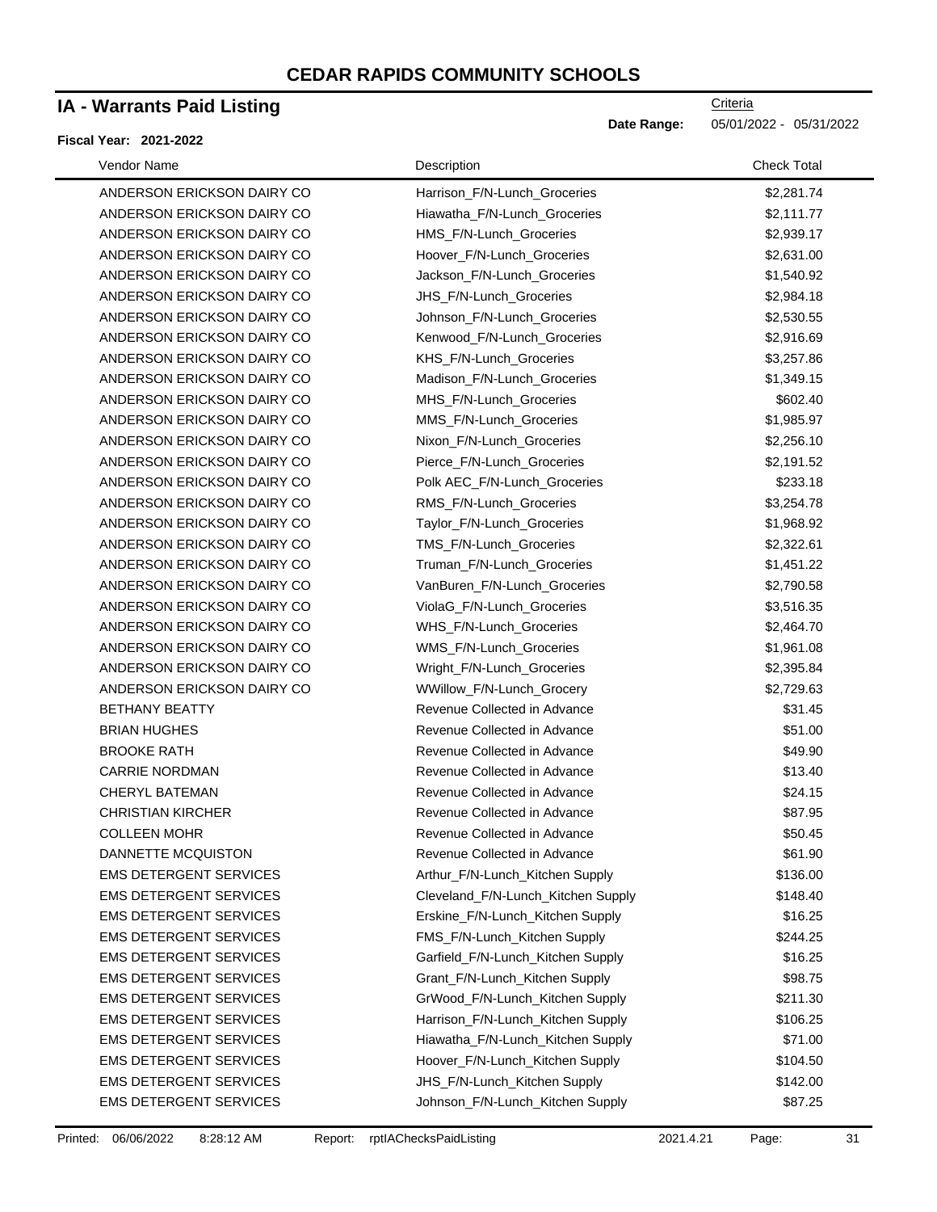# CEDAR RAPIDS COMMUNITY SCHOOLS

## IA - Warrants Paid Listing

**Fiscal Year: 2021-2022**

Criteria

**Date Range:** 05/01/2022 - 05/31/2022

| Vendor Name | Description | Check Total |
|---|---|---|
| ANDERSON ERICKSON DAIRY CO | Harrison_F/N-Lunch_Groceries | $2,281.74 |
| ANDERSON ERICKSON DAIRY CO | Hiawatha_F/N-Lunch_Groceries | $2,111.77 |
| ANDERSON ERICKSON DAIRY CO | HMS_F/N-Lunch_Groceries | $2,939.17 |
| ANDERSON ERICKSON DAIRY CO | Hoover_F/N-Lunch_Groceries | $2,631.00 |
| ANDERSON ERICKSON DAIRY CO | Jackson_F/N-Lunch_Groceries | $1,540.92 |
| ANDERSON ERICKSON DAIRY CO | JHS_F/N-Lunch_Groceries | $2,984.18 |
| ANDERSON ERICKSON DAIRY CO | Johnson_F/N-Lunch_Groceries | $2,530.55 |
| ANDERSON ERICKSON DAIRY CO | Kenwood_F/N-Lunch_Groceries | $2,916.69 |
| ANDERSON ERICKSON DAIRY CO | KHS_F/N-Lunch_Groceries | $3,257.86 |
| ANDERSON ERICKSON DAIRY CO | Madison_F/N-Lunch_Groceries | $1,349.15 |
| ANDERSON ERICKSON DAIRY CO | MHS_F/N-Lunch_Groceries | $602.40 |
| ANDERSON ERICKSON DAIRY CO | MMS_F/N-Lunch_Groceries | $1,985.97 |
| ANDERSON ERICKSON DAIRY CO | Nixon_F/N-Lunch_Groceries | $2,256.10 |
| ANDERSON ERICKSON DAIRY CO | Pierce_F/N-Lunch_Groceries | $2,191.52 |
| ANDERSON ERICKSON DAIRY CO | Polk AEC_F/N-Lunch_Groceries | $233.18 |
| ANDERSON ERICKSON DAIRY CO | RMS_F/N-Lunch_Groceries | $3,254.78 |
| ANDERSON ERICKSON DAIRY CO | Taylor_F/N-Lunch_Groceries | $1,968.92 |
| ANDERSON ERICKSON DAIRY CO | TMS_F/N-Lunch_Groceries | $2,322.61 |
| ANDERSON ERICKSON DAIRY CO | Truman_F/N-Lunch_Groceries | $1,451.22 |
| ANDERSON ERICKSON DAIRY CO | VanBuren_F/N-Lunch_Groceries | $2,790.58 |
| ANDERSON ERICKSON DAIRY CO | ViolaG_F/N-Lunch_Groceries | $3,516.35 |
| ANDERSON ERICKSON DAIRY CO | WHS_F/N-Lunch_Groceries | $2,464.70 |
| ANDERSON ERICKSON DAIRY CO | WMS_F/N-Lunch_Groceries | $1,961.08 |
| ANDERSON ERICKSON DAIRY CO | Wright_F/N-Lunch_Groceries | $2,395.84 |
| ANDERSON ERICKSON DAIRY CO | WWillow_F/N-Lunch_Grocery | $2,729.63 |
| BETHANY BEATTY | Revenue Collected in Advance | $31.45 |
| BRIAN HUGHES | Revenue Collected in Advance | $51.00 |
| BROOKE RATH | Revenue Collected in Advance | $49.90 |
| CARRIE NORDMAN | Revenue Collected in Advance | $13.40 |
| CHERYL BATEMAN | Revenue Collected in Advance | $24.15 |
| CHRISTIAN KIRCHER | Revenue Collected in Advance | $87.95 |
| COLLEEN MOHR | Revenue Collected in Advance | $50.45 |
| DANNETTE MCQUISTON | Revenue Collected in Advance | $61.90 |
| EMS DETERGENT SERVICES | Arthur_F/N-Lunch_Kitchen Supply | $136.00 |
| EMS DETERGENT SERVICES | Cleveland_F/N-Lunch_Kitchen Supply | $148.40 |
| EMS DETERGENT SERVICES | Erskine_F/N-Lunch_Kitchen Supply | $16.25 |
| EMS DETERGENT SERVICES | FMS_F/N-Lunch_Kitchen Supply | $244.25 |
| EMS DETERGENT SERVICES | Garfield_F/N-Lunch_Kitchen Supply | $16.25 |
| EMS DETERGENT SERVICES | Grant_F/N-Lunch_Kitchen Supply | $98.75 |
| EMS DETERGENT SERVICES | GrWood_F/N-Lunch_Kitchen Supply | $211.30 |
| EMS DETERGENT SERVICES | Harrison_F/N-Lunch_Kitchen Supply | $106.25 |
| EMS DETERGENT SERVICES | Hiawatha_F/N-Lunch_Kitchen Supply | $71.00 |
| EMS DETERGENT SERVICES | Hoover_F/N-Lunch_Kitchen Supply | $104.50 |
| EMS DETERGENT SERVICES | JHS_F/N-Lunch_Kitchen Supply | $142.00 |
| EMS DETERGENT SERVICES | Johnson_F/N-Lunch_Kitchen Supply | $87.25 |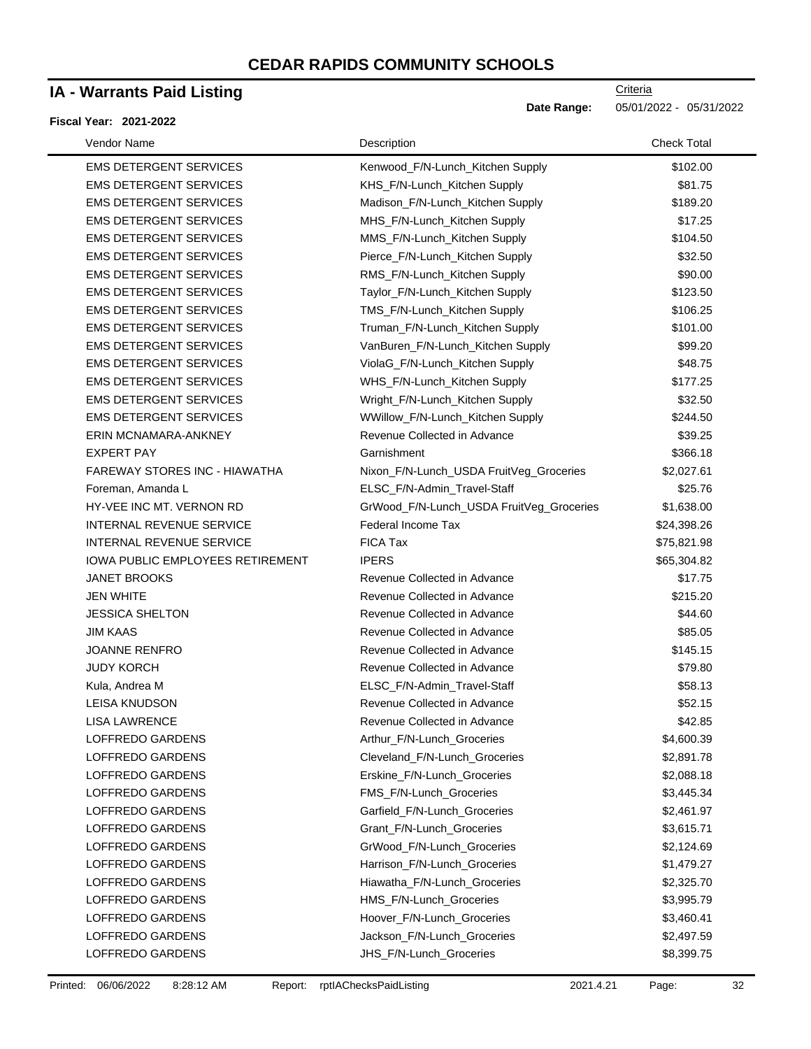# CEDAR RAPIDS COMMUNITY SCHOOLS

## IA - Warrants Paid Listing

**Fiscal Year: 2021-2022**

Criteria

**Date Range:** 05/01/2022 - 05/31/2022

| Vendor Name | Description | Check Total |
|---|---|---|
| EMS DETERGENT SERVICES | Kenwood_F/N-Lunch_Kitchen Supply | $102.00 |
| EMS DETERGENT SERVICES | KHS_F/N-Lunch_Kitchen Supply | $81.75 |
| EMS DETERGENT SERVICES | Madison_F/N-Lunch_Kitchen Supply | $189.20 |
| EMS DETERGENT SERVICES | MHS_F/N-Lunch_Kitchen Supply | $17.25 |
| EMS DETERGENT SERVICES | MMS_F/N-Lunch_Kitchen Supply | $104.50 |
| EMS DETERGENT SERVICES | Pierce_F/N-Lunch_Kitchen Supply | $32.50 |
| EMS DETERGENT SERVICES | RMS_F/N-Lunch_Kitchen Supply | $90.00 |
| EMS DETERGENT SERVICES | Taylor_F/N-Lunch_Kitchen Supply | $123.50 |
| EMS DETERGENT SERVICES | TMS_F/N-Lunch_Kitchen Supply | $106.25 |
| EMS DETERGENT SERVICES | Truman_F/N-Lunch_Kitchen Supply | $101.00 |
| EMS DETERGENT SERVICES | VanBuren_F/N-Lunch_Kitchen Supply | $99.20 |
| EMS DETERGENT SERVICES | ViolaG_F/N-Lunch_Kitchen Supply | $48.75 |
| EMS DETERGENT SERVICES | WHS_F/N-Lunch_Kitchen Supply | $177.25 |
| EMS DETERGENT SERVICES | Wright_F/N-Lunch_Kitchen Supply | $32.50 |
| EMS DETERGENT SERVICES | WWillow_F/N-Lunch_Kitchen Supply | $244.50 |
| ERIN MCNAMARA-ANKNEY | Revenue Collected in Advance | $39.25 |
| EXPERT PAY | Garnishment | $366.18 |
| FAREWAY STORES INC - HIAWATHA | Nixon_F/N-Lunch_USDA FruitVeg_Groceries | $2,027.61 |
| Foreman, Amanda L | ELSC_F/N-Admin_Travel-Staff | $25.76 |
| HY-VEE INC MT. VERNON RD | GrWood_F/N-Lunch_USDA FruitVeg_Groceries | $1,638.00 |
| INTERNAL REVENUE SERVICE | Federal Income Tax | $24,398.26 |
| INTERNAL REVENUE SERVICE | FICA Tax | $75,821.98 |
| IOWA PUBLIC EMPLOYEES RETIREMENT | IPERS | $65,304.82 |
| JANET BROOKS | Revenue Collected in Advance | $17.75 |
| JEN WHITE | Revenue Collected in Advance | $215.20 |
| JESSICA SHELTON | Revenue Collected in Advance | $44.60 |
| JIM KAAS | Revenue Collected in Advance | $85.05 |
| JOANNE RENFRO | Revenue Collected in Advance | $145.15 |
| JUDY KORCH | Revenue Collected in Advance | $79.80 |
| Kula, Andrea M | ELSC_F/N-Admin_Travel-Staff | $58.13 |
| LEISA KNUDSON | Revenue Collected in Advance | $52.15 |
| LISA LAWRENCE | Revenue Collected in Advance | $42.85 |
| LOFFREDO GARDENS | Arthur_F/N-Lunch_Groceries | $4,600.39 |
| LOFFREDO GARDENS | Cleveland_F/N-Lunch_Groceries | $2,891.78 |
| LOFFREDO GARDENS | Erskine_F/N-Lunch_Groceries | $2,088.18 |
| LOFFREDO GARDENS | FMS_F/N-Lunch_Groceries | $3,445.34 |
| LOFFREDO GARDENS | Garfield_F/N-Lunch_Groceries | $2,461.97 |
| LOFFREDO GARDENS | Grant_F/N-Lunch_Groceries | $3,615.71 |
| LOFFREDO GARDENS | GrWood_F/N-Lunch_Groceries | $2,124.69 |
| LOFFREDO GARDENS | Harrison_F/N-Lunch_Groceries | $1,479.27 |
| LOFFREDO GARDENS | Hiawatha_F/N-Lunch_Groceries | $2,325.70 |
| LOFFREDO GARDENS | HMS_F/N-Lunch_Groceries | $3,995.79 |
| LOFFREDO GARDENS | Hoover_F/N-Lunch_Groceries | $3,460.41 |
| LOFFREDO GARDENS | Jackson_F/N-Lunch_Groceries | $2,497.59 |
| LOFFREDO GARDENS | JHS_F/N-Lunch_Groceries | $8,399.75 |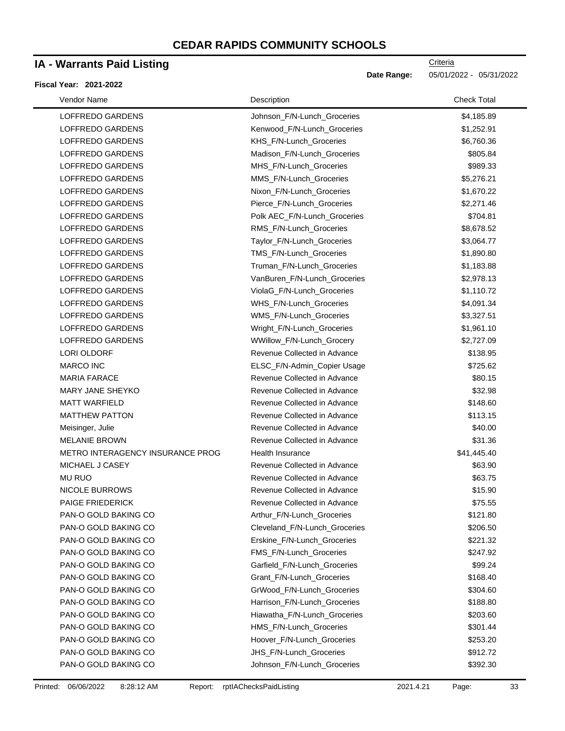# CEDAR RAPIDS COMMUNITY SCHOOLS

## IA - Warrants Paid Listing

**Fiscal Year: 2021-2022**

Criteria
**Date Range:** 05/01/2022 - 05/31/2022

| Vendor Name | Description | Check Total |
|---|---|---|
| LOFFREDO GARDENS | Johnson_F/N-Lunch_Groceries | $4,185.89 |
| LOFFREDO GARDENS | Kenwood_F/N-Lunch_Groceries | $1,252.91 |
| LOFFREDO GARDENS | KHS_F/N-Lunch_Groceries | $6,760.36 |
| LOFFREDO GARDENS | Madison_F/N-Lunch_Groceries | $805.84 |
| LOFFREDO GARDENS | MHS_F/N-Lunch_Groceries | $989.33 |
| LOFFREDO GARDENS | MMS_F/N-Lunch_Groceries | $5,276.21 |
| LOFFREDO GARDENS | Nixon_F/N-Lunch_Groceries | $1,670.22 |
| LOFFREDO GARDENS | Pierce_F/N-Lunch_Groceries | $2,271.46 |
| LOFFREDO GARDENS | Polk AEC_F/N-Lunch_Groceries | $704.81 |
| LOFFREDO GARDENS | RMS_F/N-Lunch_Groceries | $8,678.52 |
| LOFFREDO GARDENS | Taylor_F/N-Lunch_Groceries | $3,064.77 |
| LOFFREDO GARDENS | TMS_F/N-Lunch_Groceries | $1,890.80 |
| LOFFREDO GARDENS | Truman_F/N-Lunch_Groceries | $1,183.88 |
| LOFFREDO GARDENS | VanBuren_F/N-Lunch_Groceries | $2,978.13 |
| LOFFREDO GARDENS | ViolaG_F/N-Lunch_Groceries | $1,110.72 |
| LOFFREDO GARDENS | WHS_F/N-Lunch_Groceries | $4,091.34 |
| LOFFREDO GARDENS | WMS_F/N-Lunch_Groceries | $3,327.51 |
| LOFFREDO GARDENS | Wright_F/N-Lunch_Groceries | $1,961.10 |
| LOFFREDO GARDENS | WWillow_F/N-Lunch_Grocery | $2,727.09 |
| LORI OLDORF | Revenue Collected in Advance | $138.95 |
| MARCO INC | ELSC_F/N-Admin_Copier Usage | $725.62 |
| MARIA FARACE | Revenue Collected in Advance | $80.15 |
| MARY JANE SHEYKO | Revenue Collected in Advance | $32.98 |
| MATT WARFIELD | Revenue Collected in Advance | $148.60 |
| MATTHEW PATTON | Revenue Collected in Advance | $113.15 |
| Meisinger, Julie | Revenue Collected in Advance | $40.00 |
| MELANIE BROWN | Revenue Collected in Advance | $31.36 |
| METRO INTERAGENCY INSURANCE PROG | Health Insurance | $41,445.40 |
| MICHAEL J CASEY | Revenue Collected in Advance | $63.90 |
| MU RUO | Revenue Collected in Advance | $63.75 |
| NICOLE BURROWS | Revenue Collected in Advance | $15.90 |
| PAIGE FRIEDERICK | Revenue Collected in Advance | $75.55 |
| PAN-O GOLD BAKING CO | Arthur_F/N-Lunch_Groceries | $121.80 |
| PAN-O GOLD BAKING CO | Cleveland_F/N-Lunch_Groceries | $206.50 |
| PAN-O GOLD BAKING CO | Erskine_F/N-Lunch_Groceries | $221.32 |
| PAN-O GOLD BAKING CO | FMS_F/N-Lunch_Groceries | $247.92 |
| PAN-O GOLD BAKING CO | Garfield_F/N-Lunch_Groceries | $99.24 |
| PAN-O GOLD BAKING CO | Grant_F/N-Lunch_Groceries | $168.40 |
| PAN-O GOLD BAKING CO | GrWood_F/N-Lunch_Groceries | $304.60 |
| PAN-O GOLD BAKING CO | Harrison_F/N-Lunch_Groceries | $188.80 |
| PAN-O GOLD BAKING CO | Hiawatha_F/N-Lunch_Groceries | $203.60 |
| PAN-O GOLD BAKING CO | HMS_F/N-Lunch_Groceries | $301.44 |
| PAN-O GOLD BAKING CO | Hoover_F/N-Lunch_Groceries | $253.20 |
| PAN-O GOLD BAKING CO | JHS_F/N-Lunch_Groceries | $912.72 |
| PAN-O GOLD BAKING CO | Johnson_F/N-Lunch_Groceries | $392.30 |

Printed: 06/06/2022 8:28:12 AM Report: rptIAChecksPaidListing 2021.4.21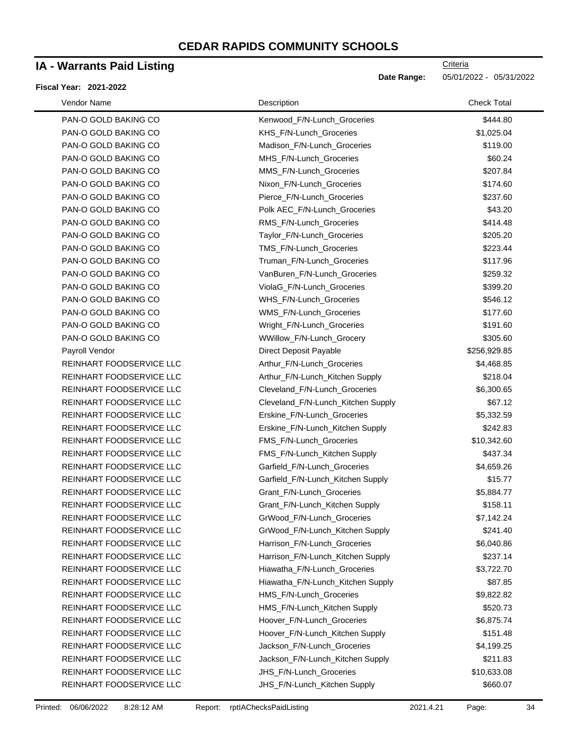# CEDAR RAPIDS COMMUNITY SCHOOLS

## IA - Warrants Paid Listing

**Fiscal Year: 2021-2022**

**Date Range:** 05/01/2022 - 05/31/2022 (Criteria)

| Vendor Name | Description | Check Total |
|---|---|---|
| PAN-O GOLD BAKING CO | Kenwood_F/N-Lunch_Groceries | $444.80 |
| PAN-O GOLD BAKING CO | KHS_F/N-Lunch_Groceries | $1,025.04 |
| PAN-O GOLD BAKING CO | Madison_F/N-Lunch_Groceries | $119.00 |
| PAN-O GOLD BAKING CO | MHS_F/N-Lunch_Groceries | $60.24 |
| PAN-O GOLD BAKING CO | MMS_F/N-Lunch_Groceries | $207.84 |
| PAN-O GOLD BAKING CO | Nixon_F/N-Lunch_Groceries | $174.60 |
| PAN-O GOLD BAKING CO | Pierce_F/N-Lunch_Groceries | $237.60 |
| PAN-O GOLD BAKING CO | Polk AEC_F/N-Lunch_Groceries | $43.20 |
| PAN-O GOLD BAKING CO | RMS_F/N-Lunch_Groceries | $414.48 |
| PAN-O GOLD BAKING CO | Taylor_F/N-Lunch_Groceries | $205.20 |
| PAN-O GOLD BAKING CO | TMS_F/N-Lunch_Groceries | $223.44 |
| PAN-O GOLD BAKING CO | Truman_F/N-Lunch_Groceries | $117.96 |
| PAN-O GOLD BAKING CO | VanBuren_F/N-Lunch_Groceries | $259.32 |
| PAN-O GOLD BAKING CO | ViolaG_F/N-Lunch_Groceries | $399.20 |
| PAN-O GOLD BAKING CO | WHS_F/N-Lunch_Groceries | $546.12 |
| PAN-O GOLD BAKING CO | WMS_F/N-Lunch_Groceries | $177.60 |
| PAN-O GOLD BAKING CO | Wright_F/N-Lunch_Groceries | $191.60 |
| PAN-O GOLD BAKING CO | WWillow_F/N-Lunch_Grocery | $305.60 |
| Payroll Vendor | Direct Deposit Payable | $256,929.85 |
| REINHART FOODSERVICE LLC | Arthur_F/N-Lunch_Groceries | $4,468.85 |
| REINHART FOODSERVICE LLC | Arthur_F/N-Lunch_Kitchen Supply | $218.04 |
| REINHART FOODSERVICE LLC | Cleveland_F/N-Lunch_Groceries | $6,300.65 |
| REINHART FOODSERVICE LLC | Cleveland_F/N-Lunch_Kitchen Supply | $67.12 |
| REINHART FOODSERVICE LLC | Erskine_F/N-Lunch_Groceries | $5,332.59 |
| REINHART FOODSERVICE LLC | Erskine_F/N-Lunch_Kitchen Supply | $242.83 |
| REINHART FOODSERVICE LLC | FMS_F/N-Lunch_Groceries | $10,342.60 |
| REINHART FOODSERVICE LLC | FMS_F/N-Lunch_Kitchen Supply | $437.34 |
| REINHART FOODSERVICE LLC | Garfield_F/N-Lunch_Groceries | $4,659.26 |
| REINHART FOODSERVICE LLC | Garfield_F/N-Lunch_Kitchen Supply | $15.77 |
| REINHART FOODSERVICE LLC | Grant_F/N-Lunch_Groceries | $5,884.77 |
| REINHART FOODSERVICE LLC | Grant_F/N-Lunch_Kitchen Supply | $158.11 |
| REINHART FOODSERVICE LLC | GrWood_F/N-Lunch_Groceries | $7,142.24 |
| REINHART FOODSERVICE LLC | GrWood_F/N-Lunch_Kitchen Supply | $241.40 |
| REINHART FOODSERVICE LLC | Harrison_F/N-Lunch_Groceries | $6,040.86 |
| REINHART FOODSERVICE LLC | Harrison_F/N-Lunch_Kitchen Supply | $237.14 |
| REINHART FOODSERVICE LLC | Hiawatha_F/N-Lunch_Groceries | $3,722.70 |
| REINHART FOODSERVICE LLC | Hiawatha_F/N-Lunch_Kitchen Supply | $87.85 |
| REINHART FOODSERVICE LLC | HMS_F/N-Lunch_Groceries | $9,822.82 |
| REINHART FOODSERVICE LLC | HMS_F/N-Lunch_Kitchen Supply | $520.73 |
| REINHART FOODSERVICE LLC | Hoover_F/N-Lunch_Groceries | $6,875.74 |
| REINHART FOODSERVICE LLC | Hoover_F/N-Lunch_Kitchen Supply | $151.48 |
| REINHART FOODSERVICE LLC | Jackson_F/N-Lunch_Groceries | $4,199.25 |
| REINHART FOODSERVICE LLC | Jackson_F/N-Lunch_Kitchen Supply | $211.83 |
| REINHART FOODSERVICE LLC | JHS_F/N-Lunch_Groceries | $10,633.08 |
| REINHART FOODSERVICE LLC | JHS_F/N-Lunch_Kitchen Supply | $660.07 |

Printed: 06/06/2022 8:28:12 AM Report: rptIAChecksPaidListing 2021.4.21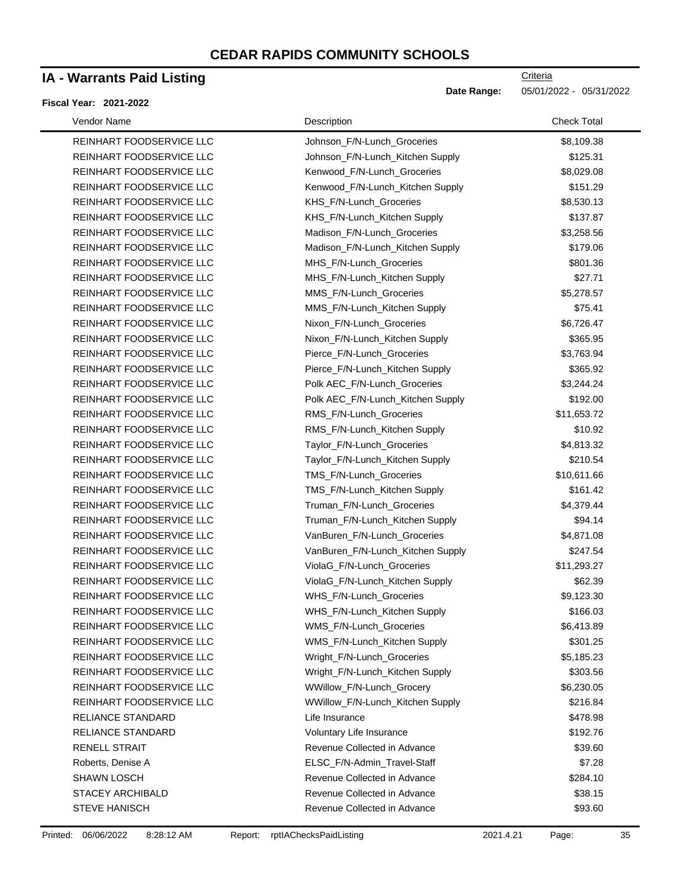# CEDAR RAPIDS COMMUNITY SCHOOLS

## IA - Warrants Paid Listing

Criteria

**Date Range:** 05/01/2022 - 05/31/2022

**Fiscal Year: 2021-2022**

| Vendor Name | Description | Check Total |
|---|---|---|
| REINHART FOODSERVICE LLC | Johnson_F/N-Lunch_Groceries | $8,109.38 |
| REINHART FOODSERVICE LLC | Johnson_F/N-Lunch_Kitchen Supply | $125.31 |
| REINHART FOODSERVICE LLC | Kenwood_F/N-Lunch_Groceries | $8,029.08 |
| REINHART FOODSERVICE LLC | Kenwood_F/N-Lunch_Kitchen Supply | $151.29 |
| REINHART FOODSERVICE LLC | KHS_F/N-Lunch_Groceries | $8,530.13 |
| REINHART FOODSERVICE LLC | KHS_F/N-Lunch_Kitchen Supply | $137.87 |
| REINHART FOODSERVICE LLC | Madison_F/N-Lunch_Groceries | $3,258.56 |
| REINHART FOODSERVICE LLC | Madison_F/N-Lunch_Kitchen Supply | $179.06 |
| REINHART FOODSERVICE LLC | MHS_F/N-Lunch_Groceries | $801.36 |
| REINHART FOODSERVICE LLC | MHS_F/N-Lunch_Kitchen Supply | $27.71 |
| REINHART FOODSERVICE LLC | MMS_F/N-Lunch_Groceries | $5,278.57 |
| REINHART FOODSERVICE LLC | MMS_F/N-Lunch_Kitchen Supply | $75.41 |
| REINHART FOODSERVICE LLC | Nixon_F/N-Lunch_Groceries | $6,726.47 |
| REINHART FOODSERVICE LLC | Nixon_F/N-Lunch_Kitchen Supply | $365.95 |
| REINHART FOODSERVICE LLC | Pierce_F/N-Lunch_Groceries | $3,763.94 |
| REINHART FOODSERVICE LLC | Pierce_F/N-Lunch_Kitchen Supply | $365.92 |
| REINHART FOODSERVICE LLC | Polk AEC_F/N-Lunch_Groceries | $3,244.24 |
| REINHART FOODSERVICE LLC | Polk AEC_F/N-Lunch_Kitchen Supply | $192.00 |
| REINHART FOODSERVICE LLC | RMS_F/N-Lunch_Groceries | $11,653.72 |
| REINHART FOODSERVICE LLC | RMS_F/N-Lunch_Kitchen Supply | $10.92 |
| REINHART FOODSERVICE LLC | Taylor_F/N-Lunch_Groceries | $4,813.32 |
| REINHART FOODSERVICE LLC | Taylor_F/N-Lunch_Kitchen Supply | $210.54 |
| REINHART FOODSERVICE LLC | TMS_F/N-Lunch_Groceries | $10,611.66 |
| REINHART FOODSERVICE LLC | TMS_F/N-Lunch_Kitchen Supply | $161.42 |
| REINHART FOODSERVICE LLC | Truman_F/N-Lunch_Groceries | $4,379.44 |
| REINHART FOODSERVICE LLC | Truman_F/N-Lunch_Kitchen Supply | $94.14 |
| REINHART FOODSERVICE LLC | VanBuren_F/N-Lunch_Groceries | $4,871.08 |
| REINHART FOODSERVICE LLC | VanBuren_F/N-Lunch_Kitchen Supply | $247.54 |
| REINHART FOODSERVICE LLC | ViolaG_F/N-Lunch_Groceries | $11,293.27 |
| REINHART FOODSERVICE LLC | ViolaG_F/N-Lunch_Kitchen Supply | $62.39 |
| REINHART FOODSERVICE LLC | WHS_F/N-Lunch_Groceries | $9,123.30 |
| REINHART FOODSERVICE LLC | WHS_F/N-Lunch_Kitchen Supply | $166.03 |
| REINHART FOODSERVICE LLC | WMS_F/N-Lunch_Groceries | $6,413.89 |
| REINHART FOODSERVICE LLC | WMS_F/N-Lunch_Kitchen Supply | $301.25 |
| REINHART FOODSERVICE LLC | Wright_F/N-Lunch_Groceries | $5,185.23 |
| REINHART FOODSERVICE LLC | Wright_F/N-Lunch_Kitchen Supply | $303.56 |
| REINHART FOODSERVICE LLC | WWillow_F/N-Lunch_Grocery | $6,230.05 |
| REINHART FOODSERVICE LLC | WWillow_F/N-Lunch_Kitchen Supply | $216.84 |
| RELIANCE STANDARD | Life Insurance | $478.98 |
| RELIANCE STANDARD | Voluntary Life Insurance | $192.76 |
| RENELL STRAIT | Revenue Collected in Advance | $39.60 |
| Roberts, Denise A | ELSC_F/N-Admin_Travel-Staff | $7.28 |
| SHAWN LOSCH | Revenue Collected in Advance | $284.10 |
| STACEY ARCHIBALD | Revenue Collected in Advance | $38.15 |
| STEVE HANISCH | Revenue Collected in Advance | $93.60 |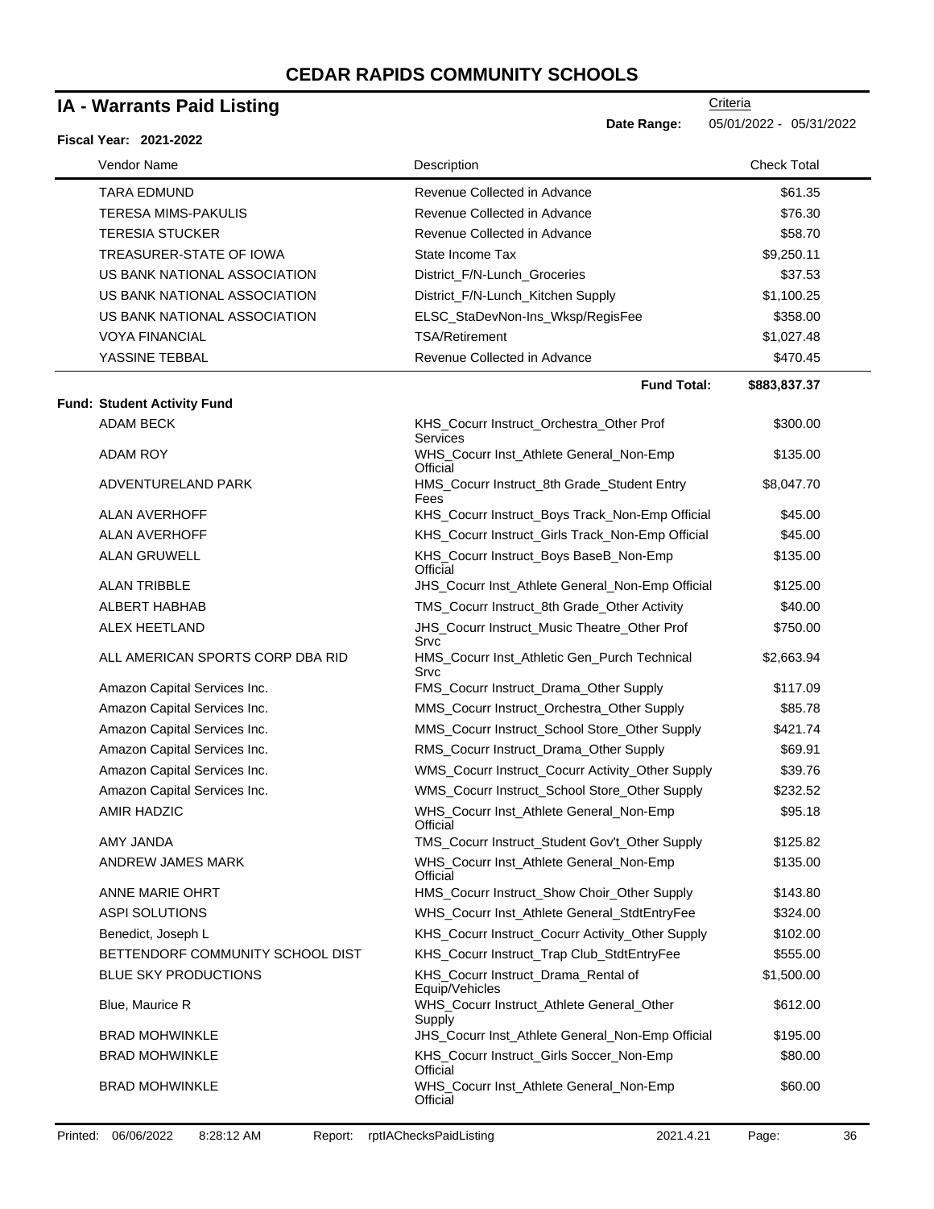# CEDAR RAPIDS COMMUNITY SCHOOLS

## IA - Warrants Paid Listing

Criteria

**Date Range:** 05/01/2022 - 05/31/2022

**Fiscal Year: 2021-2022**

| Vendor Name | Description | Check Total |
|---|---|---|
| TARA EDMUND | Revenue Collected in Advance | $61.35 |
| TERESA MIMS-PAKULIS | Revenue Collected in Advance | $76.30 |
| TERESIA STUCKER | Revenue Collected in Advance | $58.70 |
| TREASURER-STATE OF IOWA | State Income Tax | $9,250.11 |
| US BANK NATIONAL ASSOCIATION | District_F/N-Lunch_Groceries | $37.53 |
| US BANK NATIONAL ASSOCIATION | District_F/N-Lunch_Kitchen Supply | $1,100.25 |
| US BANK NATIONAL ASSOCIATION | ELSC_StaDevNon-Ins_Wksp/RegisFee | $358.00 |
| VOYA FINANCIAL | TSA/Retirement | $1,027.48 |
| YASSINE TEBBAL | Revenue Collected in Advance | $470.45 |
| | **Fund Total:** | **$883,837.37** |

**Fund: Student Activity Fund**

| Vendor Name | Description | Check Total |
|---|---|---|
| ADAM BECK | KHS_Cocurr Instruct_Orchestra_Other Prof Services | $300.00 |
| ADAM ROY | WHS_Cocurr Inst_Athlete General_Non-Emp Official | $135.00 |
| ADVENTURELAND PARK | HMS_Cocurr Instruct_8th Grade_Student Entry Fees | $8,047.70 |
| ALAN AVERHOFF | KHS_Cocurr Instruct_Boys Track_Non-Emp Official | $45.00 |
| ALAN AVERHOFF | KHS_Cocurr Instruct_Girls Track_Non-Emp Official | $45.00 |
| ALAN GRUWELL | KHS_Cocurr Instruct_Boys BaseB_Non-Emp Official | $135.00 |
| ALAN TRIBBLE | JHS_Cocurr Inst_Athlete General_Non-Emp Official | $125.00 |
| ALBERT HABHAB | TMS_Cocurr Instruct_8th Grade_Other Activity | $40.00 |
| ALEX HEETLAND | JHS_Cocurr Instruct_Music Theatre_Other Prof Srvc | $750.00 |
| ALL AMERICAN SPORTS CORP DBA RID | HMS_Cocurr Inst_Athletic Gen_Purch Technical Srvc | $2,663.94 |
| Amazon Capital Services Inc. | FMS_Cocurr Instruct_Drama_Other Supply | $117.09 |
| Amazon Capital Services Inc. | MMS_Cocurr Instruct_Orchestra_Other Supply | $85.78 |
| Amazon Capital Services Inc. | MMS_Cocurr Instruct_School Store_Other Supply | $421.74 |
| Amazon Capital Services Inc. | RMS_Cocurr Instruct_Drama_Other Supply | $69.91 |
| Amazon Capital Services Inc. | WMS_Cocurr Instruct_Cocurr Activity_Other Supply | $39.76 |
| Amazon Capital Services Inc. | WMS_Cocurr Instruct_School Store_Other Supply | $232.52 |
| AMIR HADZIC | WHS_Cocurr Inst_Athlete General_Non-Emp Official | $95.18 |
| AMY JANDA | TMS_Cocurr Instruct_Student Gov't_Other Supply | $125.82 |
| ANDREW JAMES MARK | WHS_Cocurr Inst_Athlete General_Non-Emp Official | $135.00 |
| ANNE MARIE OHRT | HMS_Cocurr Instruct_Show Choir_Other Supply | $143.80 |
| ASPI SOLUTIONS | WHS_Cocurr Inst_Athlete General_StdtEntryFee | $324.00 |
| Benedict, Joseph L | KHS_Cocurr Instruct_Cocurr Activity_Other Supply | $102.00 |
| BETTENDORF COMMUNITY SCHOOL DIST | KHS_Cocurr Instruct_Trap Club_StdtEntryFee | $555.00 |
| BLUE SKY PRODUCTIONS | KHS_Cocurr Instruct_Drama_Rental of Equip/Vehicles | $1,500.00 |
| Blue, Maurice R | WHS_Cocurr Instruct_Athlete General_Other Supply | $612.00 |
| BRAD MOHWINKLE | JHS_Cocurr Inst_Athlete General_Non-Emp Official | $195.00 |
| BRAD MOHWINKLE | KHS_Cocurr Instruct_Girls Soccer_Non-Emp Official | $80.00 |
| BRAD MOHWINKLE | WHS_Cocurr Inst_Athlete General_Non-Emp Official | $60.00 |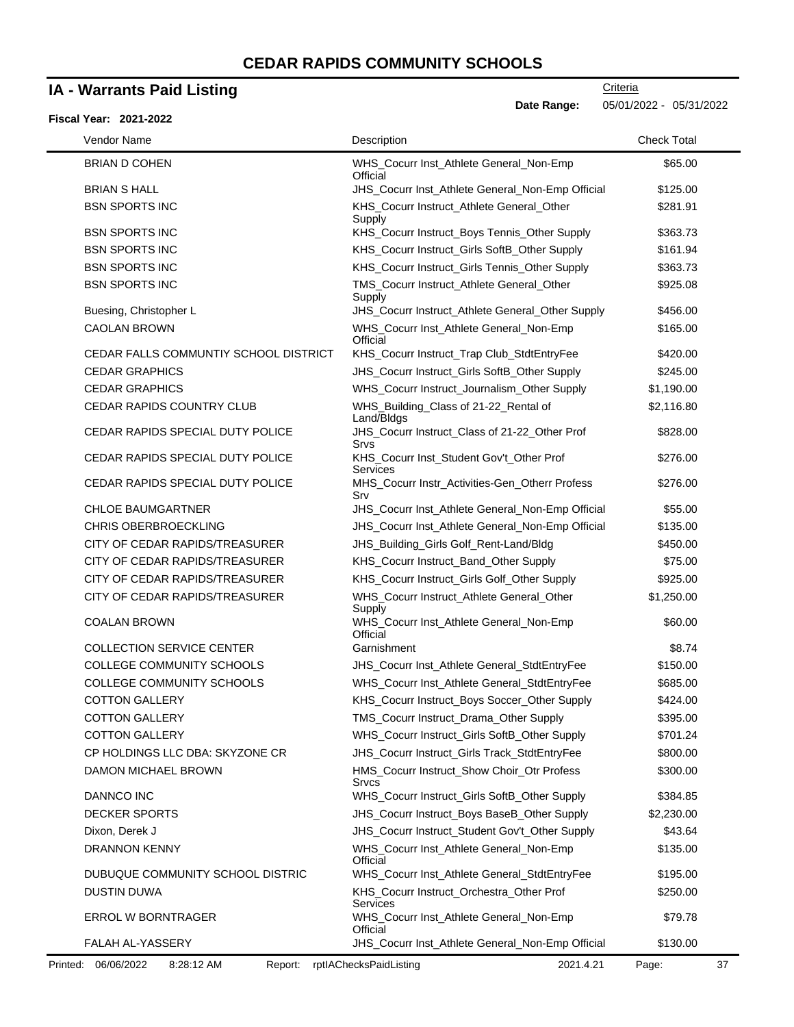# CEDAR RAPIDS COMMUNITY SCHOOLS

## IA - Warrants Paid Listing

Criteria

**Date Range:** 05/01/2022 - 05/31/2022

**Fiscal Year: 2021-2022**

| Vendor Name | Description | Check Total |
|---|---|---|
| BRIAN D COHEN | WHS_Cocurr Inst_Athlete General_Non-Emp Official | $65.00 |
| BRIAN S HALL | JHS_Cocurr Inst_Athlete General_Non-Emp Official | $125.00 |
| BSN SPORTS INC | KHS_Cocurr Instruct_Athlete General_Other Supply | $281.91 |
| BSN SPORTS INC | KHS_Cocurr Instruct_Boys Tennis_Other Supply | $363.73 |
| BSN SPORTS INC | KHS_Cocurr Instruct_Girls SoftB_Other Supply | $161.94 |
| BSN SPORTS INC | KHS_Cocurr Instruct_Girls Tennis_Other Supply | $363.73 |
| BSN SPORTS INC | TMS_Cocurr Instruct_Athlete General_Other Supply | $925.08 |
| Buesing, Christopher L | JHS_Cocurr Instruct_Athlete General_Other Supply | $456.00 |
| CAOLAN BROWN | WHS_Cocurr Inst_Athlete General_Non-Emp Official | $165.00 |
| CEDAR FALLS COMMUNTIY SCHOOL DISTRICT | KHS_Cocurr Instruct_Trap Club_StdtEntryFee | $420.00 |
| CEDAR GRAPHICS | JHS_Cocurr Instruct_Girls SoftB_Other Supply | $245.00 |
| CEDAR GRAPHICS | WHS_Cocurr Instruct_Journalism_Other Supply | $1,190.00 |
| CEDAR RAPIDS COUNTRY CLUB | WHS_Building_Class of 21-22_Rental of Land/Bldgs | $2,116.80 |
| CEDAR RAPIDS SPECIAL DUTY POLICE | JHS_Cocurr Instruct_Class of 21-22_Other Prof Srvs | $828.00 |
| CEDAR RAPIDS SPECIAL DUTY POLICE | KHS_Cocurr Inst_Student Gov't_Other Prof Services | $276.00 |
| CEDAR RAPIDS SPECIAL DUTY POLICE | MHS_Cocurr Instr_Activities-Gen_Otherr Profess Srv | $276.00 |
| CHLOE BAUMGARTNER | JHS_Cocurr Inst_Athlete General_Non-Emp Official | $55.00 |
| CHRIS OBERBROECKLING | JHS_Cocurr Inst_Athlete General_Non-Emp Official | $135.00 |
| CITY OF CEDAR RAPIDS/TREASURER | JHS_Building_Girls Golf_Rent-Land/Bldg | $450.00 |
| CITY OF CEDAR RAPIDS/TREASURER | KHS_Cocurr Instruct_Band_Other Supply | $75.00 |
| CITY OF CEDAR RAPIDS/TREASURER | KHS_Cocurr Instruct_Girls Golf_Other Supply | $925.00 |
| CITY OF CEDAR RAPIDS/TREASURER | WHS_Cocurr Instruct_Athlete General_Other Supply | $1,250.00 |
| COALAN BROWN | WHS_Cocurr Inst_Athlete General_Non-Emp Official | $60.00 |
| COLLECTION SERVICE CENTER | Garnishment | $8.74 |
| COLLEGE COMMUNITY SCHOOLS | JHS_Cocurr Inst_Athlete General_StdtEntryFee | $150.00 |
| COLLEGE COMMUNITY SCHOOLS | WHS_Cocurr Inst_Athlete General_StdtEntryFee | $685.00 |
| COTTON GALLERY | KHS_Cocurr Instruct_Boys Soccer_Other Supply | $424.00 |
| COTTON GALLERY | TMS_Cocurr Instruct_Drama_Other Supply | $395.00 |
| COTTON GALLERY | WHS_Cocurr Instruct_Girls SoftB_Other Supply | $701.24 |
| CP HOLDINGS LLC DBA: SKYZONE CR | JHS_Cocurr Instruct_Girls Track_StdtEntryFee | $800.00 |
| DAMON MICHAEL BROWN | HMS_Cocurr Instruct_Show Choir_Otr Profess Srvcs | $300.00 |
| DANNCO INC | WHS_Cocurr Instruct_Girls SoftB_Other Supply | $384.85 |
| DECKER SPORTS | JHS_Cocurr Instruct_Boys BaseB_Other Supply | $2,230.00 |
| Dixon, Derek J | JHS_Cocurr Instruct_Student Gov't_Other Supply | $43.64 |
| DRANNON KENNY | WHS_Cocurr Inst_Athlete General_Non-Emp Official | $135.00 |
| DUBUQUE COMMUNITY SCHOOL DISTRIC | WHS_Cocurr Inst_Athlete General_StdtEntryFee | $195.00 |
| DUSTIN DUWA | KHS_Cocurr Instruct_Orchestra_Other Prof Services | $250.00 |
| ERROL W BORNTRAGER | WHS_Cocurr Inst_Athlete General_Non-Emp Official | $79.78 |
| FALAH AL-YASSERY | JHS_Cocurr Inst_Athlete General_Non-Emp Official | $130.00 |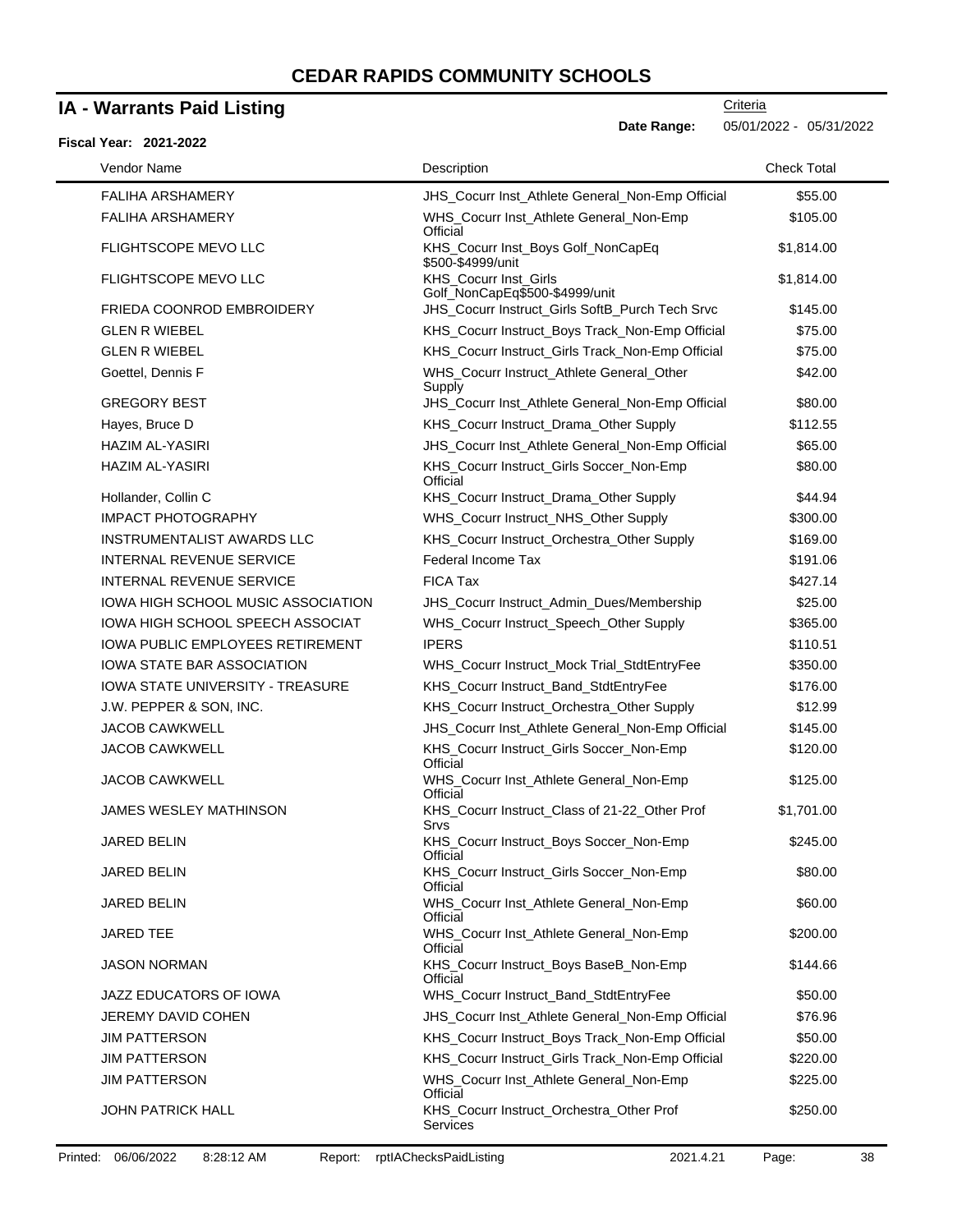# CEDAR RAPIDS COMMUNITY SCHOOLS

## IA - Warrants Paid Listing

Criteria

**Date Range:** 05/01/2022 - 05/31/2022

**Fiscal Year: 2021-2022**

| Vendor Name | Description | Check Total |
|---|---|---|
| FALIHA ARSHAMERY | JHS_Cocurr Inst_Athlete General_Non-Emp Official | $55.00 |
| FALIHA ARSHAMERY | WHS_Cocurr Inst_Athlete General_Non-Emp Official | $105.00 |
| FLIGHTSCOPE MEVO LLC | KHS_Cocurr Inst_Boys Golf_NonCapEq $500-$4999/unit | $1,814.00 |
| FLIGHTSCOPE MEVO LLC | KHS_Cocurr Inst_Girls Golf_NonCapEq$500-$4999/unit | $1,814.00 |
| FRIEDA COONROD EMBROIDERY | JHS_Cocurr Instruct_Girls SoftB_Purch Tech Srvc | $145.00 |
| GLEN R WIEBEL | KHS_Cocurr Instruct_Boys Track_Non-Emp Official | $75.00 |
| GLEN R WIEBEL | KHS_Cocurr Instruct_Girls Track_Non-Emp Official | $75.00 |
| Goettel, Dennis F | WHS_Cocurr Instruct_Athlete General_Other Supply | $42.00 |
| GREGORY BEST | JHS_Cocurr Inst_Athlete General_Non-Emp Official | $80.00 |
| Hayes, Bruce D | KHS_Cocurr Instruct_Drama_Other Supply | $112.55 |
| HAZIM AL-YASIRI | JHS_Cocurr Inst_Athlete General_Non-Emp Official | $65.00 |
| HAZIM AL-YASIRI | KHS_Cocurr Instruct_Girls Soccer_Non-Emp Official | $80.00 |
| Hollander, Collin C | KHS_Cocurr Instruct_Drama_Other Supply | $44.94 |
| IMPACT PHOTOGRAPHY | WHS_Cocurr Instruct_NHS_Other Supply | $300.00 |
| INSTRUMENTALIST AWARDS LLC | KHS_Cocurr Instruct_Orchestra_Other Supply | $169.00 |
| INTERNAL REVENUE SERVICE | Federal Income Tax | $191.06 |
| INTERNAL REVENUE SERVICE | FICA Tax | $427.14 |
| IOWA HIGH SCHOOL MUSIC ASSOCIATION | JHS_Cocurr Instruct_Admin_Dues/Membership | $25.00 |
| IOWA HIGH SCHOOL SPEECH ASSOCIAT | WHS_Cocurr Instruct_Speech_Other Supply | $365.00 |
| IOWA PUBLIC EMPLOYEES RETIREMENT | IPERS | $110.51 |
| IOWA STATE BAR ASSOCIATION | WHS_Cocurr Instruct_Mock Trial_StdtEntryFee | $350.00 |
| IOWA STATE UNIVERSITY - TREASURE | KHS_Cocurr Instruct_Band_StdtEntryFee | $176.00 |
| J.W. PEPPER & SON, INC. | KHS_Cocurr Instruct_Orchestra_Other Supply | $12.99 |
| JACOB CAWKWELL | JHS_Cocurr Inst_Athlete General_Non-Emp Official | $145.00 |
| JACOB CAWKWELL | KHS_Cocurr Instruct_Girls Soccer_Non-Emp Official | $120.00 |
| JACOB CAWKWELL | WHS_Cocurr Inst_Athlete General_Non-Emp Official | $125.00 |
| JAMES WESLEY MATHINSON | KHS_Cocurr Instruct_Class of 21-22_Other Prof Srvs | $1,701.00 |
| JARED BELIN | KHS_Cocurr Instruct_Boys Soccer_Non-Emp Official | $245.00 |
| JARED BELIN | KHS_Cocurr Instruct_Girls Soccer_Non-Emp Official | $80.00 |
| JARED BELIN | WHS_Cocurr Inst_Athlete General_Non-Emp Official | $60.00 |
| JARED TEE | WHS_Cocurr Inst_Athlete General_Non-Emp Official | $200.00 |
| JASON NORMAN | KHS_Cocurr Instruct_Boys BaseB_Non-Emp Official | $144.66 |
| JAZZ EDUCATORS OF IOWA | WHS_Cocurr Instruct_Band_StdtEntryFee | $50.00 |
| JEREMY DAVID COHEN | JHS_Cocurr Inst_Athlete General_Non-Emp Official | $76.96 |
| JIM PATTERSON | KHS_Cocurr Instruct_Boys Track_Non-Emp Official | $50.00 |
| JIM PATTERSON | KHS_Cocurr Instruct_Girls Track_Non-Emp Official | $220.00 |
| JIM PATTERSON | WHS_Cocurr Inst_Athlete General_Non-Emp Official | $225.00 |
| JOHN PATRICK HALL | KHS_Cocurr Instruct_Orchestra_Other Prof Services | $250.00 |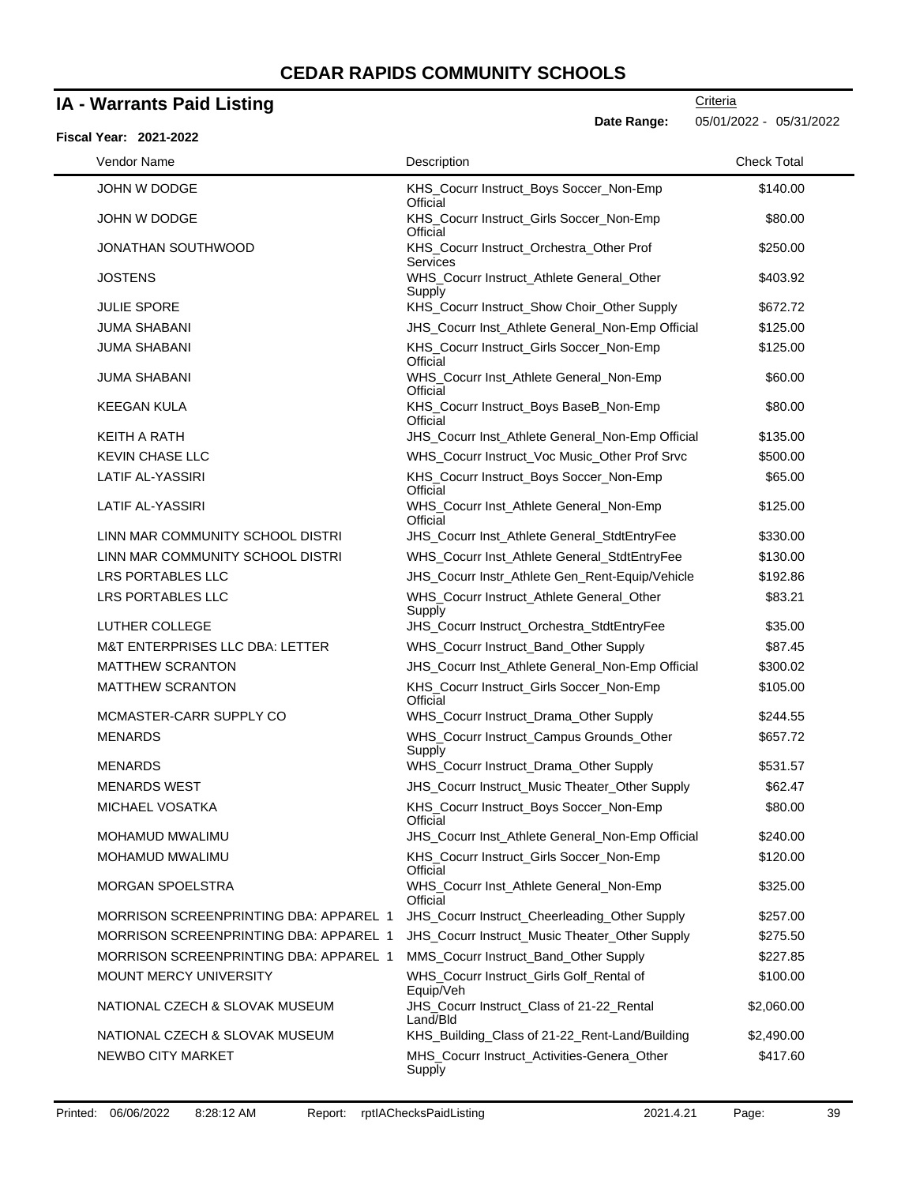# CEDAR RAPIDS COMMUNITY SCHOOLS

## IA - Warrants Paid Listing

Criteria

**Date Range:** 05/01/2022 - 05/31/2022

**Fiscal Year: 2021-2022**

| Vendor Name | Description | Check Total |
|---|---|---|
| JOHN W DODGE | KHS_Cocurr Instruct_Boys Soccer_Non-Emp Official | $140.00 |
| JOHN W DODGE | KHS_Cocurr Instruct_Girls Soccer_Non-Emp Official | $80.00 |
| JONATHAN SOUTHWOOD | KHS_Cocurr Instruct_Orchestra_Other Prof Services | $250.00 |
| JOSTENS | WHS_Cocurr Instruct_Athlete General_Other Supply | $403.92 |
| JULIE SPORE | KHS_Cocurr Instruct_Show Choir_Other Supply | $672.72 |
| JUMA SHABANI | JHS_Cocurr Inst_Athlete General_Non-Emp Official | $125.00 |
| JUMA SHABANI | KHS_Cocurr Instruct_Girls Soccer_Non-Emp Official | $125.00 |
| JUMA SHABANI | WHS_Cocurr Inst_Athlete General_Non-Emp Official | $60.00 |
| KEEGAN KULA | KHS_Cocurr Instruct_Boys BaseB_Non-Emp Official | $80.00 |
| KEITH A RATH | JHS_Cocurr Inst_Athlete General_Non-Emp Official | $135.00 |
| KEVIN CHASE LLC | WHS_Cocurr Instruct_Voc Music_Other Prof Srvc | $500.00 |
| LATIF AL-YASSIRI | KHS_Cocurr Instruct_Boys Soccer_Non-Emp Official | $65.00 |
| LATIF AL-YASSIRI | WHS_Cocurr Inst_Athlete General_Non-Emp Official | $125.00 |
| LINN MAR COMMUNITY SCHOOL DISTRI | JHS_Cocurr Inst_Athlete General_StdtEntryFee | $330.00 |
| LINN MAR COMMUNITY SCHOOL DISTRI | WHS_Cocurr Inst_Athlete General_StdtEntryFee | $130.00 |
| LRS PORTABLES LLC | JHS_Cocurr Instr_Athlete Gen_Rent-Equip/Vehicle | $192.86 |
| LRS PORTABLES LLC | WHS_Cocurr Instruct_Athlete General_Other Supply | $83.21 |
| LUTHER COLLEGE | JHS_Cocurr Instruct_Orchestra_StdtEntryFee | $35.00 |
| M&T ENTERPRISES LLC DBA: LETTER | WHS_Cocurr Instruct_Band_Other Supply | $87.45 |
| MATTHEW SCRANTON | JHS_Cocurr Inst_Athlete General_Non-Emp Official | $300.02 |
| MATTHEW SCRANTON | KHS_Cocurr Instruct_Girls Soccer_Non-Emp Official | $105.00 |
| MCMASTER-CARR SUPPLY CO | WHS_Cocurr Instruct_Drama_Other Supply | $244.55 |
| MENARDS | WHS_Cocurr Instruct_Campus Grounds_Other Supply | $657.72 |
| MENARDS | WHS_Cocurr Instruct_Drama_Other Supply | $531.57 |
| MENARDS WEST | JHS_Cocurr Instruct_Music Theater_Other Supply | $62.47 |
| MICHAEL VOSATKA | KHS_Cocurr Instruct_Boys Soccer_Non-Emp Official | $80.00 |
| MOHAMUD MWALIMU | JHS_Cocurr Inst_Athlete General_Non-Emp Official | $240.00 |
| MOHAMUD MWALIMU | KHS_Cocurr Instruct_Girls Soccer_Non-Emp Official | $120.00 |
| MORGAN SPOELSTRA | WHS_Cocurr Inst_Athlete General_Non-Emp Official | $325.00 |
| MORRISON SCREENPRINTING DBA: APPAREL 1 | JHS_Cocurr Instruct_Cheerleading_Other Supply | $257.00 |
| MORRISON SCREENPRINTING DBA: APPAREL 1 | JHS_Cocurr Instruct_Music Theater_Other Supply | $275.50 |
| MORRISON SCREENPRINTING DBA: APPAREL 1 | MMS_Cocurr Instruct_Band_Other Supply | $227.85 |
| MOUNT MERCY UNIVERSITY | WHS_Cocurr Instruct_Girls Golf_Rental of Equip/Veh | $100.00 |
| NATIONAL CZECH & SLOVAK MUSEUM | JHS_Cocurr Instruct_Class of 21-22_Rental Land/Bld | $2,060.00 |
| NATIONAL CZECH & SLOVAK MUSEUM | KHS_Building_Class of 21-22_Rent-Land/Building | $2,490.00 |
| NEWBO CITY MARKET | MHS_Cocurr Instruct_Activities-Genera_Other Supply | $417.60 |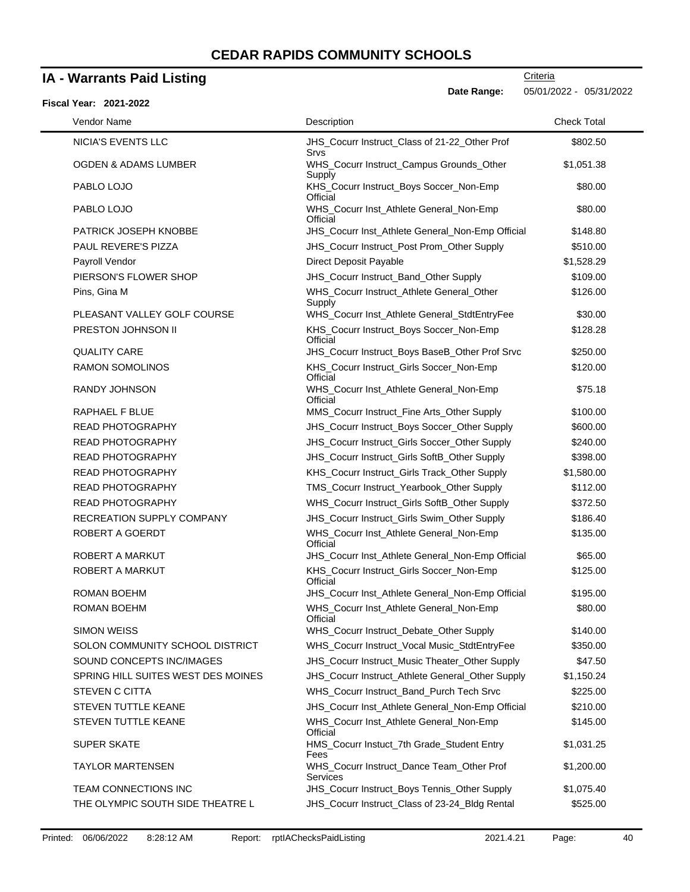# CEDAR RAPIDS COMMUNITY SCHOOLS

## IA - Warrants Paid Listing

Criteria

**Date Range:** 05/01/2022 - 05/31/2022

**Fiscal Year: 2021-2022**

| Vendor Name | Description | Check Total |
|---|---|---|
| NICIA'S EVENTS LLC | JHS_Cocurr Instruct_Class of 21-22_Other Prof Srvs | $802.50 |
| OGDEN & ADAMS LUMBER | WHS_Cocurr Instruct_Campus Grounds_Other Supply | $1,051.38 |
| PABLO LOJO | KHS_Cocurr Instruct_Boys Soccer_Non-Emp Official | $80.00 |
| PABLO LOJO | WHS_Cocurr Inst_Athlete General_Non-Emp Official | $80.00 |
| PATRICK JOSEPH KNOBBE | JHS_Cocurr Inst_Athlete General_Non-Emp Official | $148.80 |
| PAUL REVERE'S PIZZA | JHS_Cocurr Instruct_Post Prom_Other Supply | $510.00 |
| Payroll Vendor | Direct Deposit Payable | $1,528.29 |
| PIERSON'S FLOWER SHOP | JHS_Cocurr Instruct_Band_Other Supply | $109.00 |
| Pins, Gina M | WHS_Cocurr Instruct_Athlete General_Other Supply | $126.00 |
| PLEASANT VALLEY GOLF COURSE | WHS_Cocurr Inst_Athlete General_StdtEntryFee | $30.00 |
| PRESTON JOHNSON II | KHS_Cocurr Instruct_Boys Soccer_Non-Emp Official | $128.28 |
| QUALITY CARE | JHS_Cocurr Instruct_Boys BaseB_Other Prof Srvc | $250.00 |
| RAMON SOMOLINOS | KHS_Cocurr Instruct_Girls Soccer_Non-Emp Official | $120.00 |
| RANDY JOHNSON | WHS_Cocurr Inst_Athlete General_Non-Emp Official | $75.18 |
| RAPHAEL F BLUE | MMS_Cocurr Instruct_Fine Arts_Other Supply | $100.00 |
| READ PHOTOGRAPHY | JHS_Cocurr Instruct_Boys Soccer_Other Supply | $600.00 |
| READ PHOTOGRAPHY | JHS_Cocurr Instruct_Girls Soccer_Other Supply | $240.00 |
| READ PHOTOGRAPHY | JHS_Cocurr Instruct_Girls SoftB_Other Supply | $398.00 |
| READ PHOTOGRAPHY | KHS_Cocurr Instruct_Girls Track_Other Supply | $1,580.00 |
| READ PHOTOGRAPHY | TMS_Cocurr Instruct_Yearbook_Other Supply | $112.00 |
| READ PHOTOGRAPHY | WHS_Cocurr Instruct_Girls SoftB_Other Supply | $372.50 |
| RECREATION SUPPLY COMPANY | JHS_Cocurr Instruct_Girls Swim_Other Supply | $186.40 |
| ROBERT A GOERDT | WHS_Cocurr Inst_Athlete General_Non-Emp Official | $135.00 |
| ROBERT A MARKUT | JHS_Cocurr Inst_Athlete General_Non-Emp Official | $65.00 |
| ROBERT A MARKUT | KHS_Cocurr Instruct_Girls Soccer_Non-Emp Official | $125.00 |
| ROMAN BOEHM | JHS_Cocurr Inst_Athlete General_Non-Emp Official | $195.00 |
| ROMAN BOEHM | WHS_Cocurr Inst_Athlete General_Non-Emp Official | $80.00 |
| SIMON WEISS | WHS_Cocurr Instruct_Debate_Other Supply | $140.00 |
| SOLON COMMUNITY SCHOOL DISTRICT | WHS_Cocurr Instruct_Vocal Music_StdtEntryFee | $350.00 |
| SOUND CONCEPTS INC/IMAGES | JHS_Cocurr Instruct_Music Theater_Other Supply | $47.50 |
| SPRING HILL SUITES WEST DES MOINES | JHS_Cocurr Instruct_Athlete General_Other Supply | $1,150.24 |
| STEVEN C CITTA | WHS_Cocurr Instruct_Band_Purch Tech Srvc | $225.00 |
| STEVEN TUTTLE KEANE | JHS_Cocurr Inst_Athlete General_Non-Emp Official | $210.00 |
| STEVEN TUTTLE KEANE | WHS_Cocurr Inst_Athlete General_Non-Emp Official | $145.00 |
| SUPER SKATE | HMS_Cocurr Instuct_7th Grade_Student Entry Fees | $1,031.25 |
| TAYLOR MARTENSEN | WHS_Cocurr Instruct_Dance Team_Other Prof Services | $1,200.00 |
| TEAM CONNECTIONS INC | JHS_Cocurr Instruct_Boys Tennis_Other Supply | $1,075.40 |
| THE OLYMPIC SOUTH SIDE THEATRE L | JHS_Cocurr Instruct_Class of 23-24_Bldg Rental | $525.00 |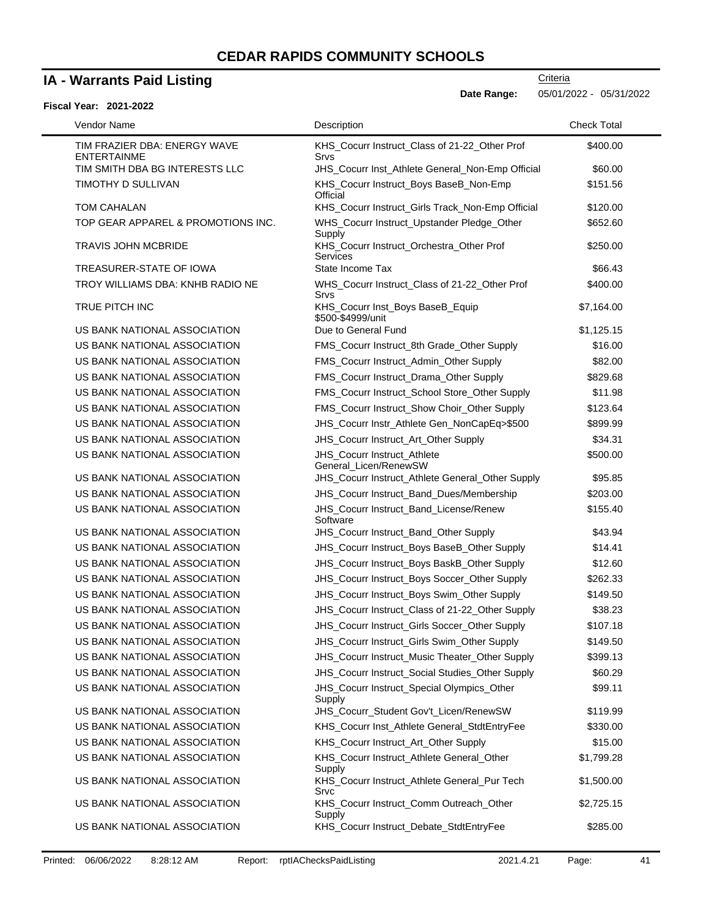# CEDAR RAPIDS COMMUNITY SCHOOLS

## IA - Warrants Paid Listing

Criteria

**Date Range:** 05/01/2022 - 05/31/2022

**Fiscal Year: 2021-2022**

| Vendor Name | Description | Check Total |
|---|---|---|
| TIM FRAZIER DBA: ENERGY WAVE ENTERTAINME | KHS_Cocurr Instruct_Class of 21-22_Other Prof Srvs | $400.00 |
| TIM SMITH DBA BG INTERESTS LLC | JHS_Cocurr Inst_Athlete General_Non-Emp Official | $60.00 |
| TIMOTHY D SULLIVAN | KHS_Cocurr Instruct_Boys BaseB_Non-Emp Official | $151.56 |
| TOM CAHALAN | KHS_Cocurr Instruct_Girls Track_Non-Emp Official | $120.00 |
| TOP GEAR APPAREL & PROMOTIONS INC. | WHS_Cocurr Instruct_Upstander Pledge_Other Supply | $652.60 |
| TRAVIS JOHN MCBRIDE | KHS_Cocurr Instruct_Orchestra_Other Prof Services | $250.00 |
| TREASURER-STATE OF IOWA | State Income Tax | $66.43 |
| TROY WILLIAMS DBA: KNHB RADIO NE | WHS_Cocurr Instruct_Class of 21-22_Other Prof Srvs | $400.00 |
| TRUE PITCH INC | KHS_Cocurr Inst_Boys BaseB_Equip $500-$4999/unit | $7,164.00 |
| US BANK NATIONAL ASSOCIATION | Due to General Fund | $1,125.15 |
| US BANK NATIONAL ASSOCIATION | FMS_Cocurr Instruct_8th Grade_Other Supply | $16.00 |
| US BANK NATIONAL ASSOCIATION | FMS_Cocurr Instruct_Admin_Other Supply | $82.00 |
| US BANK NATIONAL ASSOCIATION | FMS_Cocurr Instruct_Drama_Other Supply | $829.68 |
| US BANK NATIONAL ASSOCIATION | FMS_Cocurr Instruct_School Store_Other Supply | $11.98 |
| US BANK NATIONAL ASSOCIATION | FMS_Cocurr Instruct_Show Choir_Other Supply | $123.64 |
| US BANK NATIONAL ASSOCIATION | JHS_Cocurr Instr_Athlete Gen_NonCapEq>$500 | $899.99 |
| US BANK NATIONAL ASSOCIATION | JHS_Cocurr Instruct_Art_Other Supply | $34.31 |
| US BANK NATIONAL ASSOCIATION | JHS_Cocurr Instruct_Athlete General_Licen/RenewSW | $500.00 |
| US BANK NATIONAL ASSOCIATION | JHS_Cocurr Instruct_Athlete General_Other Supply | $95.85 |
| US BANK NATIONAL ASSOCIATION | JHS_Cocurr Instruct_Band_Dues/Membership | $203.00 |
| US BANK NATIONAL ASSOCIATION | JHS_Cocurr Instruct_Band_License/Renew Software | $155.40 |
| US BANK NATIONAL ASSOCIATION | JHS_Cocurr Instruct_Band_Other Supply | $43.94 |
| US BANK NATIONAL ASSOCIATION | JHS_Cocurr Instruct_Boys BaseB_Other Supply | $14.41 |
| US BANK NATIONAL ASSOCIATION | JHS_Cocurr Instruct_Boys BaskB_Other Supply | $12.60 |
| US BANK NATIONAL ASSOCIATION | JHS_Cocurr Instruct_Boys Soccer_Other Supply | $262.33 |
| US BANK NATIONAL ASSOCIATION | JHS_Cocurr Instruct_Boys Swim_Other Supply | $149.50 |
| US BANK NATIONAL ASSOCIATION | JHS_Cocurr Instruct_Class of 21-22_Other Supply | $38.23 |
| US BANK NATIONAL ASSOCIATION | JHS_Cocurr Instruct_Girls Soccer_Other Supply | $107.18 |
| US BANK NATIONAL ASSOCIATION | JHS_Cocurr Instruct_Girls Swim_Other Supply | $149.50 |
| US BANK NATIONAL ASSOCIATION | JHS_Cocurr Instruct_Music Theater_Other Supply | $399.13 |
| US BANK NATIONAL ASSOCIATION | JHS_Cocurr Instruct_Social Studies_Other Supply | $60.29 |
| US BANK NATIONAL ASSOCIATION | JHS_Cocurr Instruct_Special Olympics_Other Supply | $99.11 |
| US BANK NATIONAL ASSOCIATION | JHS_Cocurr_Student Gov't_Licen/RenewSW | $119.99 |
| US BANK NATIONAL ASSOCIATION | KHS_Cocurr Inst_Athlete General_StdtEntryFee | $330.00 |
| US BANK NATIONAL ASSOCIATION | KHS_Cocurr Instruct_Art_Other Supply | $15.00 |
| US BANK NATIONAL ASSOCIATION | KHS_Cocurr Instruct_Athlete General_Other Supply | $1,799.28 |
| US BANK NATIONAL ASSOCIATION | KHS_Cocurr Instruct_Athlete General_Pur Tech Srvc | $1,500.00 |
| US BANK NATIONAL ASSOCIATION | KHS_Cocurr Instruct_Comm Outreach_Other Supply | $2,725.15 |
| US BANK NATIONAL ASSOCIATION | KHS_Cocurr Instruct_Debate_StdtEntryFee | $285.00 |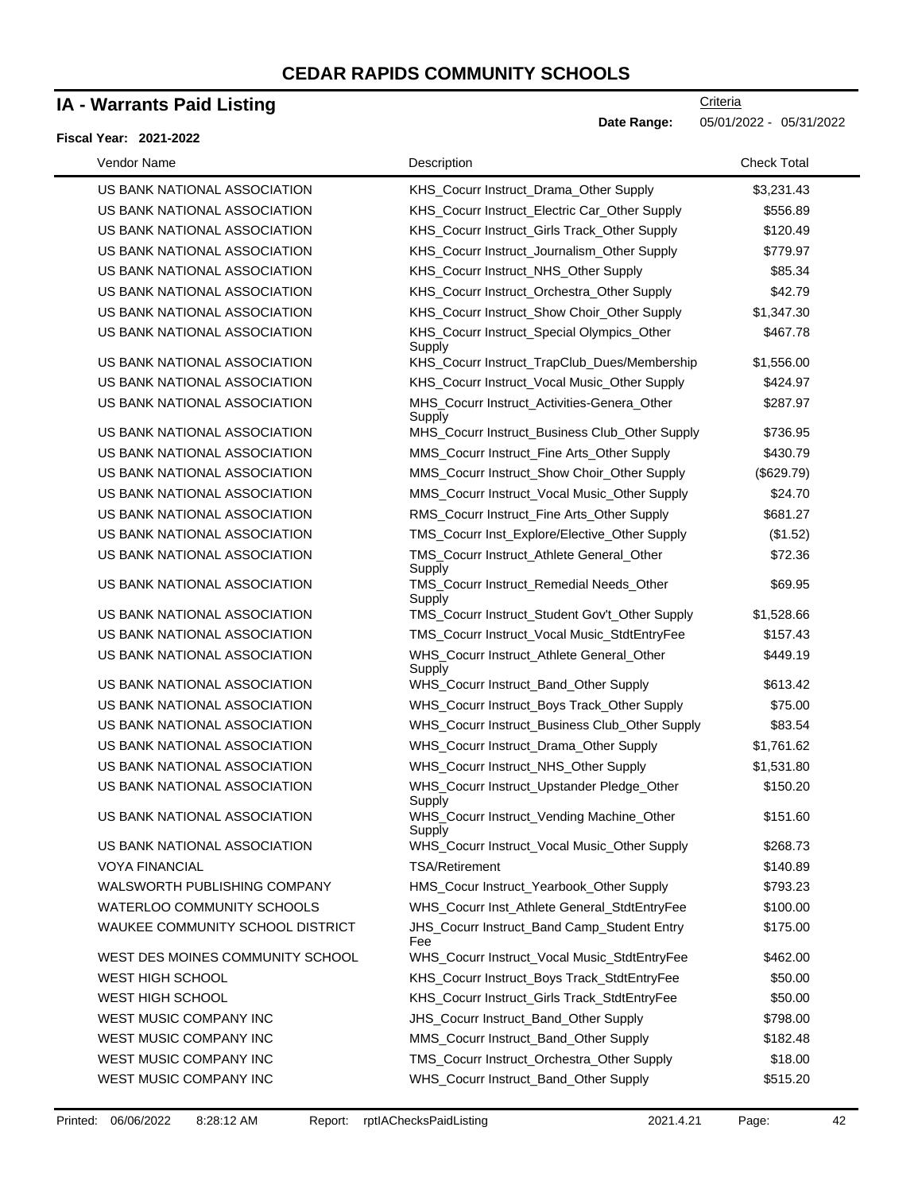# CEDAR RAPIDS COMMUNITY SCHOOLS

## IA - Warrants Paid Listing

Criteria

**Date Range:** 05/01/2022 - 05/31/2022

**Fiscal Year: 2021-2022**

| Vendor Name | Description | Check Total |
|---|---|---|
| US BANK NATIONAL ASSOCIATION | KHS_Cocurr Instruct_Drama_Other Supply | $3,231.43 |
| US BANK NATIONAL ASSOCIATION | KHS_Cocurr Instruct_Electric Car_Other Supply | $556.89 |
| US BANK NATIONAL ASSOCIATION | KHS_Cocurr Instruct_Girls Track_Other Supply | $120.49 |
| US BANK NATIONAL ASSOCIATION | KHS_Cocurr Instruct_Journalism_Other Supply | $779.97 |
| US BANK NATIONAL ASSOCIATION | KHS_Cocurr Instruct_NHS_Other Supply | $85.34 |
| US BANK NATIONAL ASSOCIATION | KHS_Cocurr Instruct_Orchestra_Other Supply | $42.79 |
| US BANK NATIONAL ASSOCIATION | KHS_Cocurr Instruct_Show Choir_Other Supply | $1,347.30 |
| US BANK NATIONAL ASSOCIATION | KHS_Cocurr Instruct_Special Olympics_Other Supply | $467.78 |
| US BANK NATIONAL ASSOCIATION | KHS_Cocurr Instruct_TrapClub_Dues/Membership | $1,556.00 |
| US BANK NATIONAL ASSOCIATION | KHS_Cocurr Instruct_Vocal Music_Other Supply | $424.97 |
| US BANK NATIONAL ASSOCIATION | MHS_Cocurr Instruct_Activities-Genera_Other Supply | $287.97 |
| US BANK NATIONAL ASSOCIATION | MHS_Cocurr Instruct_Business Club_Other Supply | $736.95 |
| US BANK NATIONAL ASSOCIATION | MMS_Cocurr Instruct_Fine Arts_Other Supply | $430.79 |
| US BANK NATIONAL ASSOCIATION | MMS_Cocurr Instruct_Show Choir_Other Supply | ($629.79) |
| US BANK NATIONAL ASSOCIATION | MMS_Cocurr Instruct_Vocal Music_Other Supply | $24.70 |
| US BANK NATIONAL ASSOCIATION | RMS_Cocurr Instruct_Fine Arts_Other Supply | $681.27 |
| US BANK NATIONAL ASSOCIATION | TMS_Cocurr Inst_Explore/Elective_Other Supply | ($1.52) |
| US BANK NATIONAL ASSOCIATION | TMS_Cocurr Instruct_Athlete General_Other Supply | $72.36 |
| US BANK NATIONAL ASSOCIATION | TMS_Cocurr Instruct_Remedial Needs_Other Supply | $69.95 |
| US BANK NATIONAL ASSOCIATION | TMS_Cocurr Instruct_Student Gov't_Other Supply | $1,528.66 |
| US BANK NATIONAL ASSOCIATION | TMS_Cocurr Instruct_Vocal Music_StdtEntryFee | $157.43 |
| US BANK NATIONAL ASSOCIATION | WHS_Cocurr Instruct_Athlete General_Other Supply | $449.19 |
| US BANK NATIONAL ASSOCIATION | WHS_Cocurr Instruct_Band_Other Supply | $613.42 |
| US BANK NATIONAL ASSOCIATION | WHS_Cocurr Instruct_Boys Track_Other Supply | $75.00 |
| US BANK NATIONAL ASSOCIATION | WHS_Cocurr Instruct_Business Club_Other Supply | $83.54 |
| US BANK NATIONAL ASSOCIATION | WHS_Cocurr Instruct_Drama_Other Supply | $1,761.62 |
| US BANK NATIONAL ASSOCIATION | WHS_Cocurr Instruct_NHS_Other Supply | $1,531.80 |
| US BANK NATIONAL ASSOCIATION | WHS_Cocurr Instruct_Upstander Pledge_Other Supply | $150.20 |
| US BANK NATIONAL ASSOCIATION | WHS_Cocurr Instruct_Vending Machine_Other Supply | $151.60 |
| US BANK NATIONAL ASSOCIATION | WHS_Cocurr Instruct_Vocal Music_Other Supply | $268.73 |
| VOYA FINANCIAL | TSA/Retirement | $140.89 |
| WALSWORTH PUBLISHING COMPANY | HMS_Cocur Instruct_Yearbook_Other Supply | $793.23 |
| WATERLOO COMMUNITY SCHOOLS | WHS_Cocurr Inst_Athlete General_StdtEntryFee | $100.00 |
| WAUKEE COMMUNITY SCHOOL DISTRICT | JHS_Cocurr Instruct_Band Camp_Student Entry Fee | $175.00 |
| WEST DES MOINES COMMUNITY SCHOOL | WHS_Cocurr Instruct_Vocal Music_StdtEntryFee | $462.00 |
| WEST HIGH SCHOOL | KHS_Cocurr Instruct_Boys Track_StdtEntryFee | $50.00 |
| WEST HIGH SCHOOL | KHS_Cocurr Instruct_Girls Track_StdtEntryFee | $50.00 |
| WEST MUSIC COMPANY INC | JHS_Cocurr Instruct_Band_Other Supply | $798.00 |
| WEST MUSIC COMPANY INC | MMS_Cocurr Instruct_Band_Other Supply | $182.48 |
| WEST MUSIC COMPANY INC | TMS_Cocurr Instruct_Orchestra_Other Supply | $18.00 |
| WEST MUSIC COMPANY INC | WHS_Cocurr Instruct_Band_Other Supply | $515.20 |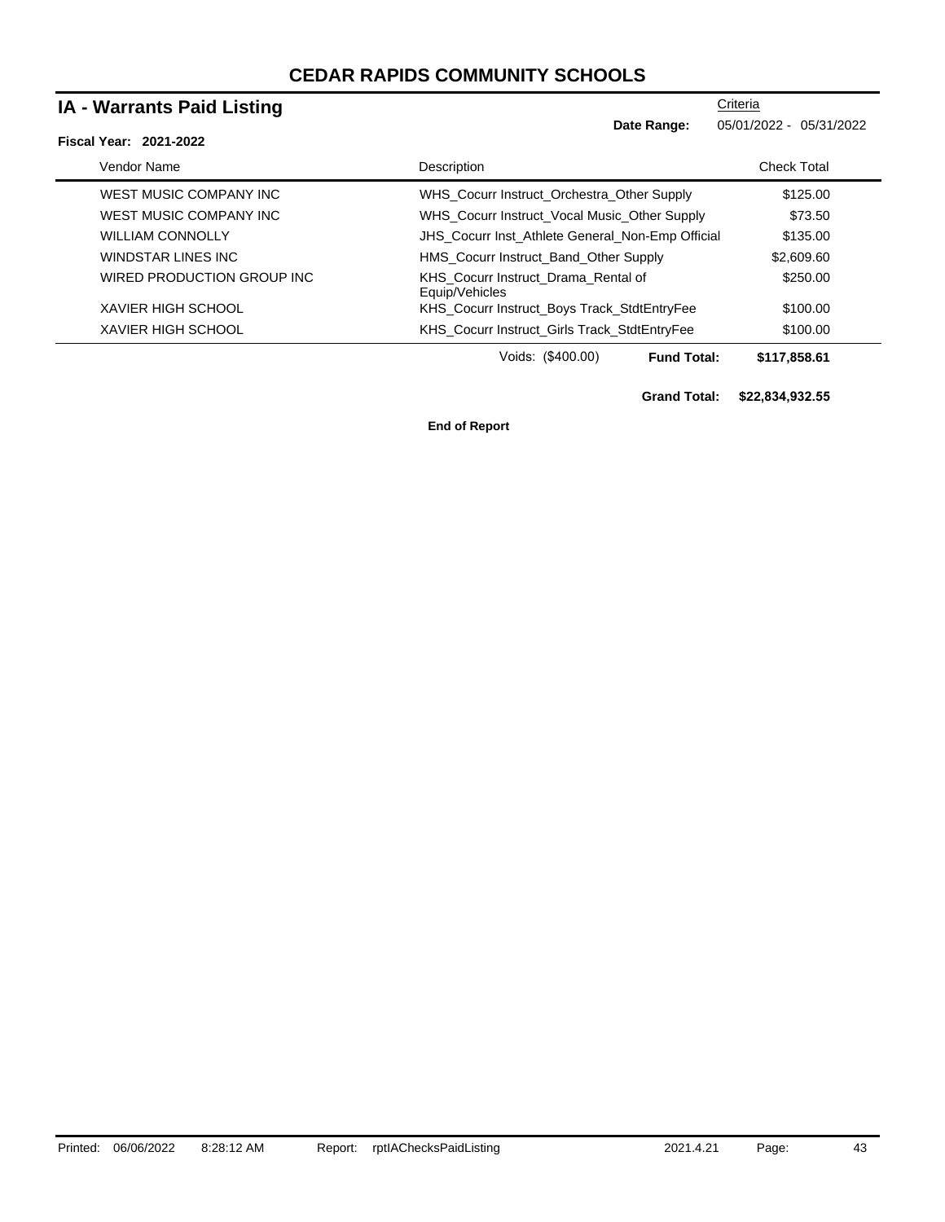# CEDAR RAPIDS COMMUNITY SCHOOLS

## IA - Warrants Paid Listing

**Fiscal Year: 2021-2022**

Criteria

**Date Range:** 05/01/2022 - 05/31/2022

| Vendor Name | Description | Check Total |
|---|---|---|
| WEST MUSIC COMPANY INC | WHS_Cocurr Instruct_Orchestra_Other Supply | $125.00 |
| WEST MUSIC COMPANY INC | WHS_Cocurr Instruct_Vocal Music_Other Supply | $73.50 |
| WILLIAM CONNOLLY | JHS_Cocurr Inst_Athlete General_Non-Emp Official | $135.00 |
| WINDSTAR LINES INC | HMS_Cocurr Instruct_Band_Other Supply | $2,609.60 |
| WIRED PRODUCTION GROUP INC | KHS_Cocurr Instruct_Drama_Rental of Equip/Vehicles | $250.00 |
| XAVIER HIGH SCHOOL | KHS_Cocurr Instruct_Boys Track_StdtEntryFee | $100.00 |
| XAVIER HIGH SCHOOL | KHS_Cocurr Instruct_Girls Track_StdtEntryFee | $100.00 |
| | Voids: ($400.00) **Fund Total:** | **$117,858.61** |
| | **Grand Total:** | **$22,834,932.55** |

**End of Report**